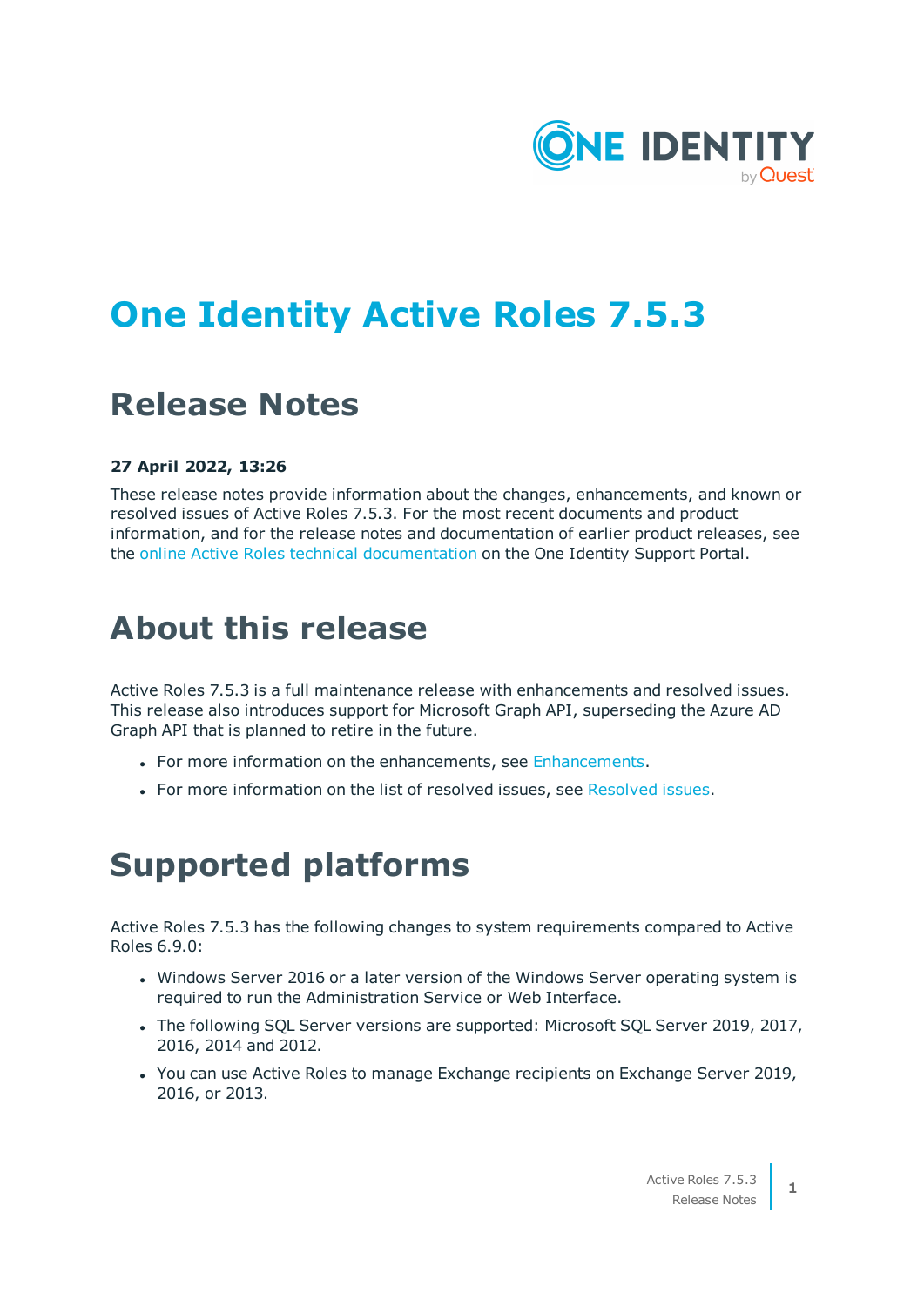# One Identity Active Roles 7.5.3

## Release Notes

**27 April 2022, 13:26**

These release notes provide information about the changes, enhancements, and known or resolved issues of Active Roles 7.5.3. For the most recent documents and product information, and for the release notes and documentation of earlier product releases, see the online Active Roles technical documentation on the One Identity Support Portal.

# About this release

Active Roles 7.5.3 is a full maintenance release with enhancements and resolved issues. This release also introduces support for Microsoft Graph API, superseding the Azure AD Graph API that is planned to retire in the future.

- For more information on the enhancements, see Enhancements.
- For more information on the list of resolved issues, see Resolved issues.

# Supported platforms

Active Roles 7.5.3 has the following changes to system requirements compared to Active Roles 6.9.0:

- Windows Server 2016 or a later version of the Windows Server operating system is required to run the Administration Service or Web Interface.
- The following SQL Server versions are supported: Microsoft SQL Server 2019, 2017, 2016, 2014 and 2012.
- You can use Active Roles to manage Exchange recipients on Exchange Server 2019, 2016, or 2013.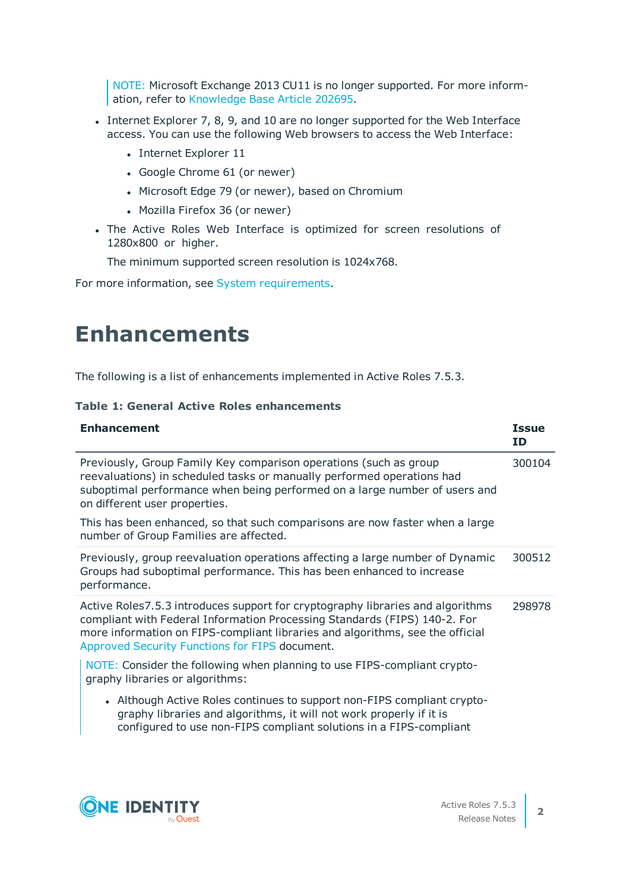> NOTE: Microsoft Exchange 2013 CU11 is no longer supported. For more information, refer to Knowledge Base Article 202695.

- Internet Explorer 7, 8, 9, and 10 are no longer supported for the Web Interface access. You can use the following Web browsers to access the Web Interface:
  - Internet Explorer 11
  - Google Chrome 61 (or newer)
  - Microsoft Edge 79 (or newer), based on Chromium
  - Mozilla Firefox 36 (or newer)
- The Active Roles Web Interface is optimized for screen resolutions of 1280x800 or higher.

  The minimum supported screen resolution is 1024x768.

For more information, see System requirements.

# Enhancements

The following is a list of enhancements implemented in Active Roles 7.5.3.

**Table 1: General Active Roles enhancements**

| Enhancement | Issue ID |
|---|---|
| Previously, Group Family Key comparison operations (such as group reevaluations) in scheduled tasks or manually performed operations had suboptimal performance when being performed on a large number of users and on different user properties.<br><br>This has been enhanced, so that such comparisons are now faster when a large number of Group Families are affected. | 300104 |
| Previously, group reevaluation operations affecting a large number of Dynamic Groups had suboptimal performance. This has been enhanced to increase performance. | 300512 |
| Active Roles7.5.3 introduces support for cryptography libraries and algorithms compliant with Federal Information Processing Standards (FIPS) 140-2. For more information on FIPS-compliant libraries and algorithms, see the official Approved Security Functions for FIPS document.<br><br>NOTE: Consider the following when planning to use FIPS-compliant cryptography libraries or algorithms:<br><br>• Although Active Roles continues to support non-FIPS compliant cryptography libraries and algorithms, it will not work properly if it is configured to use non-FIPS compliant solutions in a FIPS-compliant | 298978 |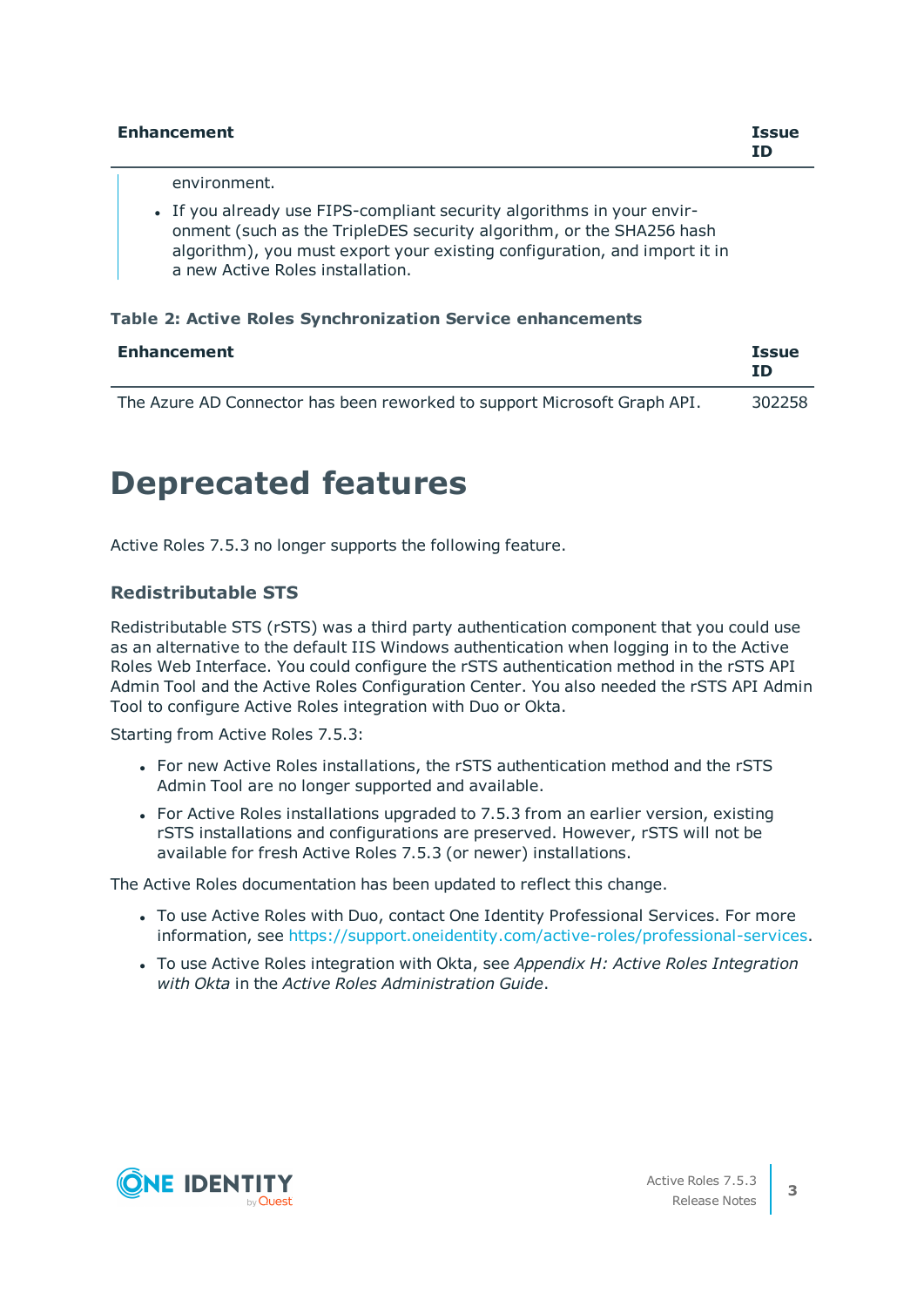| Enhancement | Issue ID |
|---|---|
| environment.<br>• If you already use FIPS-compliant security algorithms in your environment (such as the TripleDES security algorithm, or the SHA256 hash algorithm), you must export your existing configuration, and import it in a new Active Roles installation. | |

**Table 2: Active Roles Synchronization Service enhancements**

| Enhancement | Issue ID |
|---|---|
| The Azure AD Connector has been reworked to support Microsoft Graph API. | 302258 |

# Deprecated features

Active Roles 7.5.3 no longer supports the following feature.

### Redistributable STS

Redistributable STS (rSTS) was a third party authentication component that you could use as an alternative to the default IIS Windows authentication when logging in to the Active Roles Web Interface. You could configure the rSTS authentication method in the rSTS API Admin Tool and the Active Roles Configuration Center. You also needed the rSTS API Admin Tool to configure Active Roles integration with Duo or Okta.

Starting from Active Roles 7.5.3:

- For new Active Roles installations, the rSTS authentication method and the rSTS Admin Tool are no longer supported and available.
- For Active Roles installations upgraded to 7.5.3 from an earlier version, existing rSTS installations and configurations are preserved. However, rSTS will not be available for fresh Active Roles 7.5.3 (or newer) installations.

The Active Roles documentation has been updated to reflect this change.

- To use Active Roles with Duo, contact One Identity Professional Services. For more information, see https://support.oneidentity.com/active-roles/professional-services.
- To use Active Roles integration with Okta, see *Appendix H: Active Roles Integration with Okta* in the *Active Roles Administration Guide*.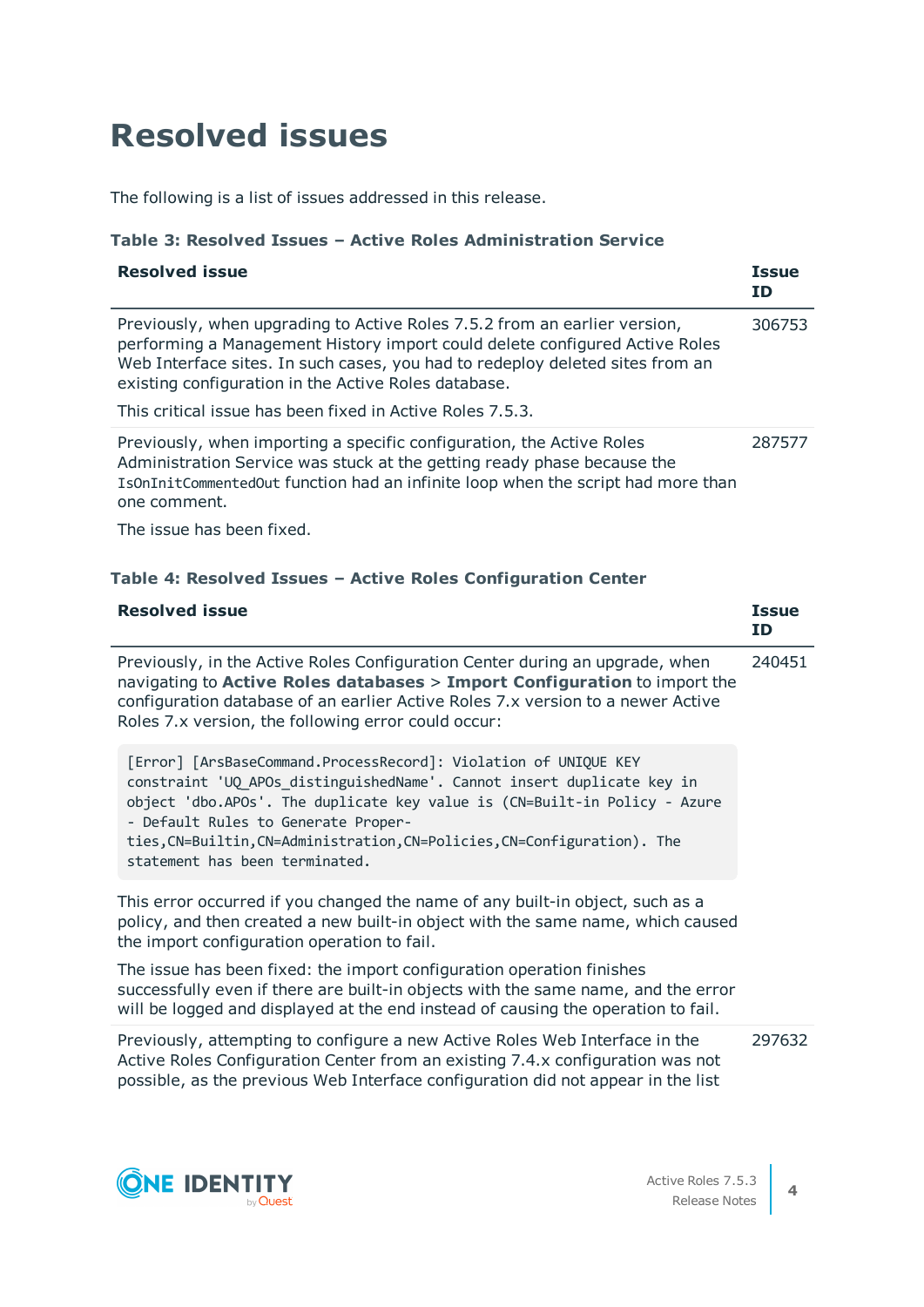# Resolved issues

The following is a list of issues addressed in this release.

**Table 3: Resolved Issues – Active Roles Administration Service**

| Resolved issue | Issue ID |
|---|---|
| Previously, when upgrading to Active Roles 7.5.2 from an earlier version, performing a Management History import could delete configured Active Roles Web Interface sites. In such cases, you had to redeploy deleted sites from an existing configuration in the Active Roles database.<br><br>This critical issue has been fixed in Active Roles 7.5.3. | 306753 |
| Previously, when importing a specific configuration, the Active Roles Administration Service was stuck at the getting ready phase because the `IsOnInitCommentedOut` function had an infinite loop when the script had more than one comment.<br><br>The issue has been fixed. | 287577 |

**Table 4: Resolved Issues – Active Roles Configuration Center**

| Resolved issue | Issue ID |
|---|---|
| Previously, in the Active Roles Configuration Center during an upgrade, when navigating to **Active Roles databases** > **Import Configuration** to import the configuration database of an earlier Active Roles 7.x version to a newer Active Roles 7.x version, the following error could occur:<br><br>`[Error] [ArsBaseCommand.ProcessRecord]: Violation of UNIQUE KEY constraint 'UQ_APOs_distinguishedName'. Cannot insert duplicate key in object 'dbo.APOs'. The duplicate key value is (CN=Built-in Policy - Azure - Default Rules to Generate Properties,CN=Builtin,CN=Administration,CN=Policies,CN=Configuration). The statement has been terminated.`<br><br>This error occurred if you changed the name of any built-in object, such as a policy, and then created a new built-in object with the same name, which caused the import configuration operation to fail.<br><br>The issue has been fixed: the import configuration operation finishes successfully even if there are built-in objects with the same name, and the error will be logged and displayed at the end instead of causing the operation to fail. | 240451 |
| Previously, attempting to configure a new Active Roles Web Interface in the Active Roles Configuration Center from an existing 7.4.x configuration was not possible, as the previous Web Interface configuration did not appear in the list | 297632 |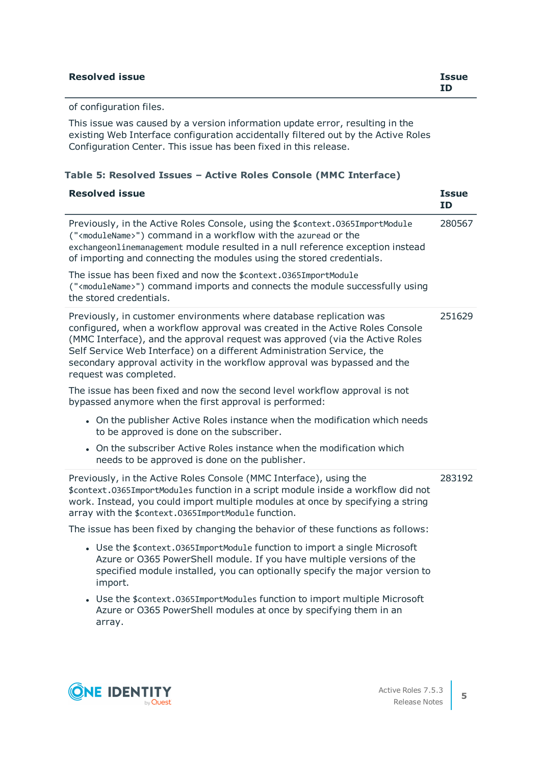| Resolved issue | Issue ID |
| --- | --- |
| of configuration files.<br><br>This issue was caused by a version information update error, resulting in the existing Web Interface configuration accidentally filtered out by the Active Roles Configuration Center. This issue has been fixed in this release. | |

**Table 5: Resolved Issues – Active Roles Console (MMC Interface)**

| Resolved issue | Issue ID |
| --- | --- |
| Previously, in the Active Roles Console, using the `$context.O365ImportModule ("<moduleName>")` command in a workflow with the `azuread` or the `exchangeonlinemanagement` module resulted in a null reference exception instead of importing and connecting the modules using the stored credentials.<br><br>The issue has been fixed and now the `$context.O365ImportModule ("<moduleName>")` command imports and connects the module successfully using the stored credentials. | 280567 |
| Previously, in customer environments where database replication was configured, when a workflow approval was created in the Active Roles Console (MMC Interface), and the approval request was approved (via the Active Roles Self Service Web Interface) on a different Administration Service, the secondary approval activity in the workflow approval was bypassed and the request was completed.<br><br>The issue has been fixed and now the second level workflow approval is not bypassed anymore when the first approval is performed:<br><br>• On the publisher Active Roles instance when the modification which needs to be approved is done on the subscriber.<br><br>• On the subscriber Active Roles instance when the modification which needs to be approved is done on the publisher. | 251629 |
| Previously, in the Active Roles Console (MMC Interface), using the `$context.O365ImportModules` function in a script module inside a workflow did not work. Instead, you could import multiple modules at once by specifying a string array with the `$context.O365ImportModule` function.<br><br>The issue has been fixed by changing the behavior of these functions as follows:<br><br>• Use the `$context.O365ImportModule` function to import a single Microsoft Azure or O365 PowerShell module. If you have multiple versions of the specified module installed, you can optionally specify the major version to import.<br><br>• Use the `$context.O365ImportModules` function to import multiple Microsoft Azure or O365 PowerShell modules at once by specifying them in an array. | 283192 |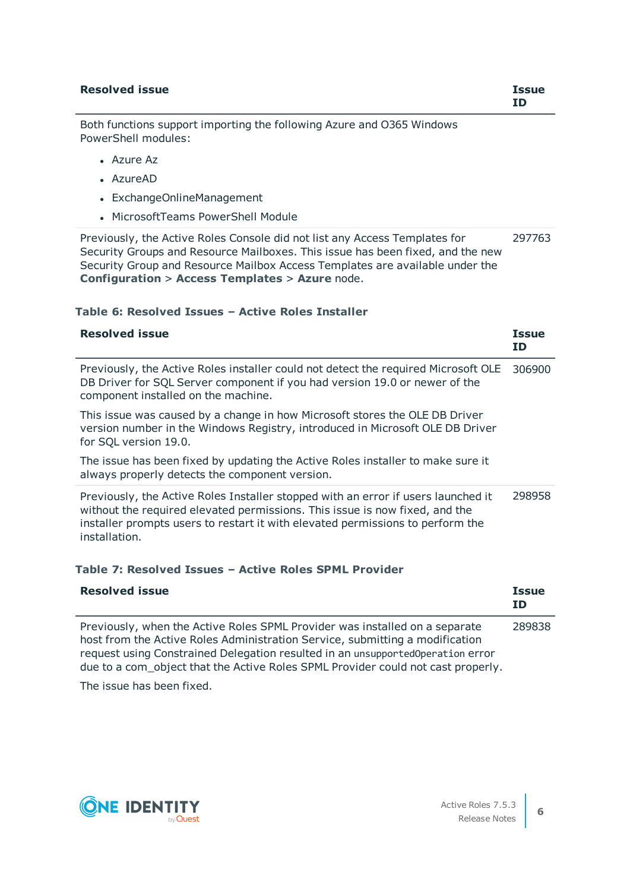| Resolved issue | Issue ID |
| --- | --- |
| Both functions support importing the following Azure and O365 Windows PowerShell modules:<br>• Azure Az<br>• AzureAD<br>• ExchangeOnlineManagement<br>• MicrosoftTeams PowerShell Module | |
| Previously, the Active Roles Console did not list any Access Templates for Security Groups and Resource Mailboxes. This issue has been fixed, and the new Security Group and Resource Mailbox Access Templates are available under the **Configuration** > **Access Templates** > **Azure** node. | 297763 |

**Table 6: Resolved Issues – Active Roles Installer**

| Resolved issue | Issue ID |
| --- | --- |
| Previously, the Active Roles installer could not detect the required Microsoft OLE DB Driver for SQL Server component if you had version 19.0 or newer of the component installed on the machine.<br><br>This issue was caused by a change in how Microsoft stores the OLE DB Driver version number in the Windows Registry, introduced in Microsoft OLE DB Driver for SQL version 19.0.<br><br>The issue has been fixed by updating the Active Roles installer to make sure it always properly detects the component version. | 306900 |
| Previously, the Active Roles Installer stopped with an error if users launched it without the required elevated permissions. This issue is now fixed, and the installer prompts users to restart it with elevated permissions to perform the installation. | 298958 |

**Table 7: Resolved Issues – Active Roles SPML Provider**

| Resolved issue | Issue ID |
| --- | --- |
| Previously, when the Active Roles SPML Provider was installed on a separate host from the Active Roles Administration Service, submitting a modification request using Constrained Delegation resulted in an `unsupportedOperation` error due to a com_object that the Active Roles SPML Provider could not cast properly.<br><br>The issue has been fixed. | 289838 |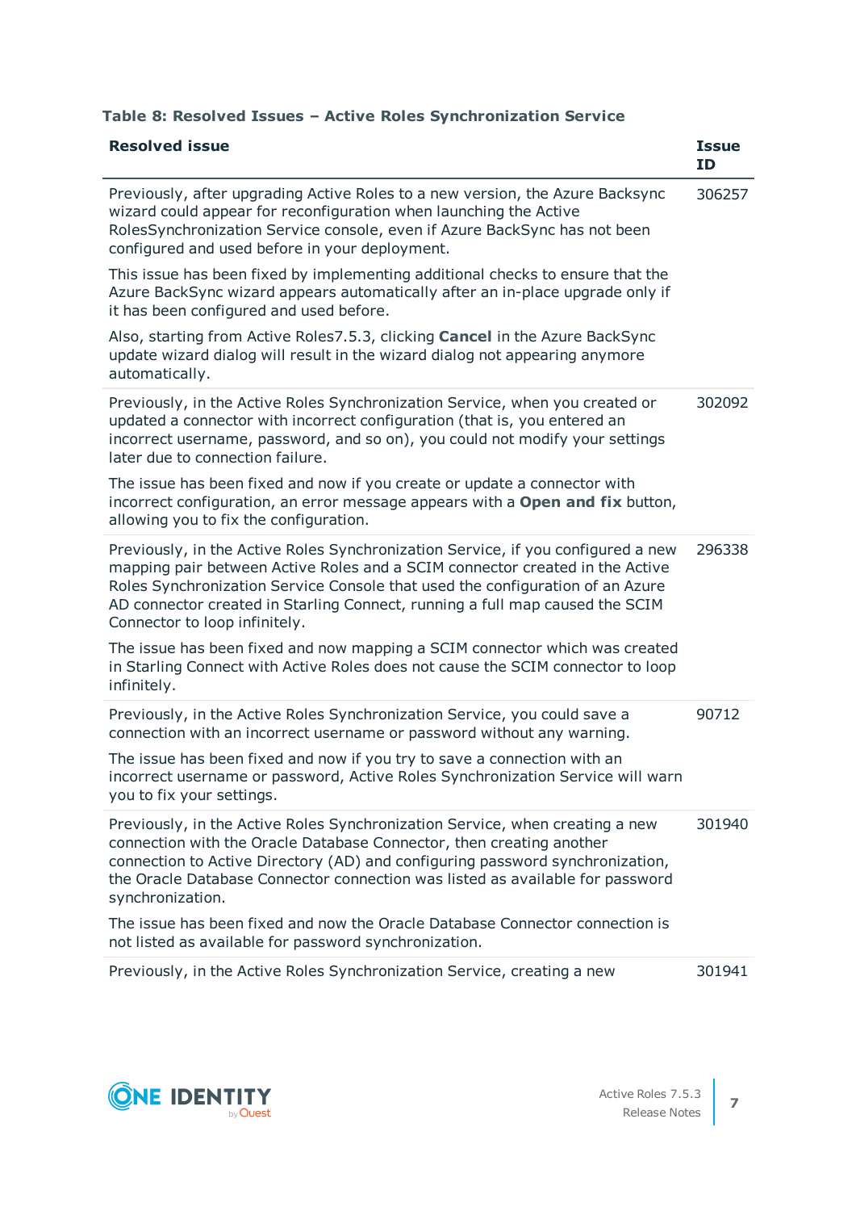**Table 8: Resolved Issues – Active Roles Synchronization Service**

| Resolved issue | Issue ID |
|---|---|
| Previously, after upgrading Active Roles to a new version, the Azure Backsync wizard could appear for reconfiguration when launching the Active RolesSynchronization Service console, even if Azure BackSync has not been configured and used before in your deployment.<br><br>This issue has been fixed by implementing additional checks to ensure that the Azure BackSync wizard appears automatically after an in-place upgrade only if it has been configured and used before.<br><br>Also, starting from Active Roles7.5.3, clicking **Cancel** in the Azure BackSync update wizard dialog will result in the wizard dialog not appearing anymore automatically. | 306257 |
| Previously, in the Active Roles Synchronization Service, when you created or updated a connector with incorrect configuration (that is, you entered an incorrect username, password, and so on), you could not modify your settings later due to connection failure.<br><br>The issue has been fixed and now if you create or update a connector with incorrect configuration, an error message appears with a **Open and fix** button, allowing you to fix the configuration. | 302092 |
| Previously, in the Active Roles Synchronization Service, if you configured a new mapping pair between Active Roles and a SCIM connector created in the Active Roles Synchronization Service Console that used the configuration of an Azure AD connector created in Starling Connect, running a full map caused the SCIM Connector to loop infinitely.<br><br>The issue has been fixed and now mapping a SCIM connector which was created in Starling Connect with Active Roles does not cause the SCIM connector to loop infinitely. | 296338 |
| Previously, in the Active Roles Synchronization Service, you could save a connection with an incorrect username or password without any warning.<br><br>The issue has been fixed and now if you try to save a connection with an incorrect username or password, Active Roles Synchronization Service will warn you to fix your settings. | 90712 |
| Previously, in the Active Roles Synchronization Service, when creating a new connection with the Oracle Database Connector, then creating another connection to Active Directory (AD) and configuring password synchronization, the Oracle Database Connector connection was listed as available for password synchronization.<br><br>The issue has been fixed and now the Oracle Database Connector connection is not listed as available for password synchronization. | 301940 |
| Previously, in the Active Roles Synchronization Service, creating a new | 301941 |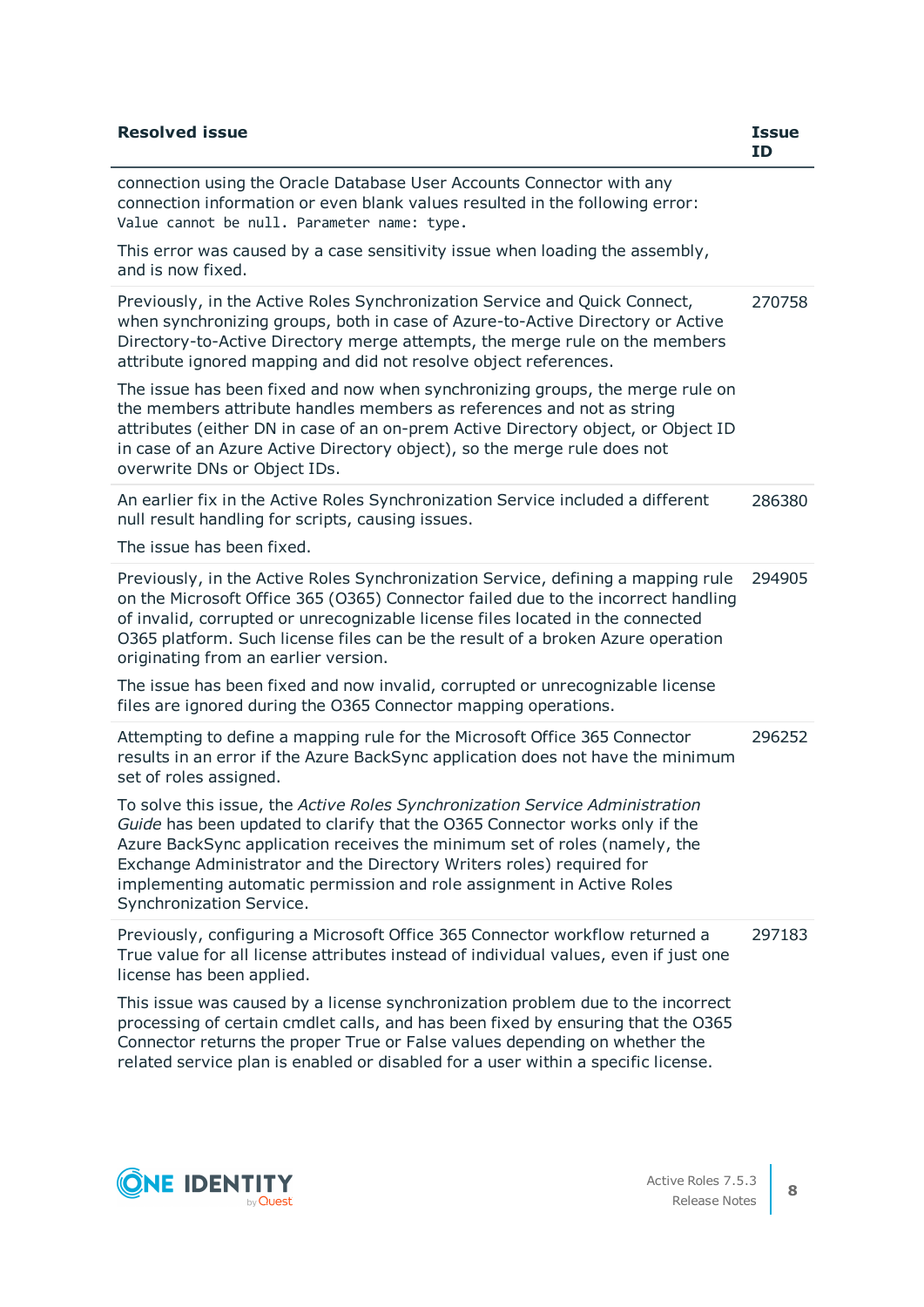| Resolved issue | Issue ID |
|---|---|
| connection using the Oracle Database User Accounts Connector with any connection information or even blank values resulted in the following error: `Value cannot be null. Parameter name: type.`<br><br>This error was caused by a case sensitivity issue when loading the assembly, and is now fixed. | |
| Previously, in the Active Roles Synchronization Service and Quick Connect, when synchronizing groups, both in case of Azure-to-Active Directory or Active Directory-to-Active Directory merge attempts, the merge rule on the members attribute ignored mapping and did not resolve object references.<br><br>The issue has been fixed and now when synchronizing groups, the merge rule on the members attribute handles members as references and not as string attributes (either DN in case of an on-prem Active Directory object, or Object ID in case of an Azure Active Directory object), so the merge rule does not overwrite DNs or Object IDs. | 270758 |
| An earlier fix in the Active Roles Synchronization Service included a different null result handling for scripts, causing issues.<br><br>The issue has been fixed. | 286380 |
| Previously, in the Active Roles Synchronization Service, defining a mapping rule on the Microsoft Office 365 (O365) Connector failed due to the incorrect handling of invalid, corrupted or unrecognizable license files located in the connected O365 platform. Such license files can be the result of a broken Azure operation originating from an earlier version.<br><br>The issue has been fixed and now invalid, corrupted or unrecognizable license files are ignored during the O365 Connector mapping operations. | 294905 |
| Attempting to define a mapping rule for the Microsoft Office 365 Connector results in an error if the Azure BackSync application does not have the minimum set of roles assigned.<br><br>To solve this issue, the *Active Roles Synchronization Service Administration Guide* has been updated to clarify that the O365 Connector works only if the Azure BackSync application receives the minimum set of roles (namely, the Exchange Administrator and the Directory Writers roles) required for implementing automatic permission and role assignment in Active Roles Synchronization Service. | 296252 |
| Previously, configuring a Microsoft Office 365 Connector workflow returned a True value for all license attributes instead of individual values, even if just one license has been applied.<br><br>This issue was caused by a license synchronization problem due to the incorrect processing of certain cmdlet calls, and has been fixed by ensuring that the O365 Connector returns the proper True or False values depending on whether the related service plan is enabled or disabled for a user within a specific license. | 297183 |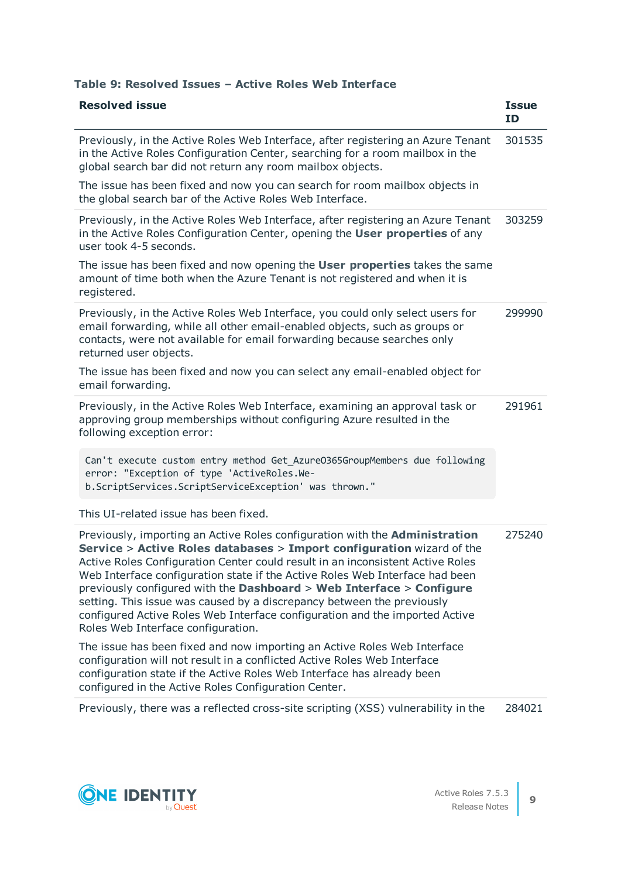**Table 9: Resolved Issues – Active Roles Web Interface**

| Resolved issue | Issue ID |
|---|---|
| Previously, in the Active Roles Web Interface, after registering an Azure Tenant in the Active Roles Configuration Center, searching for a room mailbox in the global search bar did not return any room mailbox objects.<br><br>The issue has been fixed and now you can search for room mailbox objects in the global search bar of the Active Roles Web Interface. | 301535 |
| Previously, in the Active Roles Web Interface, after registering an Azure Tenant in the Active Roles Configuration Center, opening the **User properties** of any user took 4-5 seconds.<br><br>The issue has been fixed and now opening the **User properties** takes the same amount of time both when the Azure Tenant is not registered and when it is registered. | 303259 |
| Previously, in the Active Roles Web Interface, you could only select users for email forwarding, while all other email-enabled objects, such as groups or contacts, were not available for email forwarding because searches only returned user objects.<br><br>The issue has been fixed and now you can select any email-enabled object for email forwarding. | 299990 |
| Previously, in the Active Roles Web Interface, examining an approval task or approving group memberships without configuring Azure resulted in the following exception error:<br><br>`Can't execute custom entry method Get_AzureO365GroupMembers due following error: "Exception of type 'ActiveRoles.Web.ScriptServices.ScriptServiceException' was thrown."`<br><br>This UI-related issue has been fixed. | 291961 |
| Previously, importing an Active Roles configuration with the **Administration Service** > **Active Roles databases** > **Import configuration** wizard of the Active Roles Configuration Center could result in an inconsistent Active Roles Web Interface configuration state if the Active Roles Web Interface had been previously configured with the **Dashboard** > **Web Interface** > **Configure** setting. This issue was caused by a discrepancy between the previously configured Active Roles Web Interface configuration and the imported Active Roles Web Interface configuration.<br><br>The issue has been fixed and now importing an Active Roles Web Interface configuration will not result in a conflicted Active Roles Web Interface configuration state if the Active Roles Web Interface has already been configured in the Active Roles Configuration Center. | 275240 |
| Previously, there was a reflected cross-site scripting (XSS) vulnerability in the | 284021 |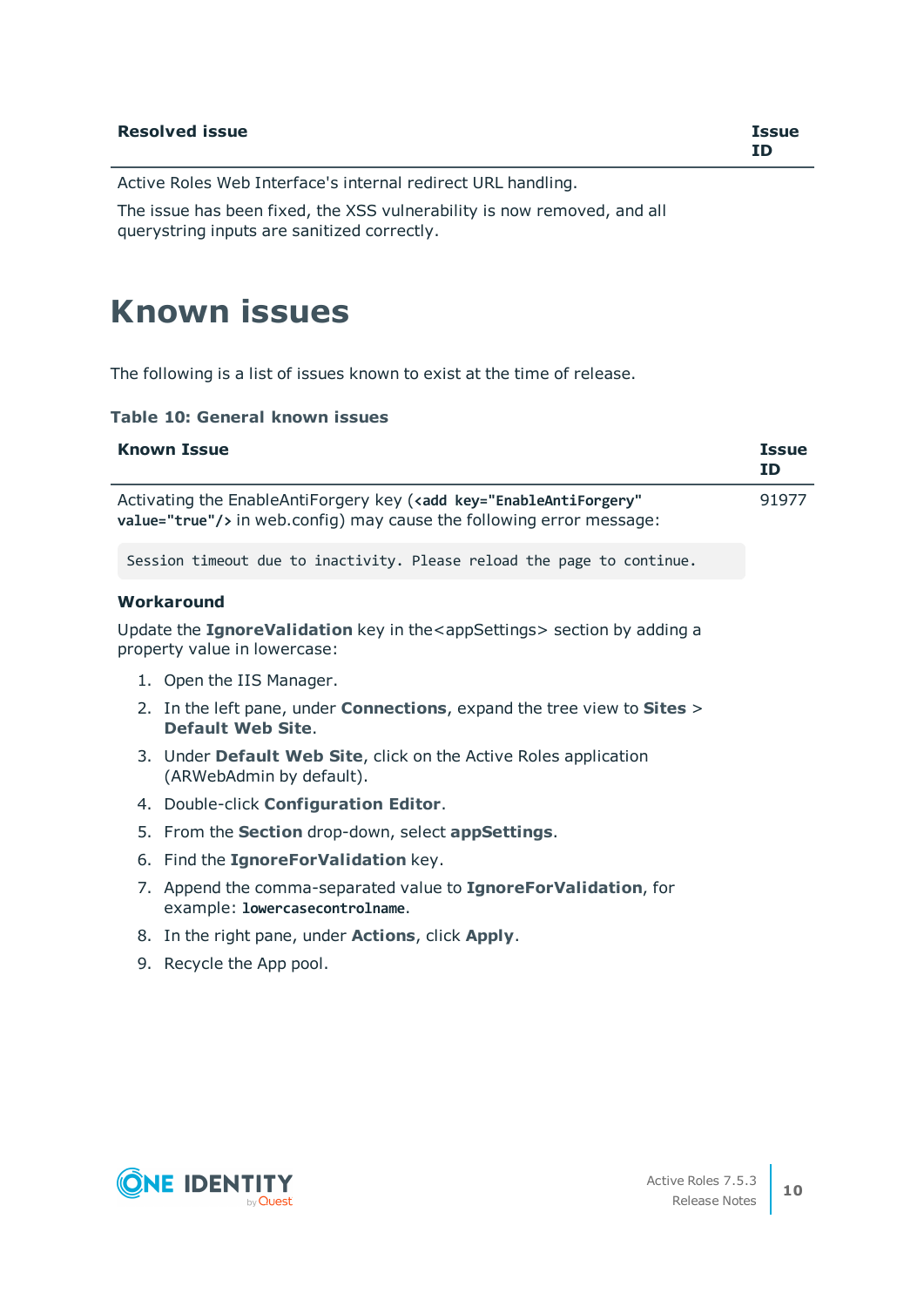| Resolved issue | Issue ID |
| --- | --- |
| Active Roles Web Interface's internal redirect URL handling.<br><br>The issue has been fixed, the XSS vulnerability is now removed, and all querystring inputs are sanitized correctly. | |

# Known issues

The following is a list of issues known to exist at the time of release.

**Table 10: General known issues**

| Known Issue | Issue ID |
| --- | --- |
| Activating the EnableAntiForgery key (`<add key="EnableAntiForgery" value="true"/>` in web.config) may cause the following error message:<br><br>`Session timeout due to inactivity. Please reload the page to continue.`<br><br>**Workaround**<br><br>Update the **IgnoreValidation** key in the<appSettings> section by adding a property value in lowercase:<br><br>1. Open the IIS Manager.<br>2. In the left pane, under **Connections**, expand the tree view to **Sites** > **Default Web Site**.<br>3. Under **Default Web Site**, click on the Active Roles application (ARWebAdmin by default).<br>4. Double-click **Configuration Editor**.<br>5. From the **Section** drop-down, select **appSettings**.<br>6. Find the **IgnoreForValidation** key.<br>7. Append the comma-separated value to **IgnoreForValidation**, for example: `lowercasecontrolname`.<br>8. In the right pane, under **Actions**, click **Apply**.<br>9. Recycle the App pool. | 91977 |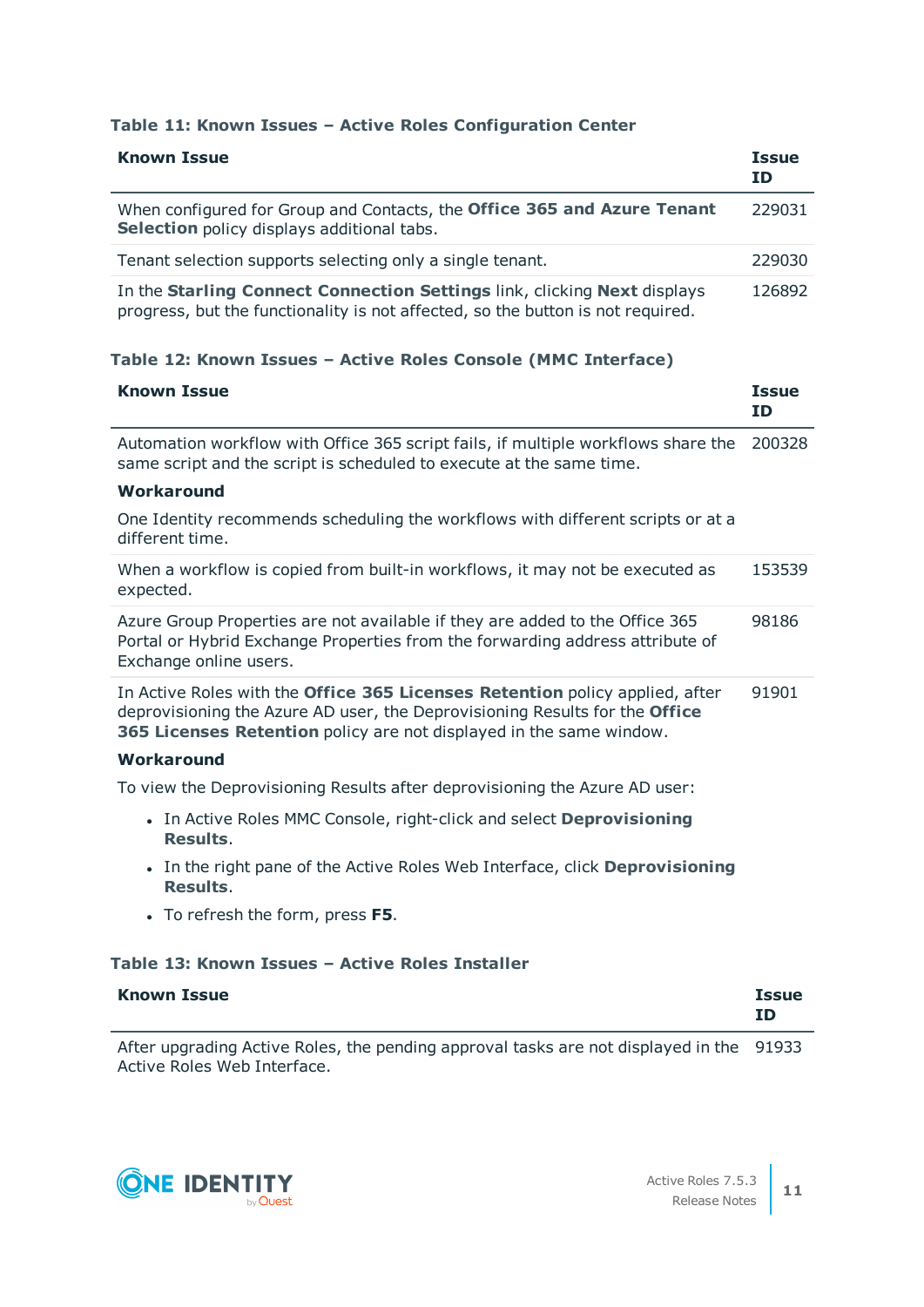**Table 11: Known Issues – Active Roles Configuration Center**

| Known Issue | Issue ID |
|---|---|
| When configured for Group and Contacts, the **Office 365 and Azure Tenant Selection** policy displays additional tabs. | 229031 |
| Tenant selection supports selecting only a single tenant. | 229030 |
| In the **Starling Connect Connection Settings** link, clicking **Next** displays progress, but the functionality is not affected, so the button is not required. | 126892 |

**Table 12: Known Issues – Active Roles Console (MMC Interface)**

| Known Issue | Issue ID |
|---|---|
| Automation workflow with Office 365 script fails, if multiple workflows share the same script and the script is scheduled to execute at the same time.<br><br>**Workaround**<br><br>One Identity recommends scheduling the workflows with different scripts or at a different time. | 200328 |
| When a workflow is copied from built-in workflows, it may not be executed as expected. | 153539 |
| Azure Group Properties are not available if they are added to the Office 365 Portal or Hybrid Exchange Properties from the forwarding address attribute of Exchange online users. | 98186 |
| In Active Roles with the **Office 365 Licenses Retention** policy applied, after deprovisioning the Azure AD user, the Deprovisioning Results for the **Office 365 Licenses Retention** policy are not displayed in the same window.<br><br>**Workaround**<br><br>To view the Deprovisioning Results after deprovisioning the Azure AD user:<br><br>• In Active Roles MMC Console, right-click and select **Deprovisioning Results**.<br>• In the right pane of the Active Roles Web Interface, click **Deprovisioning Results**.<br>• To refresh the form, press **F5**. | 91901 |

**Table 13: Known Issues – Active Roles Installer**

| Known Issue | Issue ID |
|---|---|
| After upgrading Active Roles, the pending approval tasks are not displayed in the Active Roles Web Interface. | 91933 |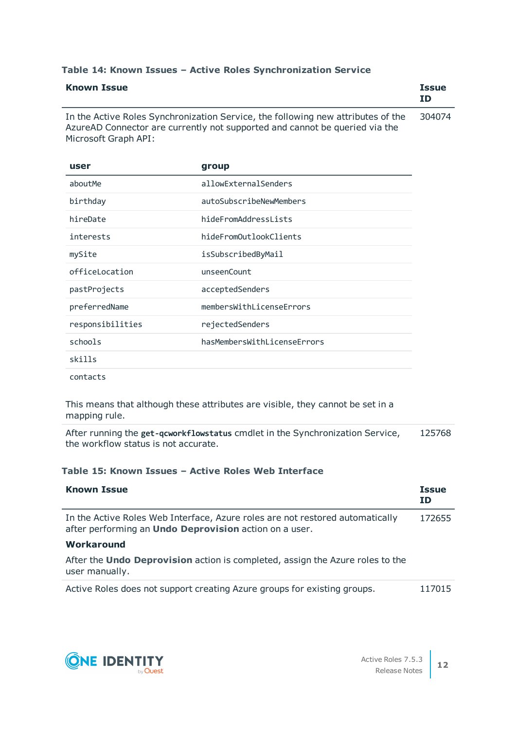**Table 14: Known Issues – Active Roles Synchronization Service**

| Known Issue | Issue ID |
|---|---|
| In the Active Roles Synchronization Service, the following new attributes of the AzureAD Connector are currently not supported and cannot be queried via the Microsoft Graph API: (see nested table below) This means that although these attributes are visible, they cannot be set in a mapping rule. | 304074 |
| After running the **get-qcworkflowstatus** cmdlet in the Synchronization Service, the workflow status is not accurate. | 125768 |

| user | group |
|---|---|
| aboutMe | allowExternalSenders |
| birthday | autoSubscribeNewMembers |
| hireDate | hideFromAddressLists |
| interests | hideFromOutlookClients |
| mySite | isSubscribedByMail |
| officeLocation | unseenCount |
| pastProjects | acceptedSenders |
| preferredName | membersWithLicenseErrors |
| responsibilities | rejectedSenders |
| schools | hasMembersWithLicenseErrors |
| skills | |
| contacts | |

**Table 15: Known Issues – Active Roles Web Interface**

| Known Issue | Issue ID |
|---|---|
| In the Active Roles Web Interface, Azure roles are not restored automatically after performing an **Undo Deprovision** action on a user.<br>**Workaround**<br>After the **Undo Deprovision** action is completed, assign the Azure roles to the user manually. | 172655 |
| Active Roles does not support creating Azure groups for existing groups. | 117015 |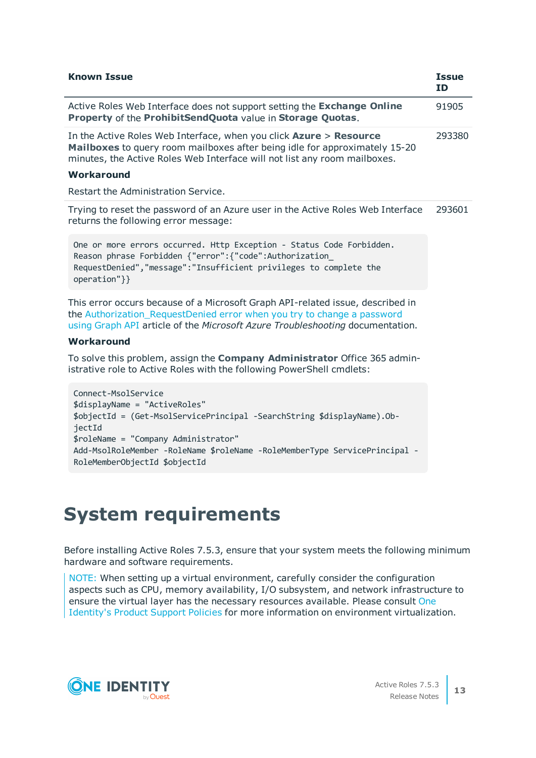| Known Issue | Issue ID |
| --- | --- |
| Active Roles Web Interface does not support setting the **Exchange Online Property** of the **ProhibitSendQuota** value in **Storage Quotas**. | 91905 |
| In the Active Roles Web Interface, when you click **Azure** > **Resource Mailboxes** to query room mailboxes after being idle for approximately 15-20 minutes, the Active Roles Web Interface will not list any room mailboxes.<br><br>**Workaround**<br><br>Restart the Administration Service. | 293380 |
| Trying to reset the password of an Azure user in the Active Roles Web Interface returns the following error message:<br><br>`One or more errors occurred. Http Exception - Status Code Forbidden. Reason phrase Forbidden {"error":{"code":Authorization_RequestDenied","message":"Insufficient privileges to complete the operation"}}`<br><br>This error occurs because of a Microsoft Graph API-related issue, described in the Authorization_RequestDenied error when you try to change a password using Graph API article of the *Microsoft Azure Troubleshooting* documentation.<br><br>**Workaround**<br><br>To solve this problem, assign the **Company Administrator** Office 365 administrative role to Active Roles with the following PowerShell cmdlets:<br><br>`Connect-MsolService`<br>`$displayName = "ActiveRoles"`<br>`$objectId = (Get-MsolServicePrincipal -SearchString $displayName).ObjectId`<br>`$roleName = "Company Administrator"`<br>`Add-MsolRoleMember -RoleName $roleName -RoleMemberType ServicePrincipal -RoleMemberObjectId $objectId` | 293601 |

# System requirements

Before installing Active Roles 7.5.3, ensure that your system meets the following minimum hardware and software requirements.

NOTE: When setting up a virtual environment, carefully consider the configuration aspects such as CPU, memory availability, I/O subsystem, and network infrastructure to ensure the virtual layer has the necessary resources available. Please consult One Identity's Product Support Policies for more information on environment virtualization.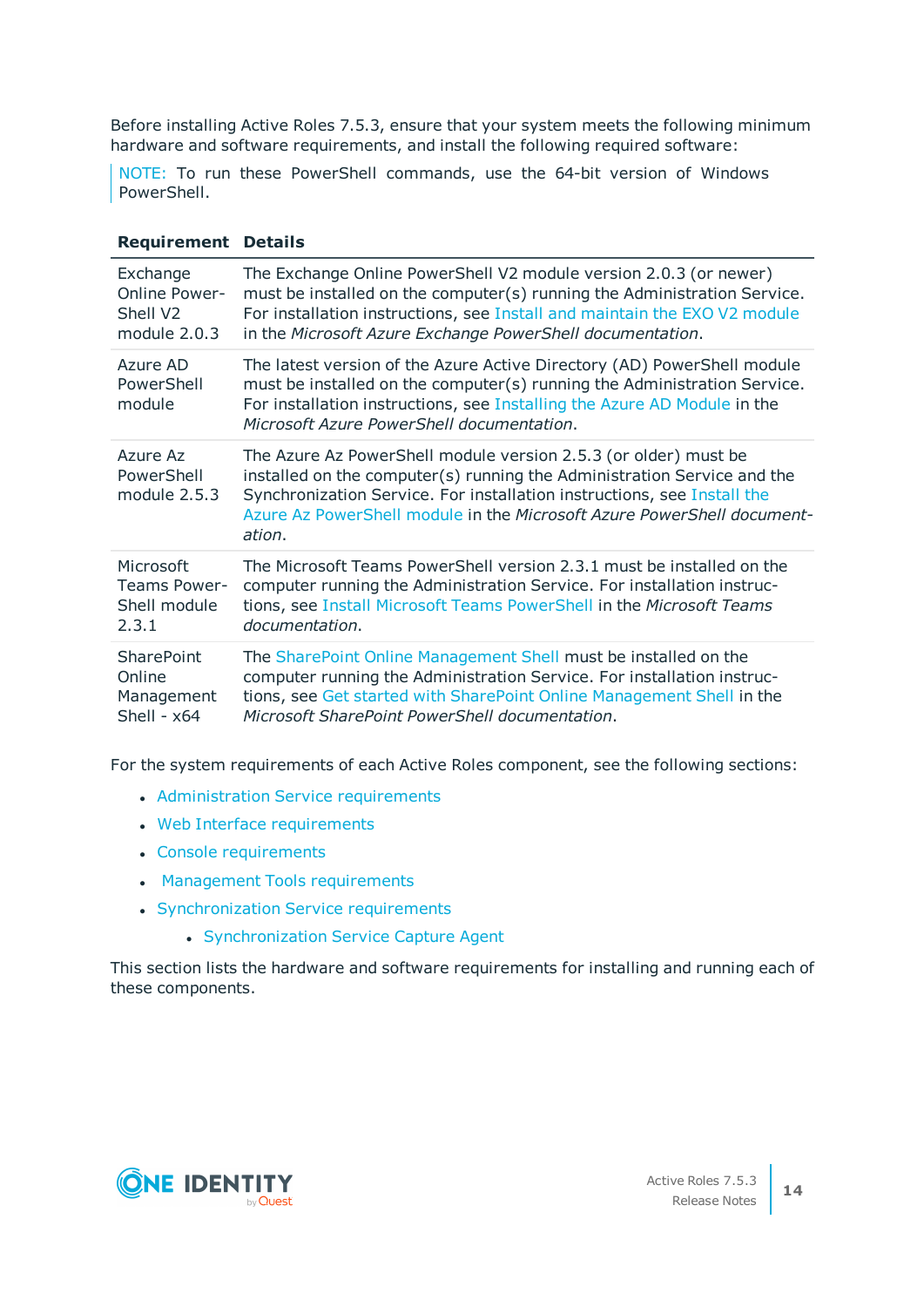Before installing Active Roles 7.5.3, ensure that your system meets the following minimum hardware and software requirements, and install the following required software:

> NOTE: To run these PowerShell commands, use the 64-bit version of Windows PowerShell.

| Requirement | Details |
| --- | --- |
| Exchange Online PowerShell V2 module 2.0.3 | The Exchange Online PowerShell V2 module version 2.0.3 (or newer) must be installed on the computer(s) running the Administration Service. For installation instructions, see Install and maintain the EXO V2 module in the *Microsoft Azure Exchange PowerShell documentation*. |
| Azure AD PowerShell module | The latest version of the Azure Active Directory (AD) PowerShell module must be installed on the computer(s) running the Administration Service. For installation instructions, see Installing the Azure AD Module in the *Microsoft Azure PowerShell documentation*. |
| Azure Az PowerShell module 2.5.3 | The Azure Az PowerShell module version 2.5.3 (or older) must be installed on the computer(s) running the Administration Service and the Synchronization Service. For installation instructions, see Install the Azure Az PowerShell module in the *Microsoft Azure PowerShell documentation*. |
| Microsoft Teams PowerShell module 2.3.1 | The Microsoft Teams PowerShell version 2.3.1 must be installed on the computer running the Administration Service. For installation instructions, see Install Microsoft Teams PowerShell in the *Microsoft Teams documentation*. |
| SharePoint Online Management Shell - x64 | The SharePoint Online Management Shell must be installed on the computer running the Administration Service. For installation instructions, see Get started with SharePoint Online Management Shell in the *Microsoft SharePoint PowerShell documentation*. |

For the system requirements of each Active Roles component, see the following sections:

- Administration Service requirements
- Web Interface requirements
- Console requirements
- Management Tools requirements
- Synchronization Service requirements
  - Synchronization Service Capture Agent

This section lists the hardware and software requirements for installing and running each of these components.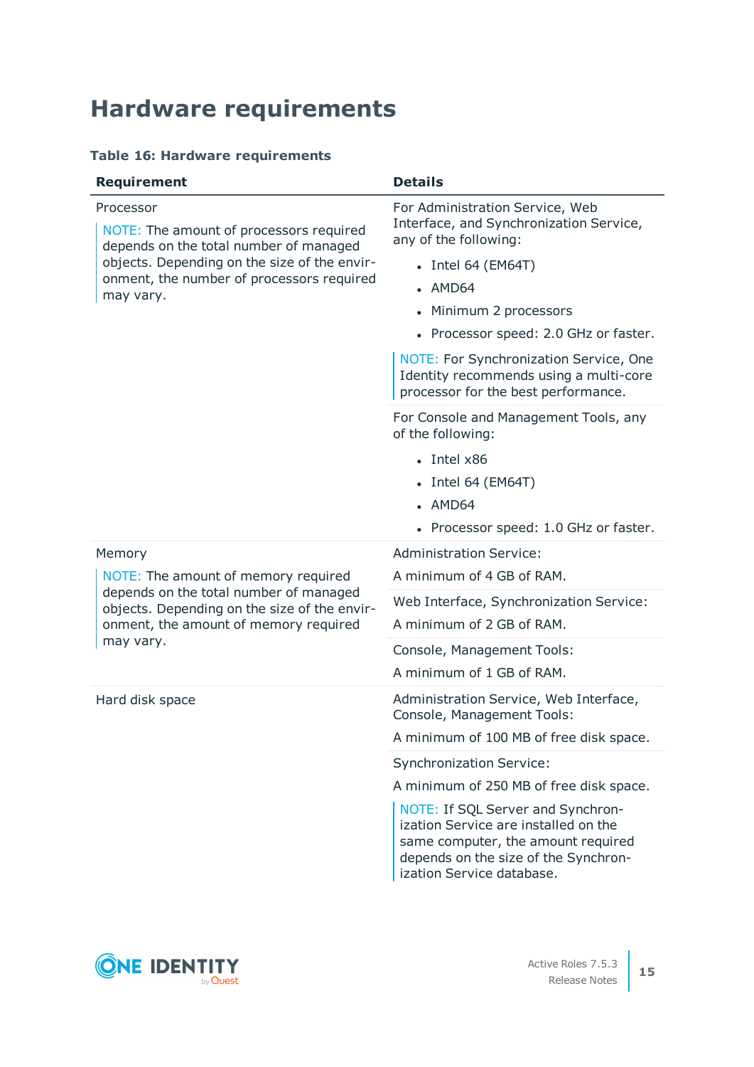# Hardware requirements

**Table 16: Hardware requirements**

| Requirement | Details |
|---|---|
| Processor<br><br>NOTE: The amount of processors required depends on the total number of managed objects. Depending on the size of the environment, the number of processors required may vary. | For Administration Service, Web Interface, and Synchronization Service, any of the following:<br><br>• Intel 64 (EM64T)<br>• AMD64<br>• Minimum 2 processors<br>• Processor speed: 2.0 GHz or faster.<br><br>NOTE: For Synchronization Service, One Identity recommends using a multi-core processor for the best performance. |
| | For Console and Management Tools, any of the following:<br><br>• Intel x86<br>• Intel 64 (EM64T)<br>• AMD64<br>• Processor speed: 1.0 GHz or faster. |
| Memory<br><br>NOTE: The amount of memory required depends on the total number of managed objects. Depending on the size of the environment, the amount of memory required may vary. | Administration Service:<br><br>A minimum of 4 GB of RAM. |
| | Web Interface, Synchronization Service:<br><br>A minimum of 2 GB of RAM. |
| | Console, Management Tools:<br><br>A minimum of 1 GB of RAM. |
| Hard disk space | Administration Service, Web Interface, Console, Management Tools:<br><br>A minimum of 100 MB of free disk space. |
| | Synchronization Service:<br><br>A minimum of 250 MB of free disk space.<br><br>NOTE: If SQL Server and Synchronization Service are installed on the same computer, the amount required depends on the size of the Synchronization Service database. |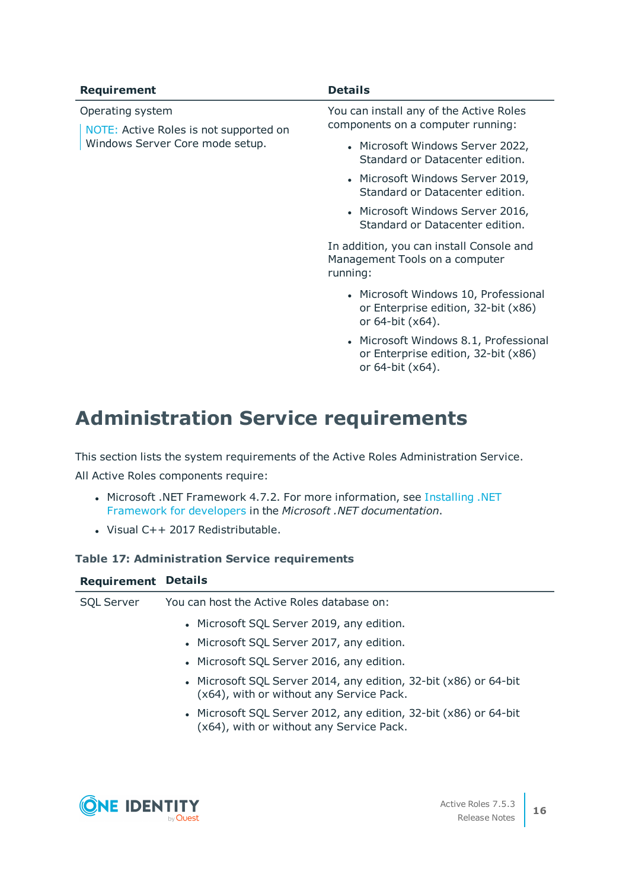| Requirement | Details |
| --- | --- |
| Operating system<br><br>NOTE: Active Roles is not supported on Windows Server Core mode setup. | You can install any of the Active Roles components on a computer running:<br><br>• Microsoft Windows Server 2022, Standard or Datacenter edition.<br>• Microsoft Windows Server 2019, Standard or Datacenter edition.<br>• Microsoft Windows Server 2016, Standard or Datacenter edition.<br><br>In addition, you can install Console and Management Tools on a computer running:<br><br>• Microsoft Windows 10, Professional or Enterprise edition, 32-bit (x86) or 64-bit (x64).<br>• Microsoft Windows 8.1, Professional or Enterprise edition, 32-bit (x86) or 64-bit (x64). |

# Administration Service requirements

This section lists the system requirements of the Active Roles Administration Service.

All Active Roles components require:

- Microsoft .NET Framework 4.7.2. For more information, see Installing .NET Framework for developers in the *Microsoft .NET documentation*.
- Visual C++ 2017 Redistributable.

**Table 17: Administration Service requirements**

| Requirement | Details |
| --- | --- |
| SQL Server | You can host the Active Roles database on:<br><br>• Microsoft SQL Server 2019, any edition.<br>• Microsoft SQL Server 2017, any edition.<br>• Microsoft SQL Server 2016, any edition.<br>• Microsoft SQL Server 2014, any edition, 32-bit (x86) or 64-bit (x64), with or without any Service Pack.<br>• Microsoft SQL Server 2012, any edition, 32-bit (x86) or 64-bit (x64), with or without any Service Pack. |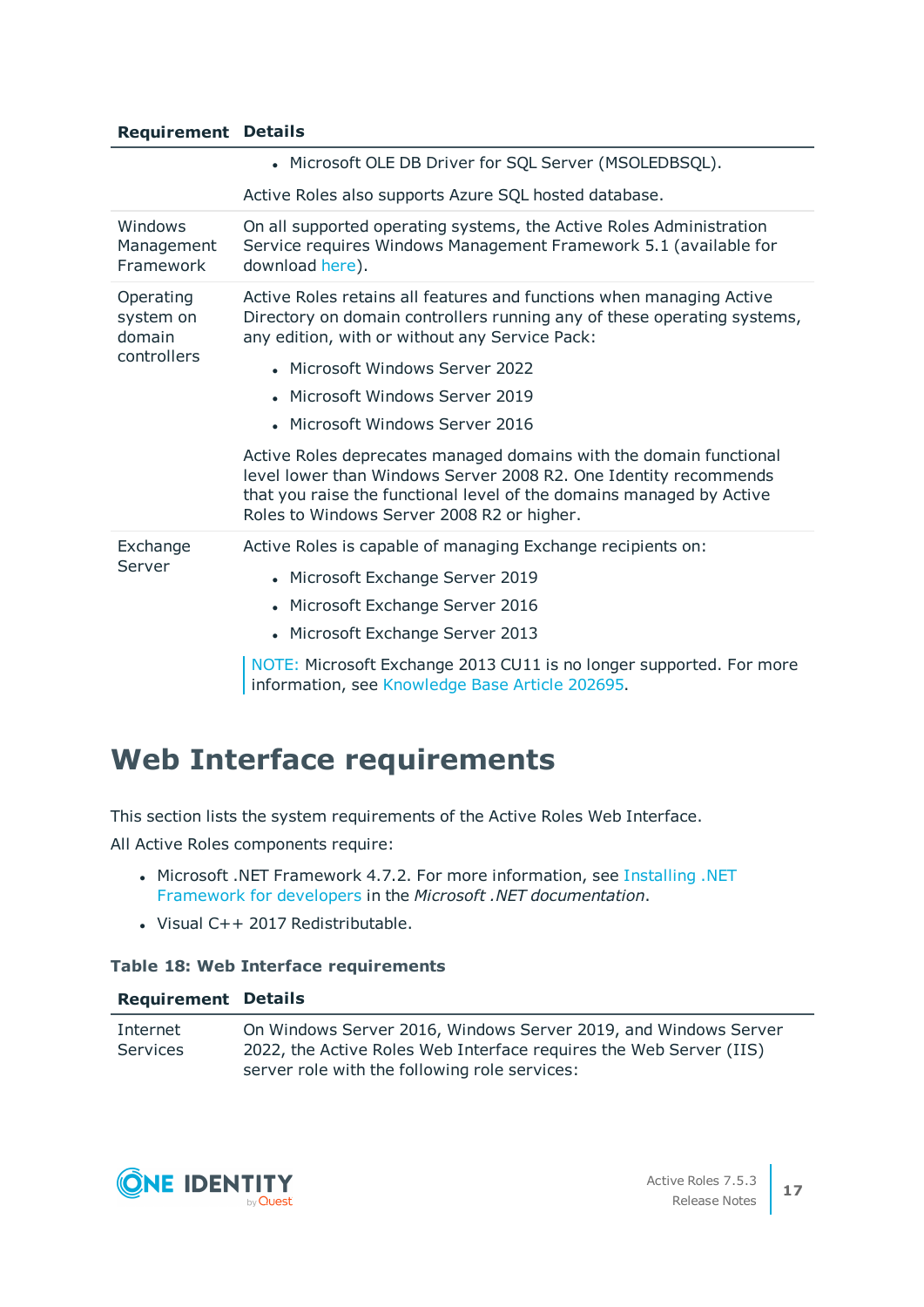| Requirement | Details |
|---|---|
| | • Microsoft OLE DB Driver for SQL Server (MSOLEDBSQL).<br><br>Active Roles also supports Azure SQL hosted database. |
| Windows Management Framework | On all supported operating systems, the Active Roles Administration Service requires Windows Management Framework 5.1 (available for download here). |
| Operating system on domain controllers | Active Roles retains all features and functions when managing Active Directory on domain controllers running any of these operating systems, any edition, with or without any Service Pack:<br><br>• Microsoft Windows Server 2022<br>• Microsoft Windows Server 2019<br>• Microsoft Windows Server 2016<br><br>Active Roles deprecates managed domains with the domain functional level lower than Windows Server 2008 R2. One Identity recommends that you raise the functional level of the domains managed by Active Roles to Windows Server 2008 R2 or higher. |
| Exchange Server | Active Roles is capable of managing Exchange recipients on:<br><br>• Microsoft Exchange Server 2019<br>• Microsoft Exchange Server 2016<br>• Microsoft Exchange Server 2013<br><br>NOTE: Microsoft Exchange 2013 CU11 is no longer supported. For more information, see Knowledge Base Article 202695. |

# Web Interface requirements

This section lists the system requirements of the Active Roles Web Interface.

All Active Roles components require:

- Microsoft .NET Framework 4.7.2. For more information, see Installing .NET Framework for developers in the *Microsoft .NET documentation*.
- Visual C++ 2017 Redistributable.

**Table 18: Web Interface requirements**

| Requirement | Details |
|---|---|
| Internet Services | On Windows Server 2016, Windows Server 2019, and Windows Server 2022, the Active Roles Web Interface requires the Web Server (IIS) server role with the following role services: |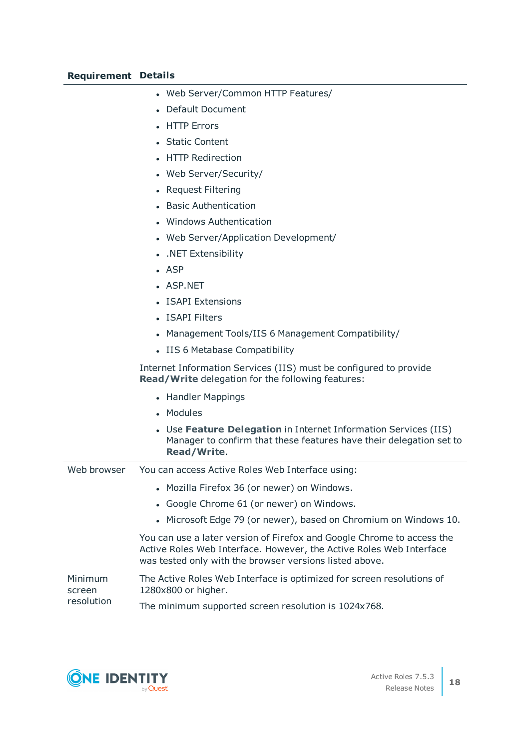| Requirement | Details |
|---|---|
| | <ul><li>Web Server/Common HTTP Features/</li><li>Default Document</li><li>HTTP Errors</li><li>Static Content</li><li>HTTP Redirection</li><li>Web Server/Security/</li><li>Request Filtering</li><li>Basic Authentication</li><li>Windows Authentication</li><li>Web Server/Application Development/</li><li>.NET Extensibility</li><li>ASP</li><li>ASP.NET</li><li>ISAPI Extensions</li><li>ISAPI Filters</li><li>Management Tools/IIS 6 Management Compatibility/</li><li>IIS 6 Metabase Compatibility</li></ul>Internet Information Services (IIS) must be configured to provide **Read/Write** delegation for the following features:<ul><li>Handler Mappings</li><li>Modules</li><li>Use **Feature Delegation** in Internet Information Services (IIS) Manager to confirm that these features have their delegation set to **Read/Write**.</li></ul> |
| Web browser | You can access Active Roles Web Interface using:<ul><li>Mozilla Firefox 36 (or newer) on Windows.</li><li>Google Chrome 61 (or newer) on Windows.</li><li>Microsoft Edge 79 (or newer), based on Chromium on Windows 10.</li></ul>You can use a later version of Firefox and Google Chrome to access the Active Roles Web Interface. However, the Active Roles Web Interface was tested only with the browser versions listed above. |
| Minimum screen resolution | The Active Roles Web Interface is optimized for screen resolutions of 1280x800 or higher.<br><br>The minimum supported screen resolution is 1024x768. |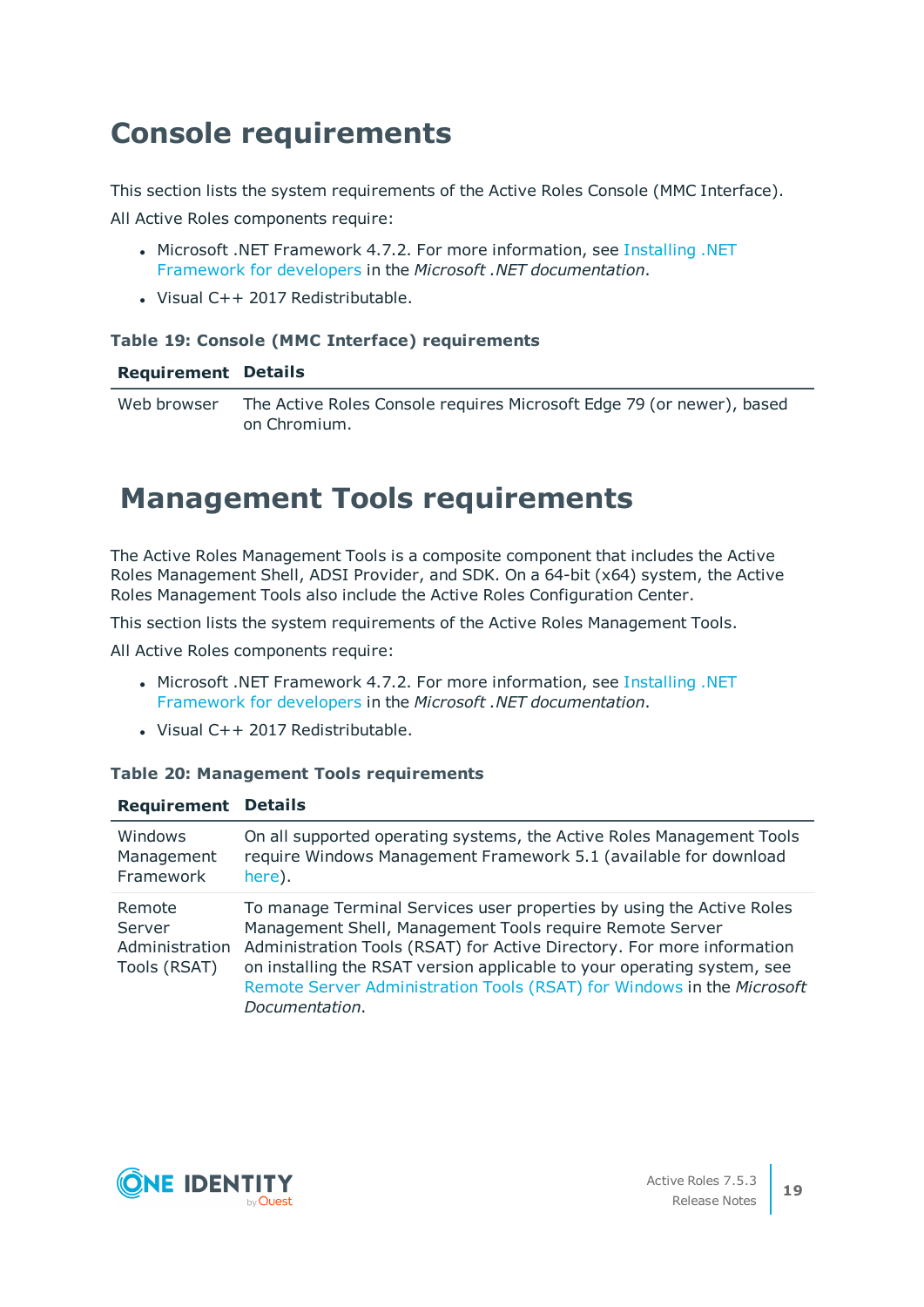# Console requirements

This section lists the system requirements of the Active Roles Console (MMC Interface).

All Active Roles components require:

- Microsoft .NET Framework 4.7.2. For more information, see Installing .NET Framework for developers in the *Microsoft .NET documentation*.
- Visual C++ 2017 Redistributable.

**Table 19: Console (MMC Interface) requirements**

| Requirement | Details |
| --- | --- |
| Web browser | The Active Roles Console requires Microsoft Edge 79 (or newer), based on Chromium. |

# Management Tools requirements

The Active Roles Management Tools is a composite component that includes the Active Roles Management Shell, ADSI Provider, and SDK. On a 64-bit (x64) system, the Active Roles Management Tools also include the Active Roles Configuration Center.

This section lists the system requirements of the Active Roles Management Tools.

All Active Roles components require:

- Microsoft .NET Framework 4.7.2. For more information, see Installing .NET Framework for developers in the *Microsoft .NET documentation*.
- Visual C++ 2017 Redistributable.

**Table 20: Management Tools requirements**

| Requirement | Details |
| --- | --- |
| Windows Management Framework | On all supported operating systems, the Active Roles Management Tools require Windows Management Framework 5.1 (available for download here). |
| Remote Server Administration Tools (RSAT) | To manage Terminal Services user properties by using the Active Roles Management Shell, Management Tools require Remote Server Administration Tools (RSAT) for Active Directory. For more information on installing the RSAT version applicable to your operating system, see Remote Server Administration Tools (RSAT) for Windows in the *Microsoft Documentation*. |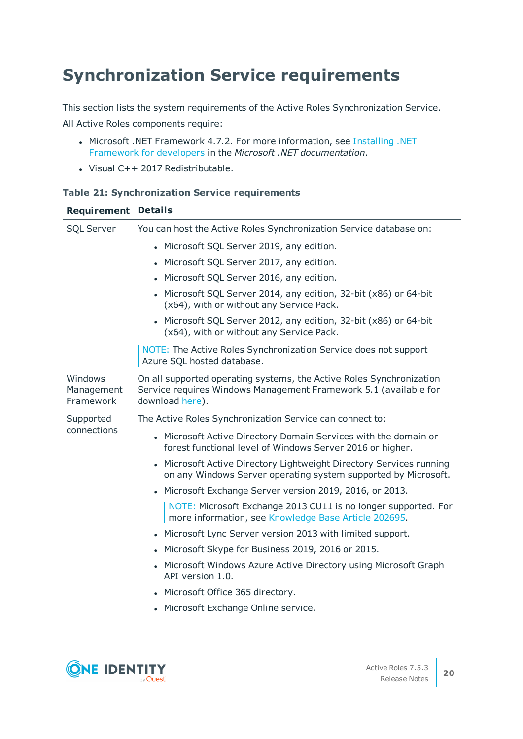# Synchronization Service requirements

This section lists the system requirements of the Active Roles Synchronization Service.

All Active Roles components require:

- Microsoft .NET Framework 4.7.2. For more information, see Installing .NET Framework for developers in the *Microsoft .NET documentation*.
- Visual C++ 2017 Redistributable.

**Table 21: Synchronization Service requirements**

| Requirement | Details |
|---|---|
| SQL Server | You can host the Active Roles Synchronization Service database on:<br>• Microsoft SQL Server 2019, any edition.<br>• Microsoft SQL Server 2017, any edition.<br>• Microsoft SQL Server 2016, any edition.<br>• Microsoft SQL Server 2014, any edition, 32-bit (x86) or 64-bit (x64), with or without any Service Pack.<br>• Microsoft SQL Server 2012, any edition, 32-bit (x86) or 64-bit (x64), with or without any Service Pack.<br>NOTE: The Active Roles Synchronization Service does not support Azure SQL hosted database. |
| Windows Management Framework | On all supported operating systems, the Active Roles Synchronization Service requires Windows Management Framework 5.1 (available for download here). |
| Supported connections | The Active Roles Synchronization Service can connect to:<br>• Microsoft Active Directory Domain Services with the domain or forest functional level of Windows Server 2016 or higher.<br>• Microsoft Active Directory Lightweight Directory Services running on any Windows Server operating system supported by Microsoft.<br>• Microsoft Exchange Server version 2019, 2016, or 2013.<br>NOTE: Microsoft Exchange 2013 CU11 is no longer supported. For more information, see Knowledge Base Article 202695.<br>• Microsoft Lync Server version 2013 with limited support.<br>• Microsoft Skype for Business 2019, 2016 or 2015.<br>• Microsoft Windows Azure Active Directory using Microsoft Graph API version 1.0.<br>• Microsoft Office 365 directory.<br>• Microsoft Exchange Online service. |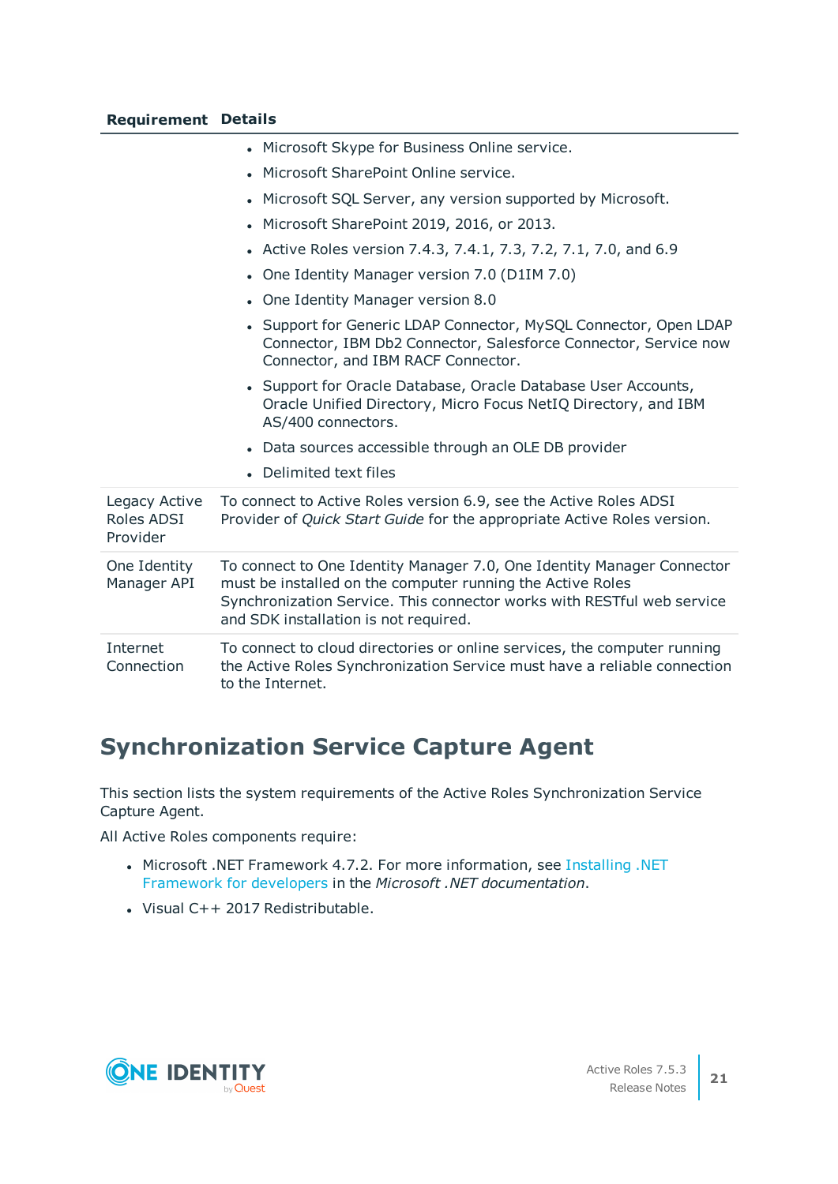| Requirement | Details |
|---|---|
| | • Microsoft Skype for Business Online service.<br>• Microsoft SharePoint Online service.<br>• Microsoft SQL Server, any version supported by Microsoft.<br>• Microsoft SharePoint 2019, 2016, or 2013.<br>• Active Roles version 7.4.3, 7.4.1, 7.3, 7.2, 7.1, 7.0, and 6.9<br>• One Identity Manager version 7.0 (D1IM 7.0)<br>• One Identity Manager version 8.0<br>• Support for Generic LDAP Connector, MySQL Connector, Open LDAP Connector, IBM Db2 Connector, Salesforce Connector, Service now Connector, and IBM RACF Connector.<br>• Support for Oracle Database, Oracle Database User Accounts, Oracle Unified Directory, Micro Focus NetIQ Directory, and IBM AS/400 connectors.<br>• Data sources accessible through an OLE DB provider<br>• Delimited text files |
| Legacy Active Roles ADSI Provider | To connect to Active Roles version 6.9, see the Active Roles ADSI Provider of *Quick Start Guide* for the appropriate Active Roles version. |
| One Identity Manager API | To connect to One Identity Manager 7.0, One Identity Manager Connector must be installed on the computer running the Active Roles Synchronization Service. This connector works with RESTful web service and SDK installation is not required. |
| Internet Connection | To connect to cloud directories or online services, the computer running the Active Roles Synchronization Service must have a reliable connection to the Internet. |

## Synchronization Service Capture Agent

This section lists the system requirements of the Active Roles Synchronization Service Capture Agent.

All Active Roles components require:

- Microsoft .NET Framework 4.7.2. For more information, see Installing .NET Framework for developers in the *Microsoft .NET documentation*.
- Visual C++ 2017 Redistributable.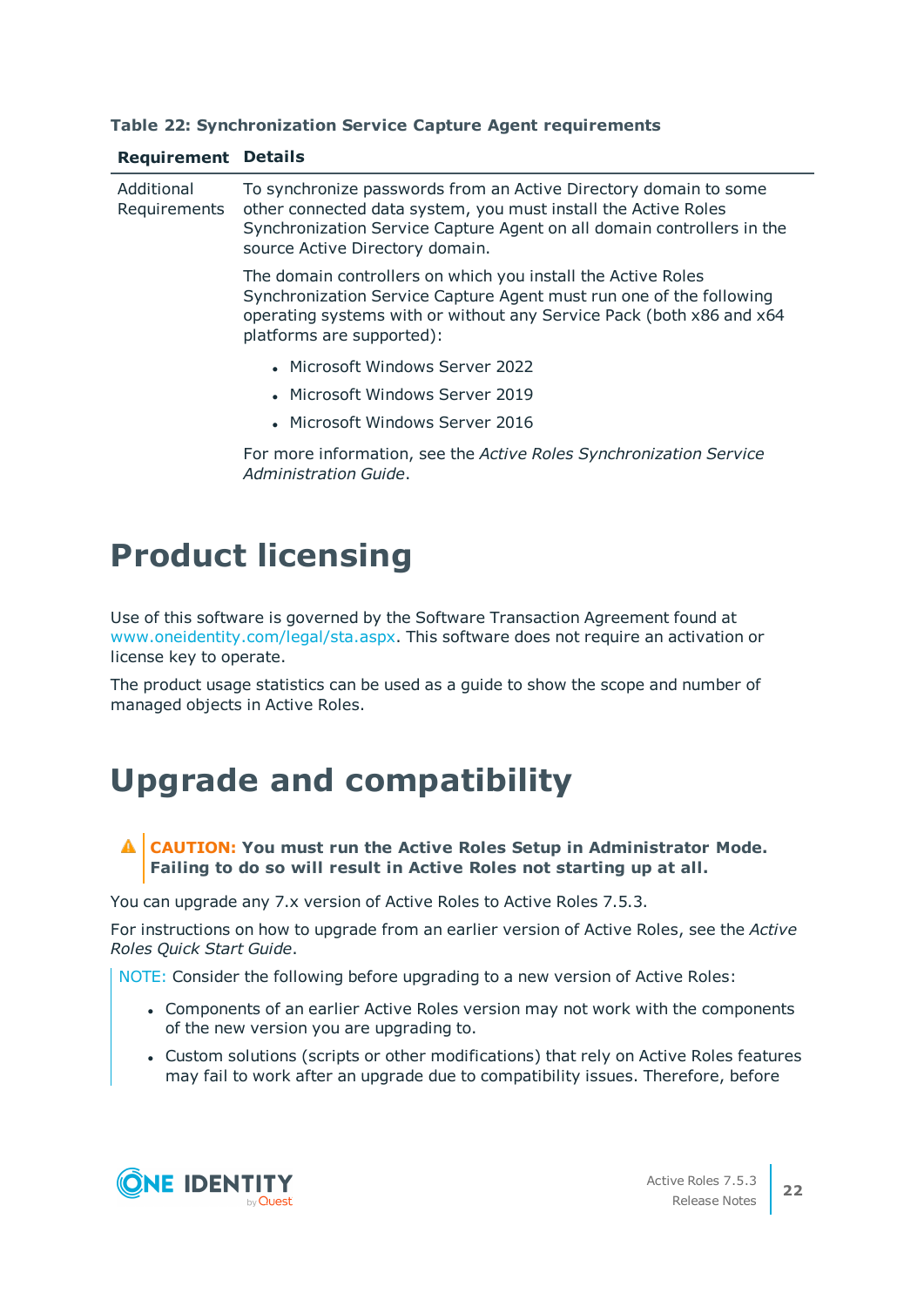**Table 22: Synchronization Service Capture Agent requirements**

| Requirement | Details |
| --- | --- |
| Additional Requirements | To synchronize passwords from an Active Directory domain to some other connected data system, you must install the Active Roles Synchronization Service Capture Agent on all domain controllers in the source Active Directory domain.<br><br>The domain controllers on which you install the Active Roles Synchronization Service Capture Agent must run one of the following operating systems with or without any Service Pack (both x86 and x64 platforms are supported):<br><br>• Microsoft Windows Server 2022<br>• Microsoft Windows Server 2019<br>• Microsoft Windows Server 2016<br><br>For more information, see the *Active Roles Synchronization Service Administration Guide*. |

# Product licensing

Use of this software is governed by the Software Transaction Agreement found at www.oneidentity.com/legal/sta.aspx. This software does not require an activation or license key to operate.

The product usage statistics can be used as a guide to show the scope and number of managed objects in Active Roles.

# Upgrade and compatibility

**CAUTION: You must run the Active Roles Setup in Administrator Mode. Failing to do so will result in Active Roles not starting up at all.**

You can upgrade any 7.x version of Active Roles to Active Roles 7.5.3.

For instructions on how to upgrade from an earlier version of Active Roles, see the *Active Roles Quick Start Guide*.

NOTE: Consider the following before upgrading to a new version of Active Roles:

- Components of an earlier Active Roles version may not work with the components of the new version you are upgrading to.
- Custom solutions (scripts or other modifications) that rely on Active Roles features may fail to work after an upgrade due to compatibility issues. Therefore, before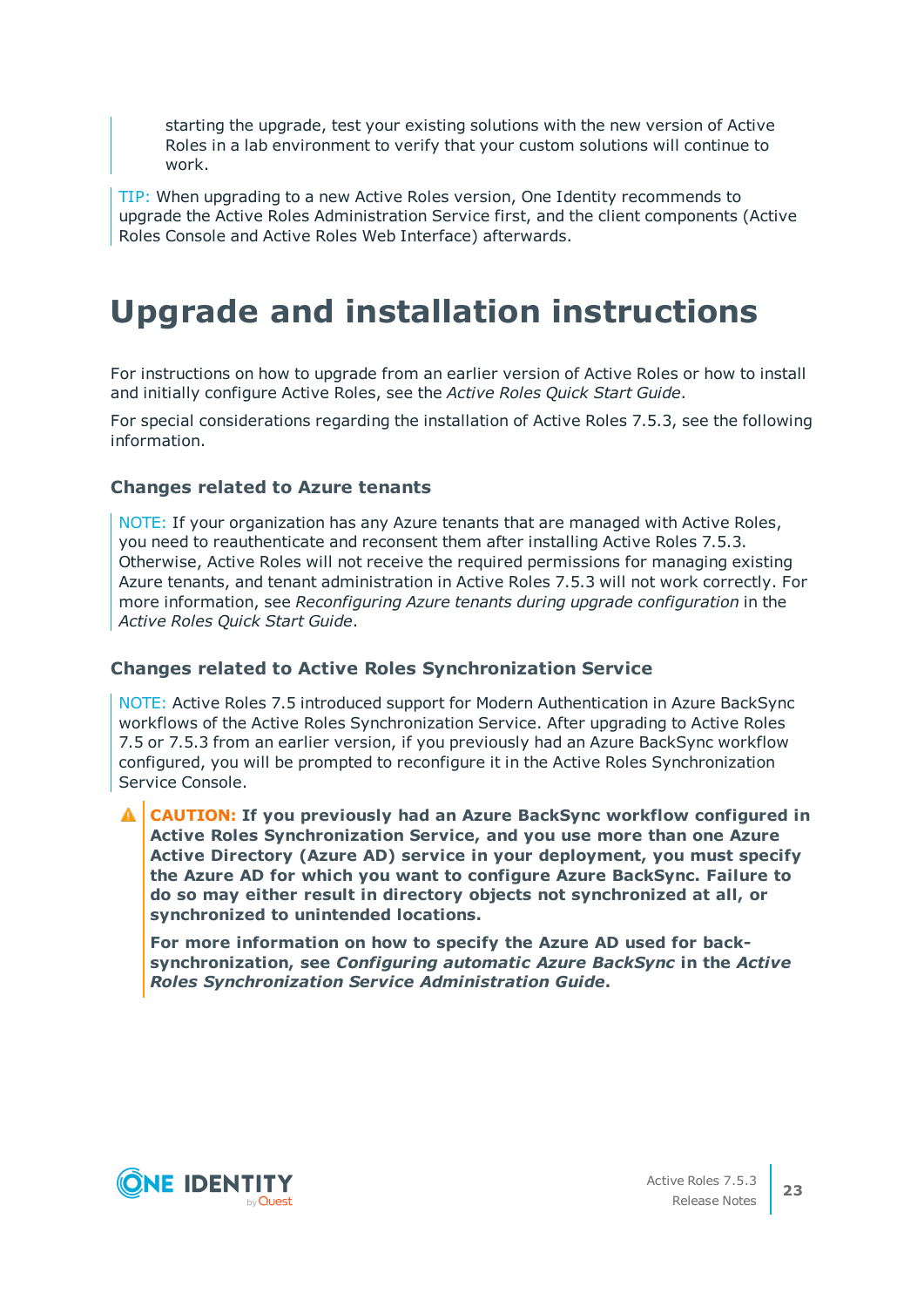starting the upgrade, test your existing solutions with the new version of Active Roles in a lab environment to verify that your custom solutions will continue to work.

TIP: When upgrading to a new Active Roles version, One Identity recommends to upgrade the Active Roles Administration Service first, and the client components (Active Roles Console and Active Roles Web Interface) afterwards.

# Upgrade and installation instructions

For instructions on how to upgrade from an earlier version of Active Roles or how to install and initially configure Active Roles, see the *Active Roles Quick Start Guide*.

For special considerations regarding the installation of Active Roles 7.5.3, see the following information.

### Changes related to Azure tenants

NOTE: If your organization has any Azure tenants that are managed with Active Roles, you need to reauthenticate and reconsent them after installing Active Roles 7.5.3. Otherwise, Active Roles will not receive the required permissions for managing existing Azure tenants, and tenant administration in Active Roles 7.5.3 will not work correctly. For more information, see *Reconfiguring Azure tenants during upgrade configuration* in the *Active Roles Quick Start Guide*.

### Changes related to Active Roles Synchronization Service

NOTE: Active Roles 7.5 introduced support for Modern Authentication in Azure BackSync workflows of the Active Roles Synchronization Service. After upgrading to Active Roles 7.5 or 7.5.3 from an earlier version, if you previously had an Azure BackSync workflow configured, you will be prompted to reconfigure it in the Active Roles Synchronization Service Console.

**CAUTION: If you previously had an Azure BackSync workflow configured in Active Roles Synchronization Service, and you use more than one Azure Active Directory (Azure AD) service in your deployment, you must specify the Azure AD for which you want to configure Azure BackSync. Failure to do so may either result in directory objects not synchronized at all, or synchronized to unintended locations.**

**For more information on how to specify the Azure AD used for back-synchronization, see *Configuring automatic Azure BackSync* in the *Active Roles Synchronization Service Administration Guide*.**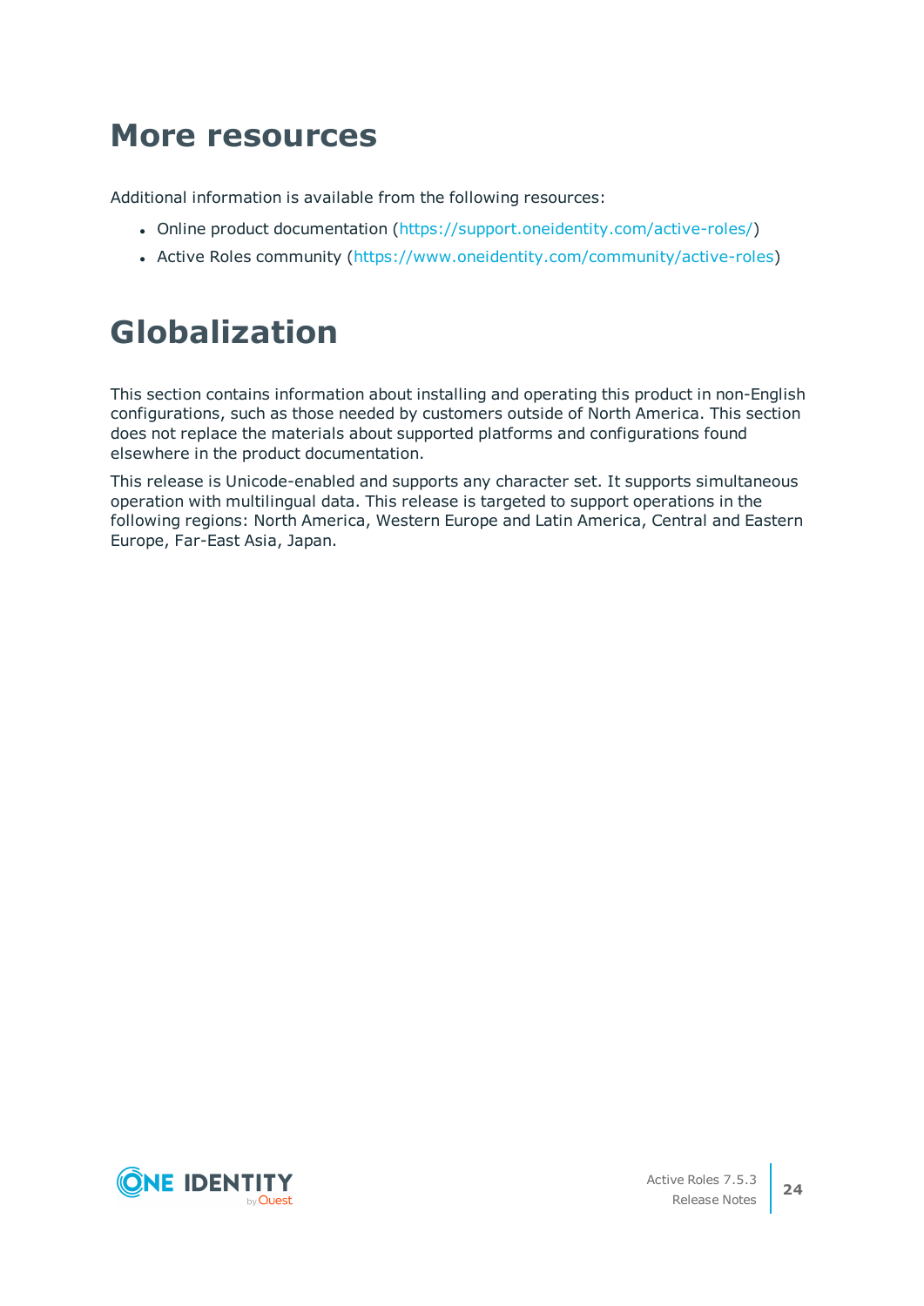# More resources

Additional information is available from the following resources:

- Online product documentation (https://support.oneidentity.com/active-roles/)
- Active Roles community (https://www.oneidentity.com/community/active-roles)

# Globalization

This section contains information about installing and operating this product in non-English configurations, such as those needed by customers outside of North America. This section does not replace the materials about supported platforms and configurations found elsewhere in the product documentation.

This release is Unicode-enabled and supports any character set. It supports simultaneous operation with multilingual data. This release is targeted to support operations in the following regions: North America, Western Europe and Latin America, Central and Eastern Europe, Far-East Asia, Japan.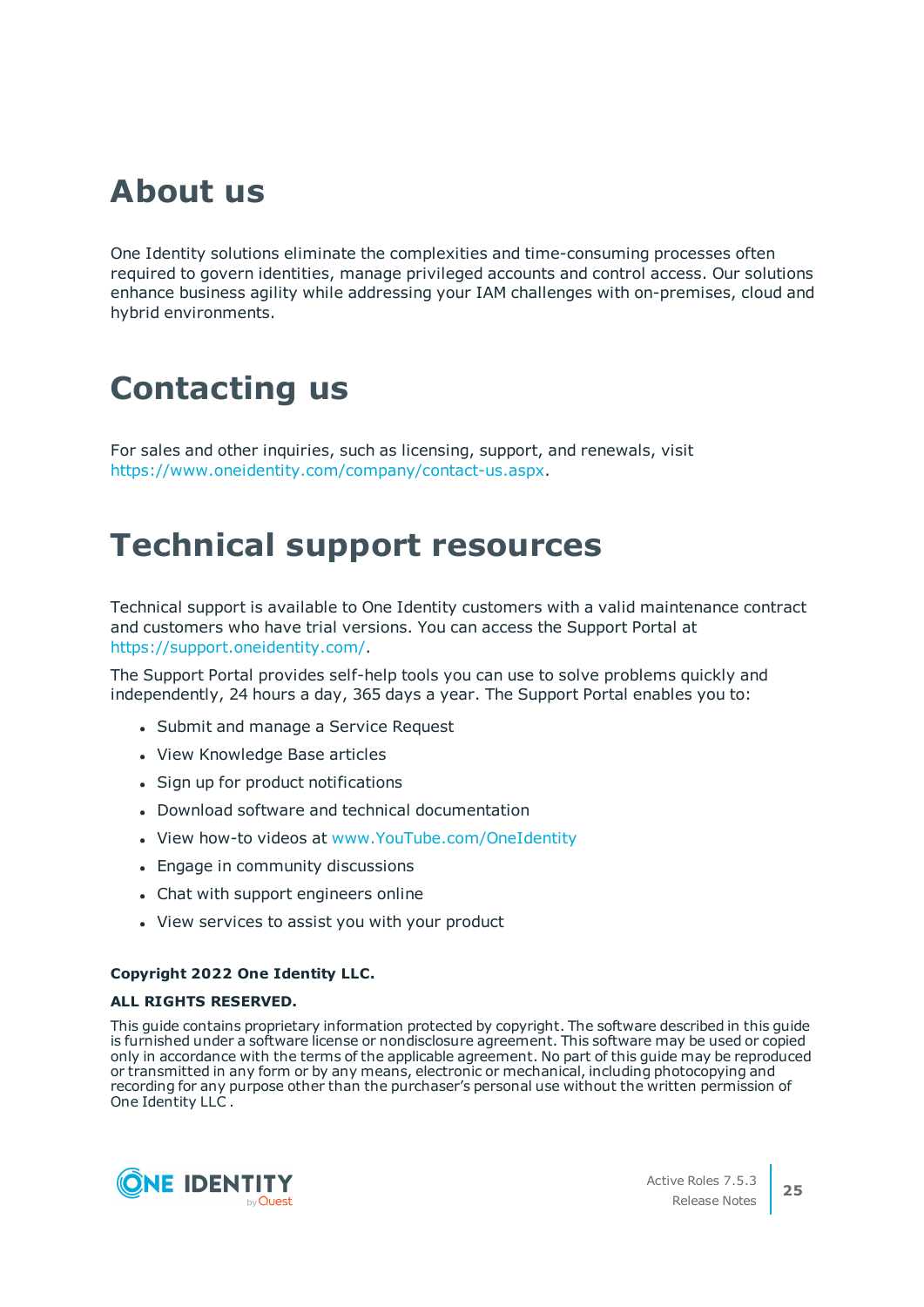# About us

One Identity solutions eliminate the complexities and time-consuming processes often required to govern identities, manage privileged accounts and control access. Our solutions enhance business agility while addressing your IAM challenges with on-premises, cloud and hybrid environments.

# Contacting us

For sales and other inquiries, such as licensing, support, and renewals, visit https://www.oneidentity.com/company/contact-us.aspx.

# Technical support resources

Technical support is available to One Identity customers with a valid maintenance contract and customers who have trial versions. You can access the Support Portal at https://support.oneidentity.com/.

The Support Portal provides self-help tools you can use to solve problems quickly and independently, 24 hours a day, 365 days a year. The Support Portal enables you to:

- Submit and manage a Service Request
- View Knowledge Base articles
- Sign up for product notifications
- Download software and technical documentation
- View how-to videos at www.YouTube.com/OneIdentity
- Engage in community discussions
- Chat with support engineers online
- View services to assist you with your product

**Copyright 2022 One Identity LLC.**

**ALL RIGHTS RESERVED.**

This guide contains proprietary information protected by copyright. The software described in this guide is furnished under a software license or nondisclosure agreement. This software may be used or copied only in accordance with the terms of the applicable agreement. No part of this guide may be reproduced or transmitted in any form or by any means, electronic or mechanical, including photocopying and recording for any purpose other than the purchaser's personal use without the written permission of One Identity LLC .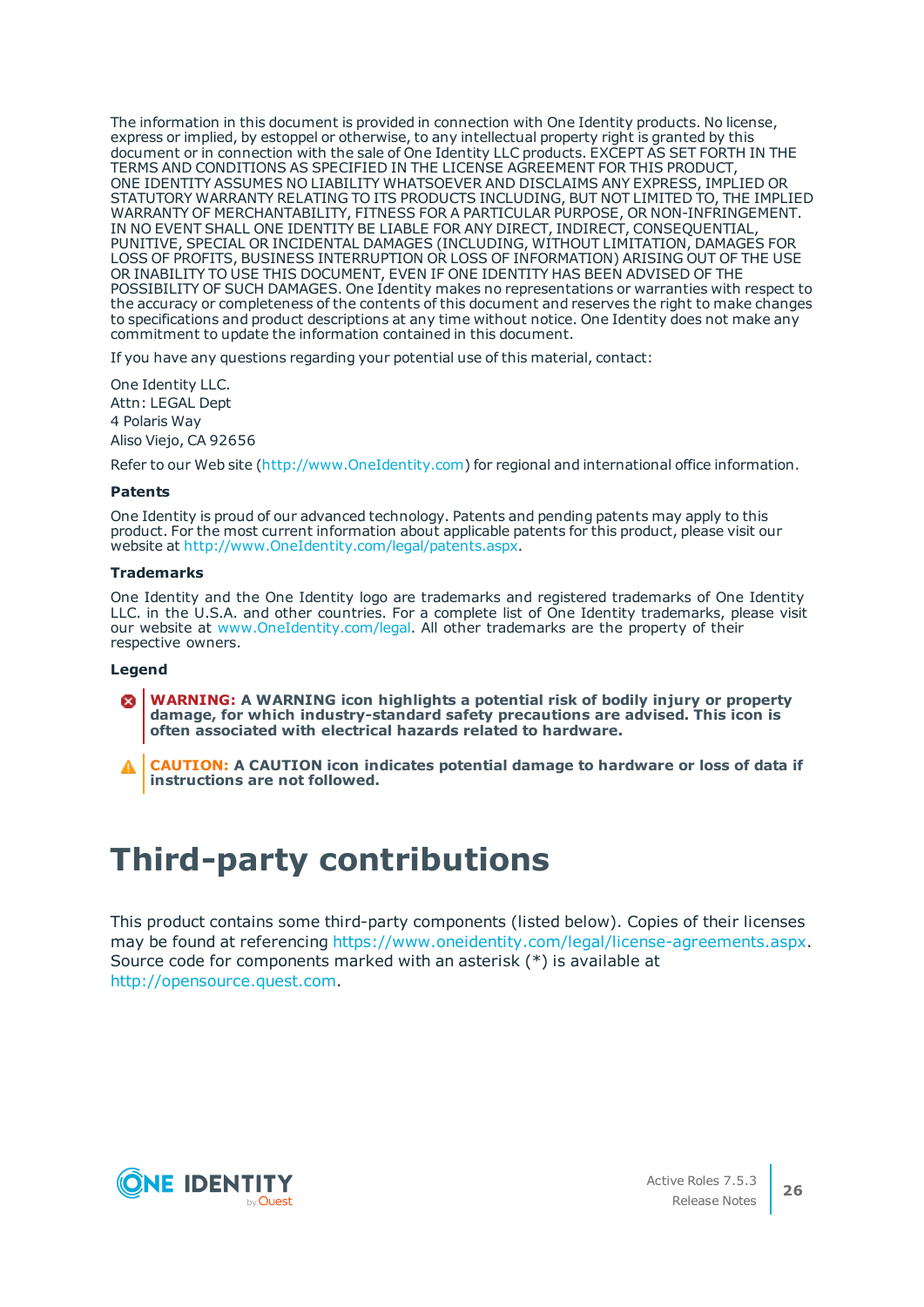The information in this document is provided in connection with One Identity products. No license, express or implied, by estoppel or otherwise, to any intellectual property right is granted by this document or in connection with the sale of One Identity LLC products. EXCEPT AS SET FORTH IN THE TERMS AND CONDITIONS AS SPECIFIED IN THE LICENSE AGREEMENT FOR THIS PRODUCT, ONE IDENTITY ASSUMES NO LIABILITY WHATSOEVER AND DISCLAIMS ANY EXPRESS, IMPLIED OR STATUTORY WARRANTY RELATING TO ITS PRODUCTS INCLUDING, BUT NOT LIMITED TO, THE IMPLIED WARRANTY OF MERCHANTABILITY, FITNESS FOR A PARTICULAR PURPOSE, OR NON-INFRINGEMENT. IN NO EVENT SHALL ONE IDENTITY BE LIABLE FOR ANY DIRECT, INDIRECT, CONSEQUENTIAL, PUNITIVE, SPECIAL OR INCIDENTAL DAMAGES (INCLUDING, WITHOUT LIMITATION, DAMAGES FOR LOSS OF PROFITS, BUSINESS INTERRUPTION OR LOSS OF INFORMATION) ARISING OUT OF THE USE OR INABILITY TO USE THIS DOCUMENT, EVEN IF ONE IDENTITY HAS BEEN ADVISED OF THE POSSIBILITY OF SUCH DAMAGES. One Identity makes no representations or warranties with respect to the accuracy or completeness of the contents of this document and reserves the right to make changes to specifications and product descriptions at any time without notice. One Identity does not make any commitment to update the information contained in this document.

If you have any questions regarding your potential use of this material, contact:

One Identity LLC.
Attn: LEGAL Dept
4 Polaris Way
Aliso Viejo, CA 92656

Refer to our Web site (http://www.OneIdentity.com) for regional and international office information.

**Patents**

One Identity is proud of our advanced technology. Patents and pending patents may apply to this product. For the most current information about applicable patents for this product, please visit our website at http://www.OneIdentity.com/legal/patents.aspx.

**Trademarks**

One Identity and the One Identity logo are trademarks and registered trademarks of One Identity LLC. in the U.S.A. and other countries. For a complete list of One Identity trademarks, please visit our website at www.OneIdentity.com/legal. All other trademarks are the property of their respective owners.

**Legend**

**WARNING: A WARNING icon highlights a potential risk of bodily injury or property damage, for which industry-standard safety precautions are advised. This icon is often associated with electrical hazards related to hardware.**

**CAUTION: A CAUTION icon indicates potential damage to hardware or loss of data if instructions are not followed.**

# Third-party contributions

This product contains some third-party components (listed below). Copies of their licenses may be found at referencing https://www.oneidentity.com/legal/license-agreements.aspx. Source code for components marked with an asterisk (*) is available at http://opensource.quest.com.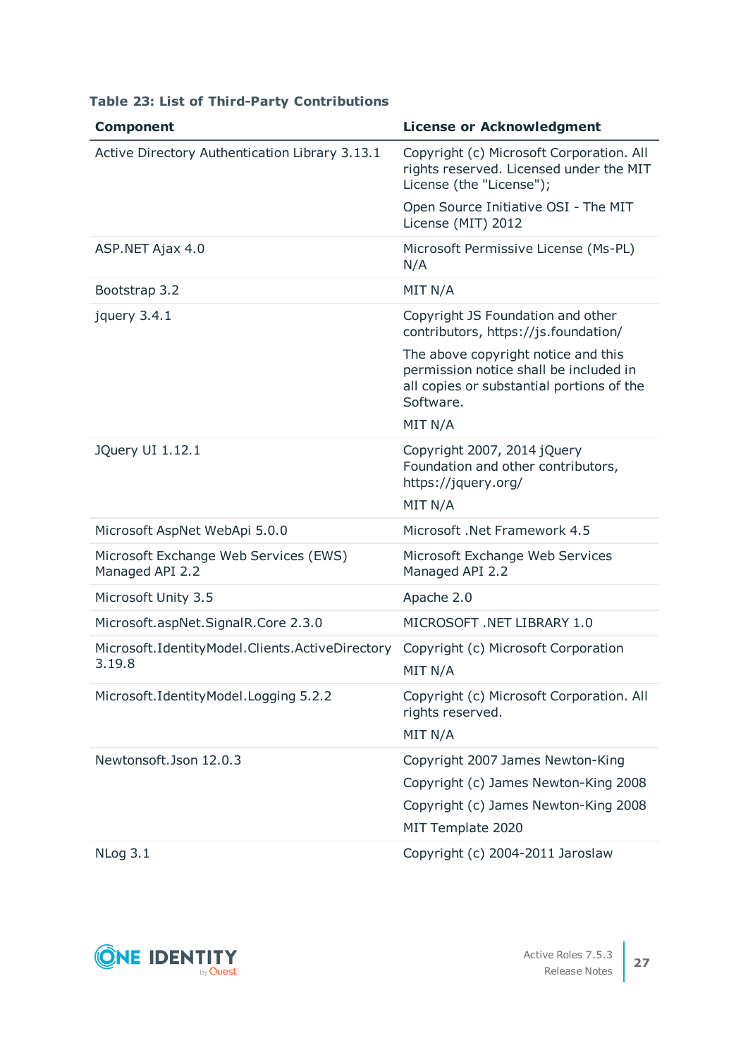**Table 23: List of Third-Party Contributions**

| Component | License or Acknowledgment |
| --- | --- |
| Active Directory Authentication Library 3.13.1 | Copyright (c) Microsoft Corporation. All rights reserved. Licensed under the MIT License (the "License");<br>Open Source Initiative OSI - The MIT License (MIT) 2012 |
| ASP.NET Ajax 4.0 | Microsoft Permissive License (Ms-PL) N/A |
| Bootstrap 3.2 | MIT N/A |
| jquery 3.4.1 | Copyright JS Foundation and other contributors, https://js.foundation/<br>The above copyright notice and this permission notice shall be included in all copies or substantial portions of the Software.<br>MIT N/A |
| JQuery UI 1.12.1 | Copyright 2007, 2014 jQuery Foundation and other contributors, https://jquery.org/<br>MIT N/A |
| Microsoft AspNet WebApi 5.0.0 | Microsoft .Net Framework 4.5 |
| Microsoft Exchange Web Services (EWS) Managed API 2.2 | Microsoft Exchange Web Services Managed API 2.2 |
| Microsoft Unity 3.5 | Apache 2.0 |
| Microsoft.aspNet.SignalR.Core 2.3.0 | MICROSOFT .NET LIBRARY 1.0 |
| Microsoft.IdentityModel.Clients.ActiveDirectory 3.19.8 | Copyright (c) Microsoft Corporation<br>MIT N/A |
| Microsoft.IdentityModel.Logging 5.2.2 | Copyright (c) Microsoft Corporation. All rights reserved.<br>MIT N/A |
| Newtonsoft.Json 12.0.3 | Copyright 2007 James Newton-King<br>Copyright (c) James Newton-King 2008<br>Copyright (c) James Newton-King 2008<br>MIT Template 2020 |
| NLog 3.1 | Copyright (c) 2004-2011 Jaroslaw |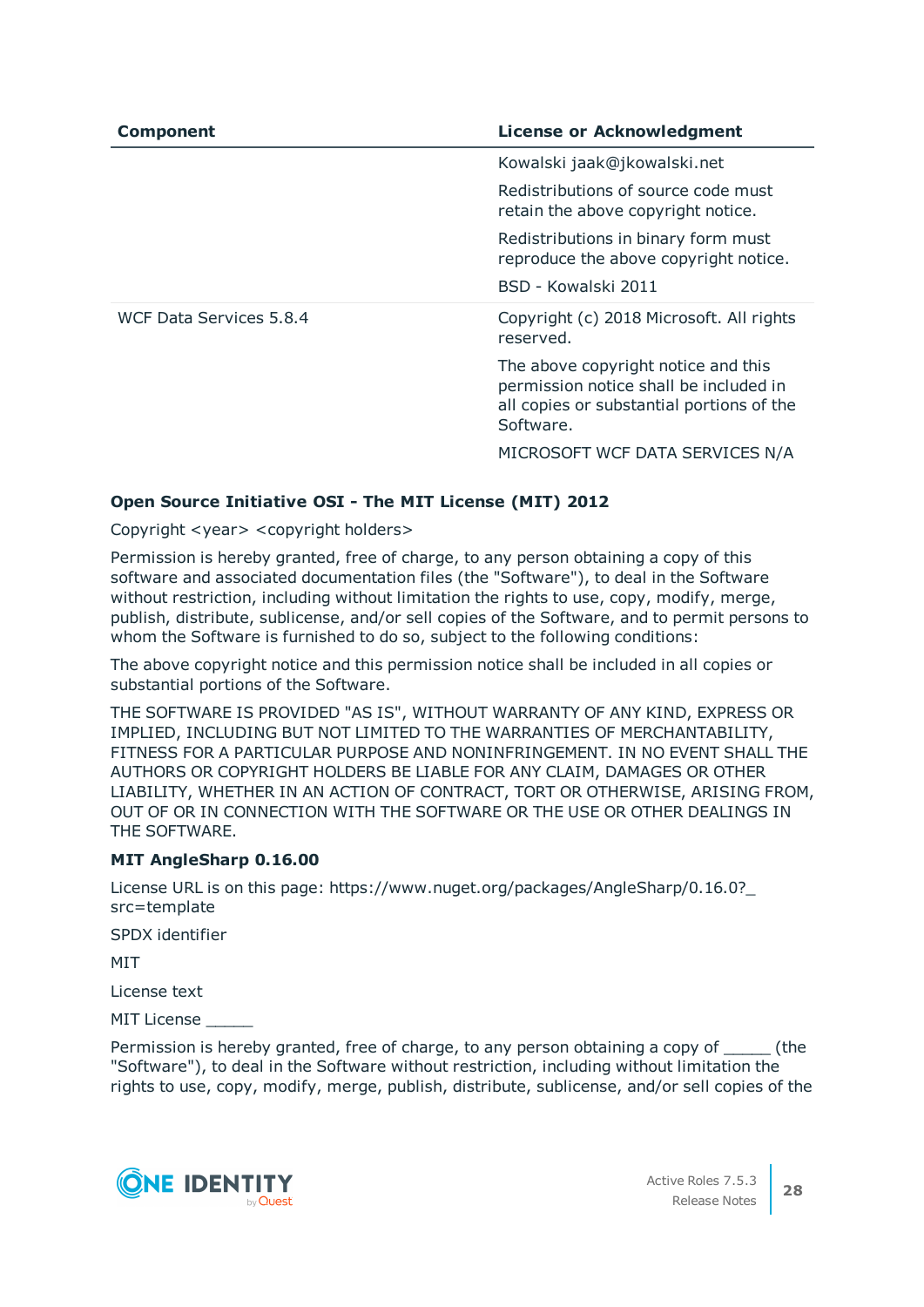| Component | License or Acknowledgment |
| --- | --- |
| | Kowalski jaak@jkowalski.net<br><br>Redistributions of source code must retain the above copyright notice.<br><br>Redistributions in binary form must reproduce the above copyright notice.<br><br>BSD - Kowalski 2011 |
| WCF Data Services 5.8.4 | Copyright (c) 2018 Microsoft. All rights reserved.<br><br>The above copyright notice and this permission notice shall be included in all copies or substantial portions of the Software.<br><br>MICROSOFT WCF DATA SERVICES N/A |

**Open Source Initiative OSI - The MIT License (MIT) 2012**

Copyright <year> <copyright holders>

Permission is hereby granted, free of charge, to any person obtaining a copy of this software and associated documentation files (the "Software"), to deal in the Software without restriction, including without limitation the rights to use, copy, modify, merge, publish, distribute, sublicense, and/or sell copies of the Software, and to permit persons to whom the Software is furnished to do so, subject to the following conditions:

The above copyright notice and this permission notice shall be included in all copies or substantial portions of the Software.

THE SOFTWARE IS PROVIDED "AS IS", WITHOUT WARRANTY OF ANY KIND, EXPRESS OR IMPLIED, INCLUDING BUT NOT LIMITED TO THE WARRANTIES OF MERCHANTABILITY, FITNESS FOR A PARTICULAR PURPOSE AND NONINFRINGEMENT. IN NO EVENT SHALL THE AUTHORS OR COPYRIGHT HOLDERS BE LIABLE FOR ANY CLAIM, DAMAGES OR OTHER LIABILITY, WHETHER IN AN ACTION OF CONTRACT, TORT OR OTHERWISE, ARISING FROM, OUT OF OR IN CONNECTION WITH THE SOFTWARE OR THE USE OR OTHER DEALINGS IN THE SOFTWARE.

**MIT AngleSharp 0.16.00**

License URL is on this page: https://www.nuget.org/packages/AngleSharp/0.16.0?_src=template

SPDX identifier

MIT

License text

MIT License _____

Permission is hereby granted, free of charge, to any person obtaining a copy of _____ (the "Software"), to deal in the Software without restriction, including without limitation the rights to use, copy, modify, merge, publish, distribute, sublicense, and/or sell copies of the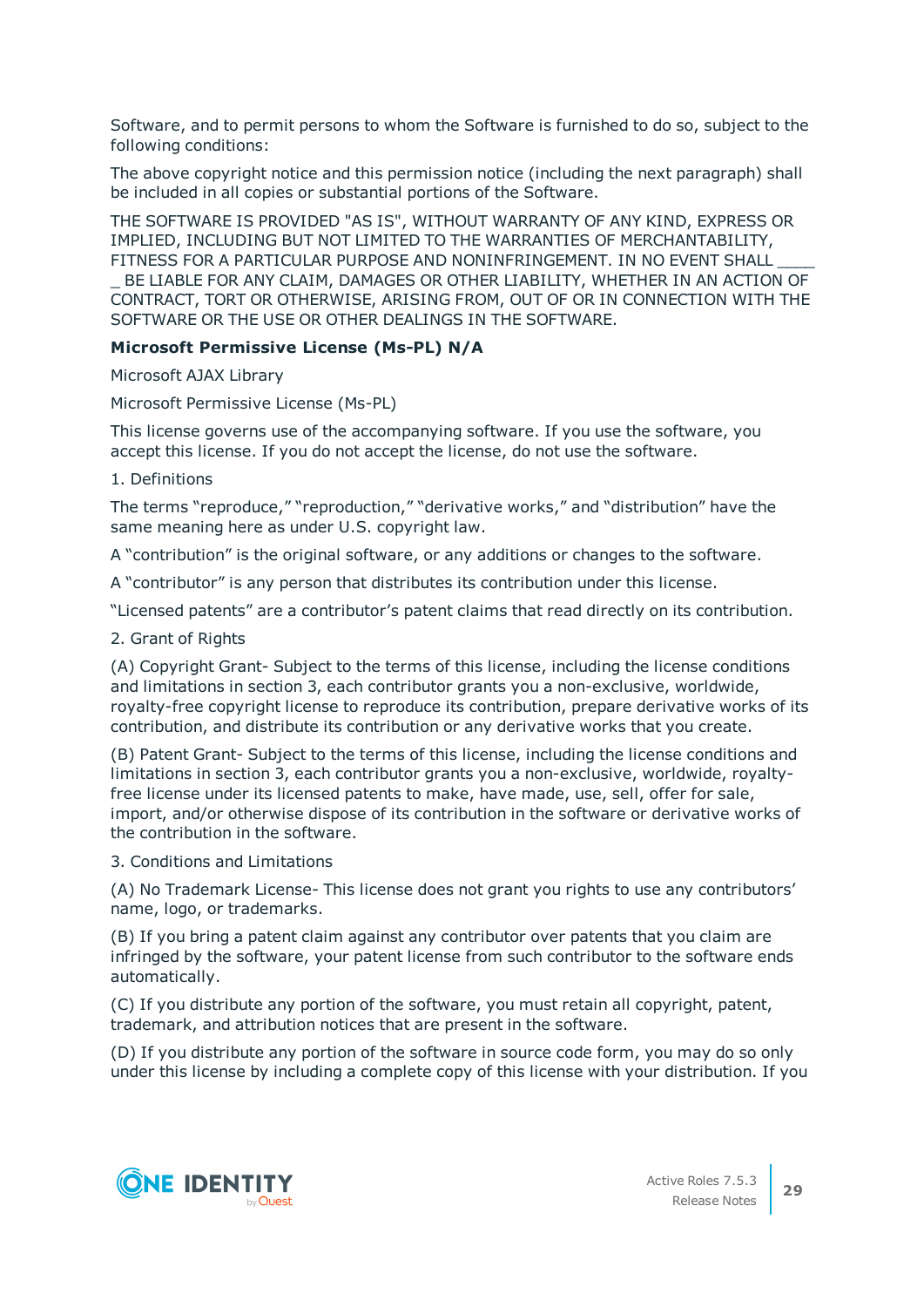Software, and to permit persons to whom the Software is furnished to do so, subject to the following conditions:

The above copyright notice and this permission notice (including the next paragraph) shall be included in all copies or substantial portions of the Software.

THE SOFTWARE IS PROVIDED "AS IS", WITHOUT WARRANTY OF ANY KIND, EXPRESS OR IMPLIED, INCLUDING BUT NOT LIMITED TO THE WARRANTIES OF MERCHANTABILITY, FITNESS FOR A PARTICULAR PURPOSE AND NONINFRINGEMENT. IN NO EVENT SHALL _____ BE LIABLE FOR ANY CLAIM, DAMAGES OR OTHER LIABILITY, WHETHER IN AN ACTION OF CONTRACT, TORT OR OTHERWISE, ARISING FROM, OUT OF OR IN CONNECTION WITH THE SOFTWARE OR THE USE OR OTHER DEALINGS IN THE SOFTWARE.

**Microsoft Permissive License (Ms-PL) N/A**

Microsoft AJAX Library

Microsoft Permissive License (Ms-PL)

This license governs use of the accompanying software. If you use the software, you accept this license. If you do not accept the license, do not use the software.

1. Definitions

The terms “reproduce,” “reproduction,” “derivative works,” and “distribution” have the same meaning here as under U.S. copyright law.

A “contribution” is the original software, or any additions or changes to the software.

A “contributor” is any person that distributes its contribution under this license.

“Licensed patents” are a contributor’s patent claims that read directly on its contribution.

2. Grant of Rights

(A) Copyright Grant- Subject to the terms of this license, including the license conditions and limitations in section 3, each contributor grants you a non-exclusive, worldwide, royalty-free copyright license to reproduce its contribution, prepare derivative works of its contribution, and distribute its contribution or any derivative works that you create.

(B) Patent Grant- Subject to the terms of this license, including the license conditions and limitations in section 3, each contributor grants you a non-exclusive, worldwide, royalty-free license under its licensed patents to make, have made, use, sell, offer for sale, import, and/or otherwise dispose of its contribution in the software or derivative works of the contribution in the software.

3. Conditions and Limitations

(A) No Trademark License- This license does not grant you rights to use any contributors’ name, logo, or trademarks.

(B) If you bring a patent claim against any contributor over patents that you claim are infringed by the software, your patent license from such contributor to the software ends automatically.

(C) If you distribute any portion of the software, you must retain all copyright, patent, trademark, and attribution notices that are present in the software.

(D) If you distribute any portion of the software in source code form, you may do so only under this license by including a complete copy of this license with your distribution. If you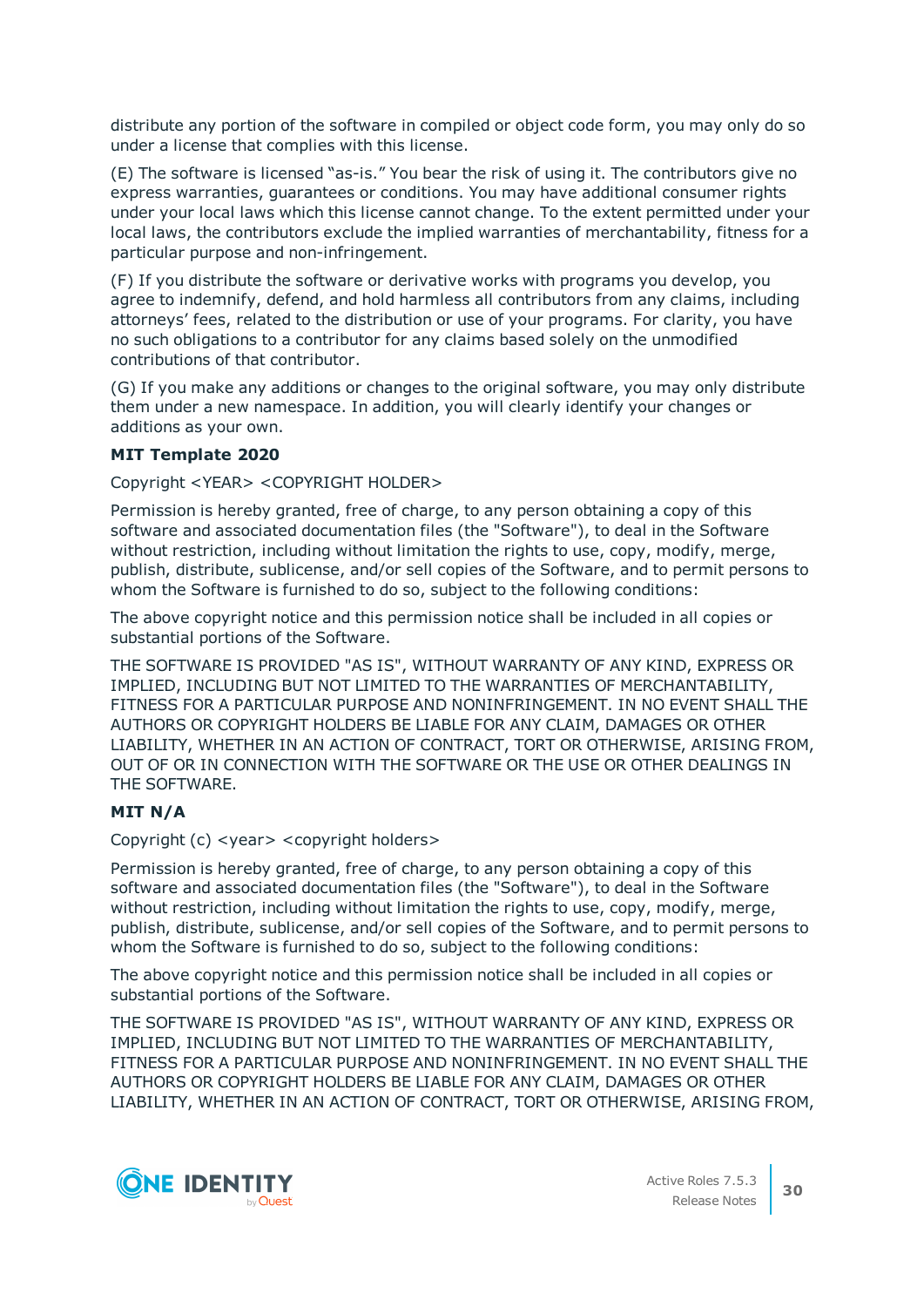distribute any portion of the software in compiled or object code form, you may only do so under a license that complies with this license.

(E) The software is licensed "as-is." You bear the risk of using it. The contributors give no express warranties, guarantees or conditions. You may have additional consumer rights under your local laws which this license cannot change. To the extent permitted under your local laws, the contributors exclude the implied warranties of merchantability, fitness for a particular purpose and non-infringement.

(F) If you distribute the software or derivative works with programs you develop, you agree to indemnify, defend, and hold harmless all contributors from any claims, including attorneys' fees, related to the distribution or use of your programs. For clarity, you have no such obligations to a contributor for any claims based solely on the unmodified contributions of that contributor.

(G) If you make any additions or changes to the original software, you may only distribute them under a new namespace. In addition, you will clearly identify your changes or additions as your own.

**MIT Template 2020**

Copyright <YEAR> <COPYRIGHT HOLDER>

Permission is hereby granted, free of charge, to any person obtaining a copy of this software and associated documentation files (the "Software"), to deal in the Software without restriction, including without limitation the rights to use, copy, modify, merge, publish, distribute, sublicense, and/or sell copies of the Software, and to permit persons to whom the Software is furnished to do so, subject to the following conditions:

The above copyright notice and this permission notice shall be included in all copies or substantial portions of the Software.

THE SOFTWARE IS PROVIDED "AS IS", WITHOUT WARRANTY OF ANY KIND, EXPRESS OR IMPLIED, INCLUDING BUT NOT LIMITED TO THE WARRANTIES OF MERCHANTABILITY, FITNESS FOR A PARTICULAR PURPOSE AND NONINFRINGEMENT. IN NO EVENT SHALL THE AUTHORS OR COPYRIGHT HOLDERS BE LIABLE FOR ANY CLAIM, DAMAGES OR OTHER LIABILITY, WHETHER IN AN ACTION OF CONTRACT, TORT OR OTHERWISE, ARISING FROM, OUT OF OR IN CONNECTION WITH THE SOFTWARE OR THE USE OR OTHER DEALINGS IN THE SOFTWARE.

**MIT N/A**

Copyright (c) <year> <copyright holders>

Permission is hereby granted, free of charge, to any person obtaining a copy of this software and associated documentation files (the "Software"), to deal in the Software without restriction, including without limitation the rights to use, copy, modify, merge, publish, distribute, sublicense, and/or sell copies of the Software, and to permit persons to whom the Software is furnished to do so, subject to the following conditions:

The above copyright notice and this permission notice shall be included in all copies or substantial portions of the Software.

THE SOFTWARE IS PROVIDED "AS IS", WITHOUT WARRANTY OF ANY KIND, EXPRESS OR IMPLIED, INCLUDING BUT NOT LIMITED TO THE WARRANTIES OF MERCHANTABILITY, FITNESS FOR A PARTICULAR PURPOSE AND NONINFRINGEMENT. IN NO EVENT SHALL THE AUTHORS OR COPYRIGHT HOLDERS BE LIABLE FOR ANY CLAIM, DAMAGES OR OTHER LIABILITY, WHETHER IN AN ACTION OF CONTRACT, TORT OR OTHERWISE, ARISING FROM,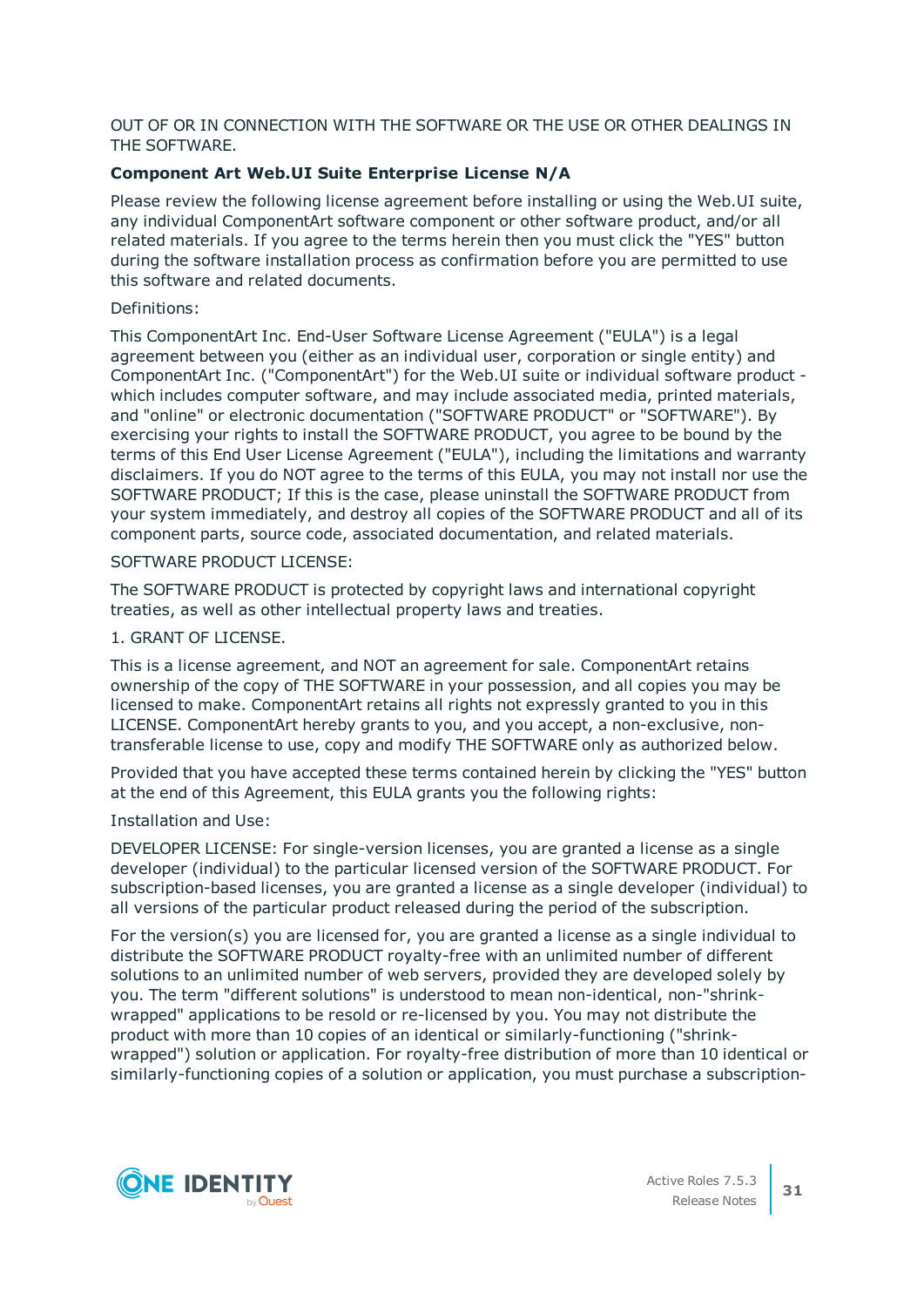OUT OF OR IN CONNECTION WITH THE SOFTWARE OR THE USE OR OTHER DEALINGS IN THE SOFTWARE.

**Component Art Web.UI Suite Enterprise License N/A**

Please review the following license agreement before installing or using the Web.UI suite, any individual ComponentArt software component or other software product, and/or all related materials. If you agree to the terms herein then you must click the "YES" button during the software installation process as confirmation before you are permitted to use this software and related documents.

Definitions:

This ComponentArt Inc. End-User Software License Agreement ("EULA") is a legal agreement between you (either as an individual user, corporation or single entity) and ComponentArt Inc. ("ComponentArt") for the Web.UI suite or individual software product - which includes computer software, and may include associated media, printed materials, and "online" or electronic documentation ("SOFTWARE PRODUCT" or "SOFTWARE"). By exercising your rights to install the SOFTWARE PRODUCT, you agree to be bound by the terms of this End User License Agreement ("EULA"), including the limitations and warranty disclaimers. If you do NOT agree to the terms of this EULA, you may not install nor use the SOFTWARE PRODUCT; If this is the case, please uninstall the SOFTWARE PRODUCT from your system immediately, and destroy all copies of the SOFTWARE PRODUCT and all of its component parts, source code, associated documentation, and related materials.

SOFTWARE PRODUCT LICENSE:

The SOFTWARE PRODUCT is protected by copyright laws and international copyright treaties, as well as other intellectual property laws and treaties.

1. GRANT OF LICENSE.

This is a license agreement, and NOT an agreement for sale. ComponentArt retains ownership of the copy of THE SOFTWARE in your possession, and all copies you may be licensed to make. ComponentArt retains all rights not expressly granted to you in this LICENSE. ComponentArt hereby grants to you, and you accept, a non-exclusive, non-transferable license to use, copy and modify THE SOFTWARE only as authorized below.

Provided that you have accepted these terms contained herein by clicking the "YES" button at the end of this Agreement, this EULA grants you the following rights:

Installation and Use:

DEVELOPER LICENSE: For single-version licenses, you are granted a license as a single developer (individual) to the particular licensed version of the SOFTWARE PRODUCT. For subscription-based licenses, you are granted a license as a single developer (individual) to all versions of the particular product released during the period of the subscription.

For the version(s) you are licensed for, you are granted a license as a single individual to distribute the SOFTWARE PRODUCT royalty-free with an unlimited number of different solutions to an unlimited number of web servers, provided they are developed solely by you. The term "different solutions" is understood to mean non-identical, non-"shrink-wrapped" applications to be resold or re-licensed by you. You may not distribute the product with more than 10 copies of an identical or similarly-functioning ("shrink-wrapped") solution or application. For royalty-free distribution of more than 10 identical or similarly-functioning copies of a solution or application, you must purchase a subscription-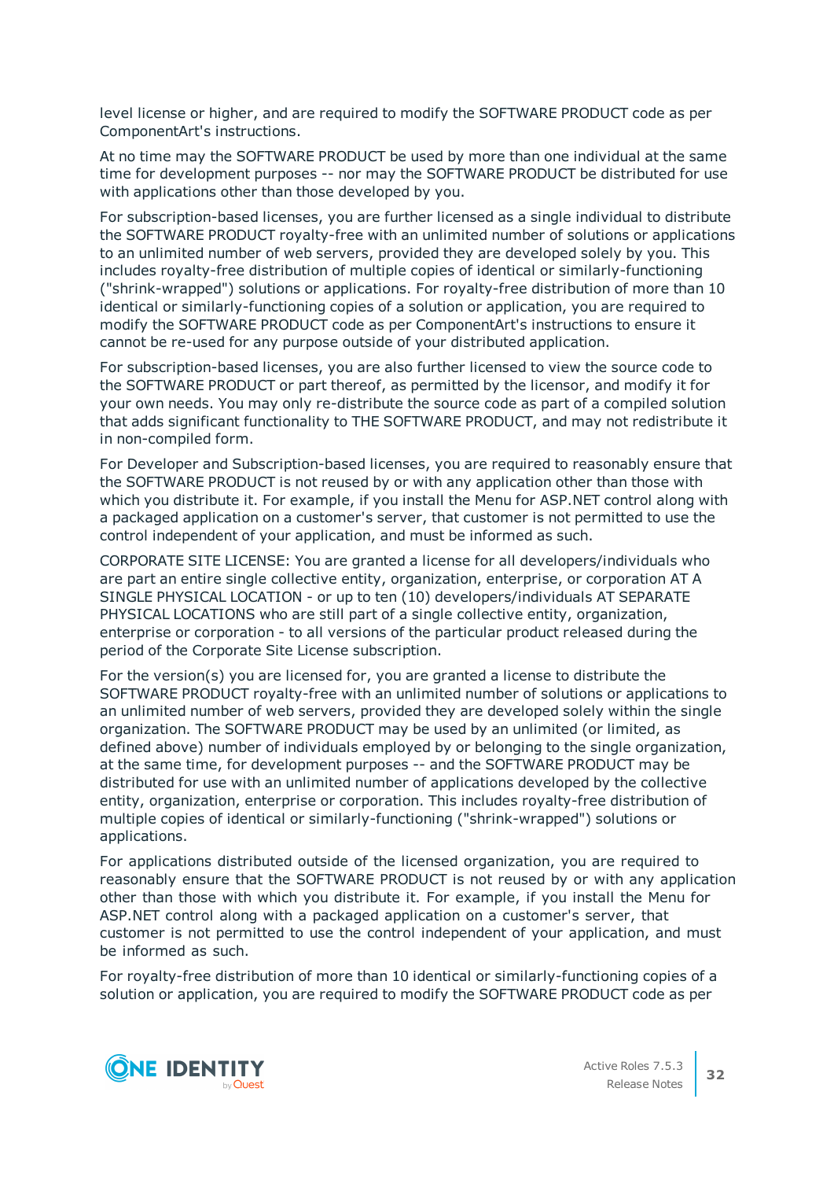level license or higher, and are required to modify the SOFTWARE PRODUCT code as per ComponentArt's instructions.

At no time may the SOFTWARE PRODUCT be used by more than one individual at the same time for development purposes -- nor may the SOFTWARE PRODUCT be distributed for use with applications other than those developed by you.

For subscription-based licenses, you are further licensed as a single individual to distribute the SOFTWARE PRODUCT royalty-free with an unlimited number of solutions or applications to an unlimited number of web servers, provided they are developed solely by you. This includes royalty-free distribution of multiple copies of identical or similarly-functioning ("shrink-wrapped") solutions or applications. For royalty-free distribution of more than 10 identical or similarly-functioning copies of a solution or application, you are required to modify the SOFTWARE PRODUCT code as per ComponentArt's instructions to ensure it cannot be re-used for any purpose outside of your distributed application.

For subscription-based licenses, you are also further licensed to view the source code to the SOFTWARE PRODUCT or part thereof, as permitted by the licensor, and modify it for your own needs. You may only re-distribute the source code as part of a compiled solution that adds significant functionality to THE SOFTWARE PRODUCT, and may not redistribute it in non-compiled form.

For Developer and Subscription-based licenses, you are required to reasonably ensure that the SOFTWARE PRODUCT is not reused by or with any application other than those with which you distribute it. For example, if you install the Menu for ASP.NET control along with a packaged application on a customer's server, that customer is not permitted to use the control independent of your application, and must be informed as such.

CORPORATE SITE LICENSE: You are granted a license for all developers/individuals who are part an entire single collective entity, organization, enterprise, or corporation AT A SINGLE PHYSICAL LOCATION - or up to ten (10) developers/individuals AT SEPARATE PHYSICAL LOCATIONS who are still part of a single collective entity, organization, enterprise or corporation - to all versions of the particular product released during the period of the Corporate Site License subscription.

For the version(s) you are licensed for, you are granted a license to distribute the SOFTWARE PRODUCT royalty-free with an unlimited number of solutions or applications to an unlimited number of web servers, provided they are developed solely within the single organization. The SOFTWARE PRODUCT may be used by an unlimited (or limited, as defined above) number of individuals employed by or belonging to the single organization, at the same time, for development purposes -- and the SOFTWARE PRODUCT may be distributed for use with an unlimited number of applications developed by the collective entity, organization, enterprise or corporation. This includes royalty-free distribution of multiple copies of identical or similarly-functioning ("shrink-wrapped") solutions or applications.

For applications distributed outside of the licensed organization, you are required to reasonably ensure that the SOFTWARE PRODUCT is not reused by or with any application other than those with which you distribute it. For example, if you install the Menu for ASP.NET control along with a packaged application on a customer's server, that customer is not permitted to use the control independent of your application, and must be informed as such.

For royalty-free distribution of more than 10 identical or similarly-functioning copies of a solution or application, you are required to modify the SOFTWARE PRODUCT code as per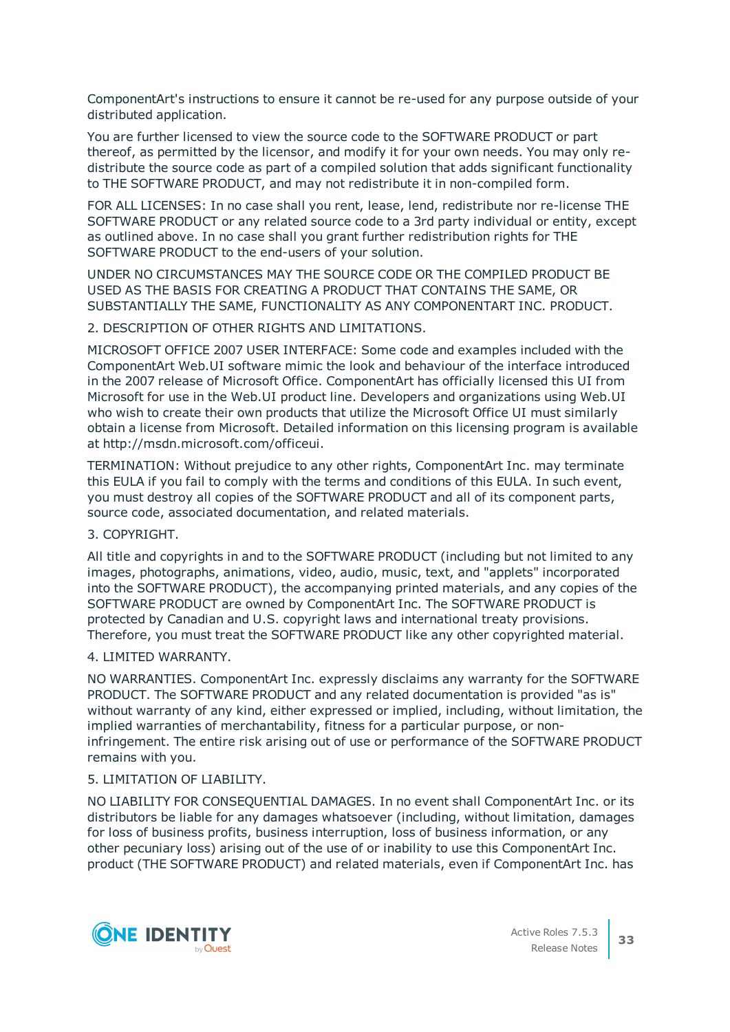ComponentArt's instructions to ensure it cannot be re-used for any purpose outside of your distributed application.

You are further licensed to view the source code to the SOFTWARE PRODUCT or part thereof, as permitted by the licensor, and modify it for your own needs. You may only re-distribute the source code as part of a compiled solution that adds significant functionality to THE SOFTWARE PRODUCT, and may not redistribute it in non-compiled form.

FOR ALL LICENSES: In no case shall you rent, lease, lend, redistribute nor re-license THE SOFTWARE PRODUCT or any related source code to a 3rd party individual or entity, except as outlined above. In no case shall you grant further redistribution rights for THE SOFTWARE PRODUCT to the end-users of your solution.

UNDER NO CIRCUMSTANCES MAY THE SOURCE CODE OR THE COMPILED PRODUCT BE USED AS THE BASIS FOR CREATING A PRODUCT THAT CONTAINS THE SAME, OR SUBSTANTIALLY THE SAME, FUNCTIONALITY AS ANY COMPONENTART INC. PRODUCT.

2. DESCRIPTION OF OTHER RIGHTS AND LIMITATIONS.

MICROSOFT OFFICE 2007 USER INTERFACE: Some code and examples included with the ComponentArt Web.UI software mimic the look and behaviour of the interface introduced in the 2007 release of Microsoft Office. ComponentArt has officially licensed this UI from Microsoft for use in the Web.UI product line. Developers and organizations using Web.UI who wish to create their own products that utilize the Microsoft Office UI must similarly obtain a license from Microsoft. Detailed information on this licensing program is available at http://msdn.microsoft.com/officeui.

TERMINATION: Without prejudice to any other rights, ComponentArt Inc. may terminate this EULA if you fail to comply with the terms and conditions of this EULA. In such event, you must destroy all copies of the SOFTWARE PRODUCT and all of its component parts, source code, associated documentation, and related materials.

3. COPYRIGHT.

All title and copyrights in and to the SOFTWARE PRODUCT (including but not limited to any images, photographs, animations, video, audio, music, text, and "applets" incorporated into the SOFTWARE PRODUCT), the accompanying printed materials, and any copies of the SOFTWARE PRODUCT are owned by ComponentArt Inc. The SOFTWARE PRODUCT is protected by Canadian and U.S. copyright laws and international treaty provisions. Therefore, you must treat the SOFTWARE PRODUCT like any other copyrighted material.

4. LIMITED WARRANTY.

NO WARRANTIES. ComponentArt Inc. expressly disclaims any warranty for the SOFTWARE PRODUCT. The SOFTWARE PRODUCT and any related documentation is provided "as is" without warranty of any kind, either expressed or implied, including, without limitation, the implied warranties of merchantability, fitness for a particular purpose, or non-infringement. The entire risk arising out of use or performance of the SOFTWARE PRODUCT remains with you.

5. LIMITATION OF LIABILITY.

NO LIABILITY FOR CONSEQUENTIAL DAMAGES. In no event shall ComponentArt Inc. or its distributors be liable for any damages whatsoever (including, without limitation, damages for loss of business profits, business interruption, loss of business information, or any other pecuniary loss) arising out of the use of or inability to use this ComponentArt Inc. product (THE SOFTWARE PRODUCT) and related materials, even if ComponentArt Inc. has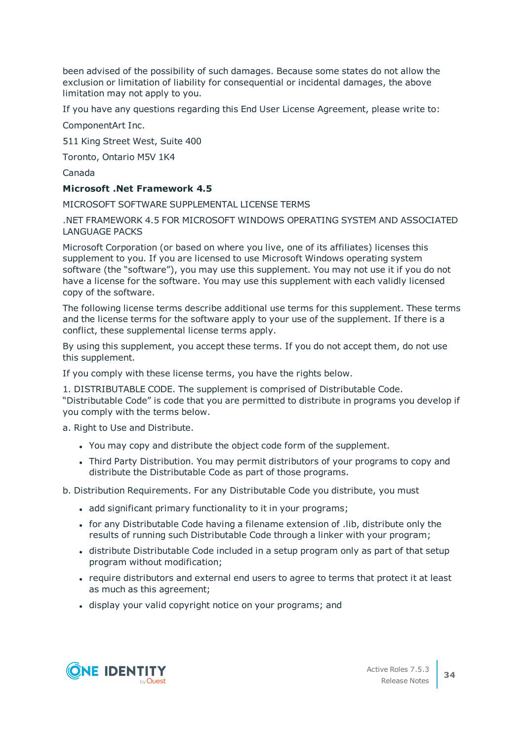been advised of the possibility of such damages. Because some states do not allow the exclusion or limitation of liability for consequential or incidental damages, the above limitation may not apply to you.

If you have any questions regarding this End User License Agreement, please write to:

ComponentArt Inc.

511 King Street West, Suite 400

Toronto, Ontario M5V 1K4

Canada

**Microsoft .Net Framework 4.5**

MICROSOFT SOFTWARE SUPPLEMENTAL LICENSE TERMS

.NET FRAMEWORK 4.5 FOR MICROSOFT WINDOWS OPERATING SYSTEM AND ASSOCIATED LANGUAGE PACKS

Microsoft Corporation (or based on where you live, one of its affiliates) licenses this supplement to you. If you are licensed to use Microsoft Windows operating system software (the "software"), you may use this supplement. You may not use it if you do not have a license for the software. You may use this supplement with each validly licensed copy of the software.

The following license terms describe additional use terms for this supplement. These terms and the license terms for the software apply to your use of the supplement. If there is a conflict, these supplemental license terms apply.

By using this supplement, you accept these terms. If you do not accept them, do not use this supplement.

If you comply with these license terms, you have the rights below.

1. DISTRIBUTABLE CODE. The supplement is comprised of Distributable Code. "Distributable Code" is code that you are permitted to distribute in programs you develop if you comply with the terms below.

a. Right to Use and Distribute.

- You may copy and distribute the object code form of the supplement.
- Third Party Distribution. You may permit distributors of your programs to copy and distribute the Distributable Code as part of those programs.

b. Distribution Requirements. For any Distributable Code you distribute, you must

- add significant primary functionality to it in your programs;
- for any Distributable Code having a filename extension of .lib, distribute only the results of running such Distributable Code through a linker with your program;
- distribute Distributable Code included in a setup program only as part of that setup program without modification;
- require distributors and external end users to agree to terms that protect it at least as much as this agreement;
- display your valid copyright notice on your programs; and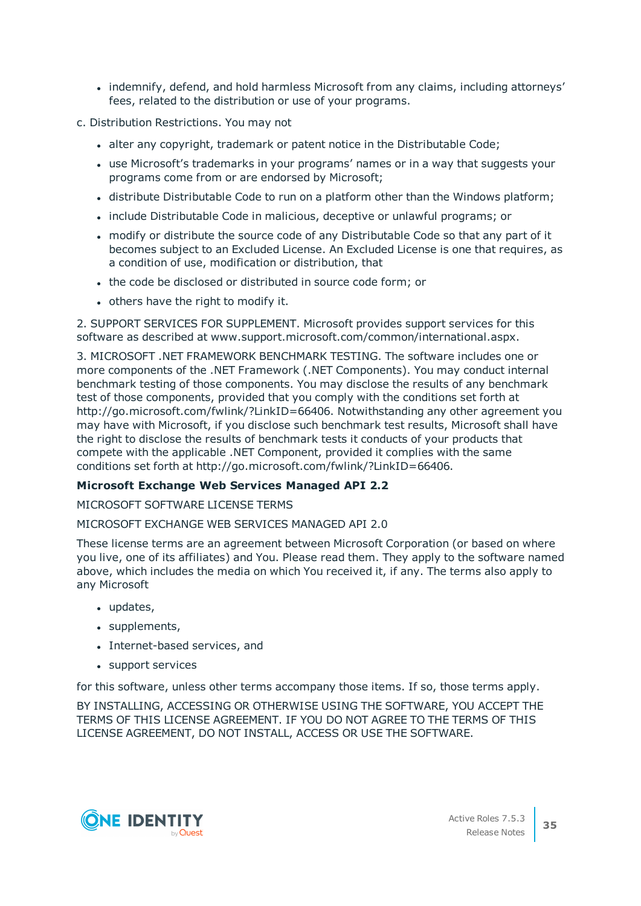- indemnify, defend, and hold harmless Microsoft from any claims, including attorneys' fees, related to the distribution or use of your programs.

c. Distribution Restrictions. You may not

- alter any copyright, trademark or patent notice in the Distributable Code;
- use Microsoft's trademarks in your programs' names or in a way that suggests your programs come from or are endorsed by Microsoft;
- distribute Distributable Code to run on a platform other than the Windows platform;
- include Distributable Code in malicious, deceptive or unlawful programs; or
- modify or distribute the source code of any Distributable Code so that any part of it becomes subject to an Excluded License. An Excluded License is one that requires, as a condition of use, modification or distribution, that
- the code be disclosed or distributed in source code form; or
- others have the right to modify it.

2. SUPPORT SERVICES FOR SUPPLEMENT. Microsoft provides support services for this software as described at www.support.microsoft.com/common/international.aspx.

3. MICROSOFT .NET FRAMEWORK BENCHMARK TESTING. The software includes one or more components of the .NET Framework (.NET Components). You may conduct internal benchmark testing of those components. You may disclose the results of any benchmark test of those components, provided that you comply with the conditions set forth at http://go.microsoft.com/fwlink/?LinkID=66406. Notwithstanding any other agreement you may have with Microsoft, if you disclose such benchmark test results, Microsoft shall have the right to disclose the results of benchmark tests it conducts of your products that compete with the applicable .NET Component, provided it complies with the same conditions set forth at http://go.microsoft.com/fwlink/?LinkID=66406.

**Microsoft Exchange Web Services Managed API 2.2**

MICROSOFT SOFTWARE LICENSE TERMS

MICROSOFT EXCHANGE WEB SERVICES MANAGED API 2.0

These license terms are an agreement between Microsoft Corporation (or based on where you live, one of its affiliates) and You. Please read them. They apply to the software named above, which includes the media on which You received it, if any. The terms also apply to any Microsoft

- updates,
- supplements,
- Internet-based services, and
- support services

for this software, unless other terms accompany those items. If so, those terms apply.

BY INSTALLING, ACCESSING OR OTHERWISE USING THE SOFTWARE, YOU ACCEPT THE TERMS OF THIS LICENSE AGREEMENT. IF YOU DO NOT AGREE TO THE TERMS OF THIS LICENSE AGREEMENT, DO NOT INSTALL, ACCESS OR USE THE SOFTWARE.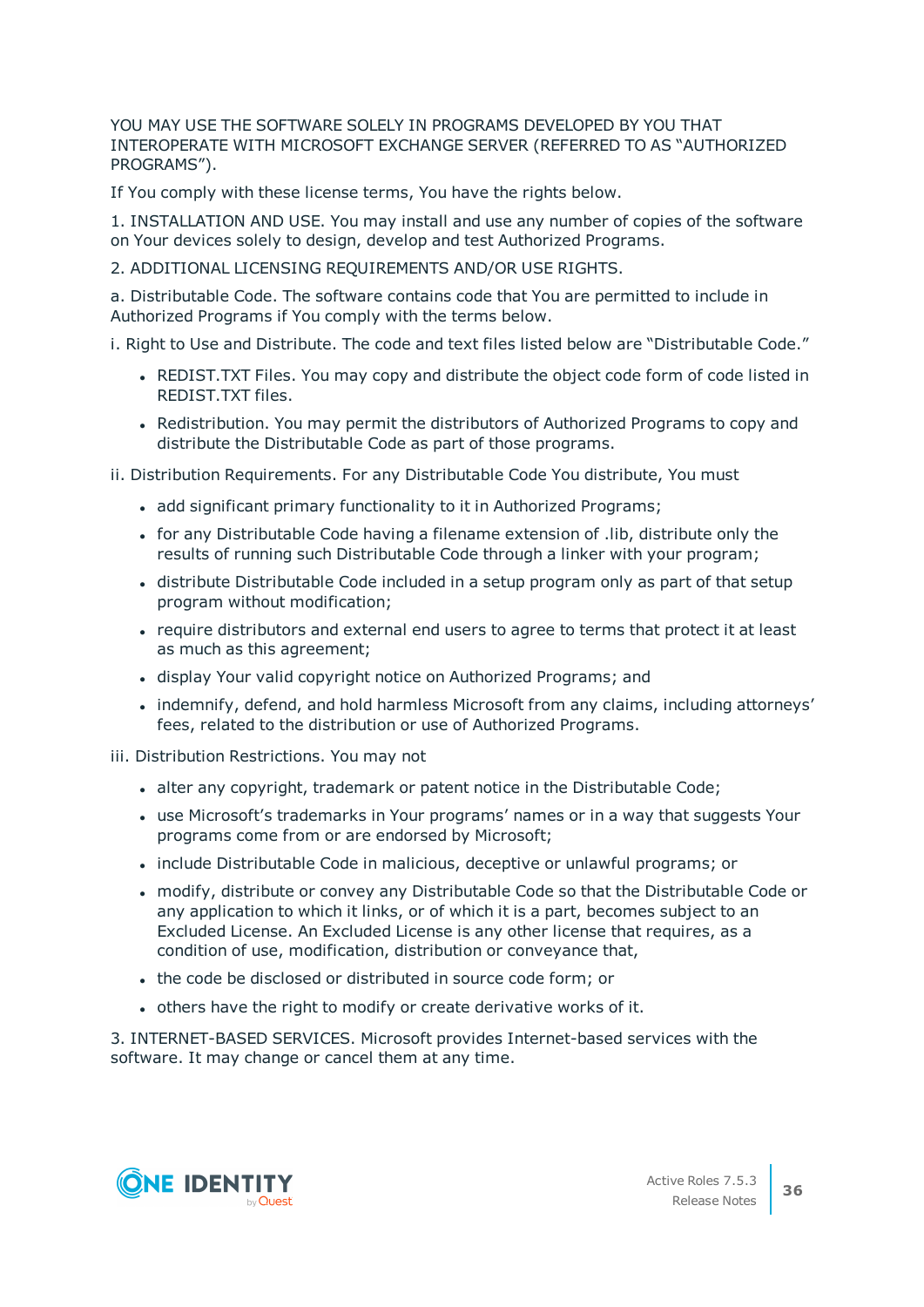YOU MAY USE THE SOFTWARE SOLELY IN PROGRAMS DEVELOPED BY YOU THAT INTEROPERATE WITH MICROSOFT EXCHANGE SERVER (REFERRED TO AS "AUTHORIZED PROGRAMS").

If You comply with these license terms, You have the rights below.

1. INSTALLATION AND USE. You may install and use any number of copies of the software on Your devices solely to design, develop and test Authorized Programs.

2. ADDITIONAL LICENSING REQUIREMENTS AND/OR USE RIGHTS.

a. Distributable Code. The software contains code that You are permitted to include in Authorized Programs if You comply with the terms below.

i. Right to Use and Distribute. The code and text files listed below are "Distributable Code."

- REDIST.TXT Files. You may copy and distribute the object code form of code listed in REDIST.TXT files.
- Redistribution. You may permit the distributors of Authorized Programs to copy and distribute the Distributable Code as part of those programs.

ii. Distribution Requirements. For any Distributable Code You distribute, You must

- add significant primary functionality to it in Authorized Programs;
- for any Distributable Code having a filename extension of .lib, distribute only the results of running such Distributable Code through a linker with your program;
- distribute Distributable Code included in a setup program only as part of that setup program without modification;
- require distributors and external end users to agree to terms that protect it at least as much as this agreement;
- display Your valid copyright notice on Authorized Programs; and
- indemnify, defend, and hold harmless Microsoft from any claims, including attorneys' fees, related to the distribution or use of Authorized Programs.

iii. Distribution Restrictions. You may not

- alter any copyright, trademark or patent notice in the Distributable Code;
- use Microsoft's trademarks in Your programs' names or in a way that suggests Your programs come from or are endorsed by Microsoft;
- include Distributable Code in malicious, deceptive or unlawful programs; or
- modify, distribute or convey any Distributable Code so that the Distributable Code or any application to which it links, or of which it is a part, becomes subject to an Excluded License. An Excluded License is any other license that requires, as a condition of use, modification, distribution or conveyance that,
- the code be disclosed or distributed in source code form; or
- others have the right to modify or create derivative works of it.

3. INTERNET-BASED SERVICES. Microsoft provides Internet-based services with the software. It may change or cancel them at any time.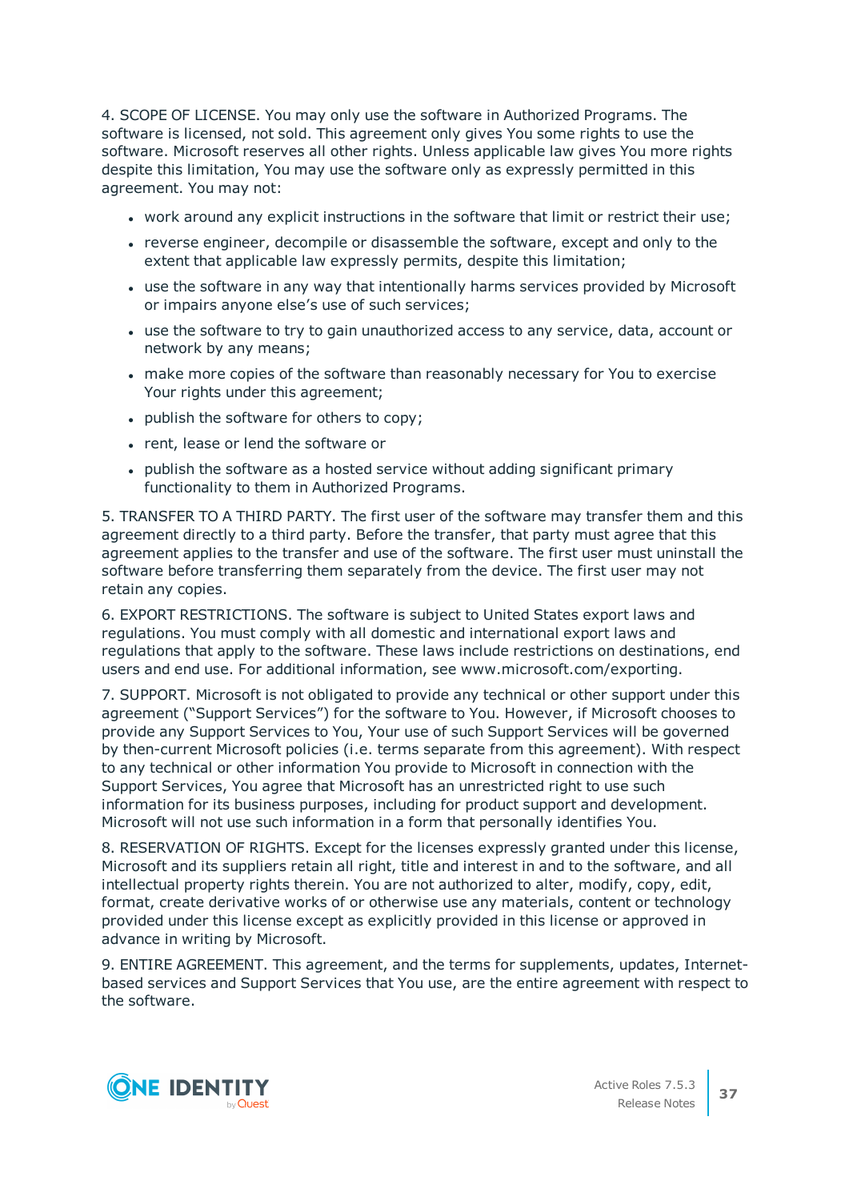4. SCOPE OF LICENSE. You may only use the software in Authorized Programs. The software is licensed, not sold. This agreement only gives You some rights to use the software. Microsoft reserves all other rights. Unless applicable law gives You more rights despite this limitation, You may use the software only as expressly permitted in this agreement. You may not:

- work around any explicit instructions in the software that limit or restrict their use;
- reverse engineer, decompile or disassemble the software, except and only to the extent that applicable law expressly permits, despite this limitation;
- use the software in any way that intentionally harms services provided by Microsoft or impairs anyone else's use of such services;
- use the software to try to gain unauthorized access to any service, data, account or network by any means;
- make more copies of the software than reasonably necessary for You to exercise Your rights under this agreement;
- publish the software for others to copy;
- rent, lease or lend the software or
- publish the software as a hosted service without adding significant primary functionality to them in Authorized Programs.

5. TRANSFER TO A THIRD PARTY. The first user of the software may transfer them and this agreement directly to a third party. Before the transfer, that party must agree that this agreement applies to the transfer and use of the software. The first user must uninstall the software before transferring them separately from the device. The first user may not retain any copies.

6. EXPORT RESTRICTIONS. The software is subject to United States export laws and regulations. You must comply with all domestic and international export laws and regulations that apply to the software. These laws include restrictions on destinations, end users and end use. For additional information, see www.microsoft.com/exporting.

7. SUPPORT. Microsoft is not obligated to provide any technical or other support under this agreement ("Support Services") for the software to You. However, if Microsoft chooses to provide any Support Services to You, Your use of such Support Services will be governed by then-current Microsoft policies (i.e. terms separate from this agreement). With respect to any technical or other information You provide to Microsoft in connection with the Support Services, You agree that Microsoft has an unrestricted right to use such information for its business purposes, including for product support and development. Microsoft will not use such information in a form that personally identifies You.

8. RESERVATION OF RIGHTS. Except for the licenses expressly granted under this license, Microsoft and its suppliers retain all right, title and interest in and to the software, and all intellectual property rights therein. You are not authorized to alter, modify, copy, edit, format, create derivative works of or otherwise use any materials, content or technology provided under this license except as explicitly provided in this license or approved in advance in writing by Microsoft.

9. ENTIRE AGREEMENT. This agreement, and the terms for supplements, updates, Internet-based services and Support Services that You use, are the entire agreement with respect to the software.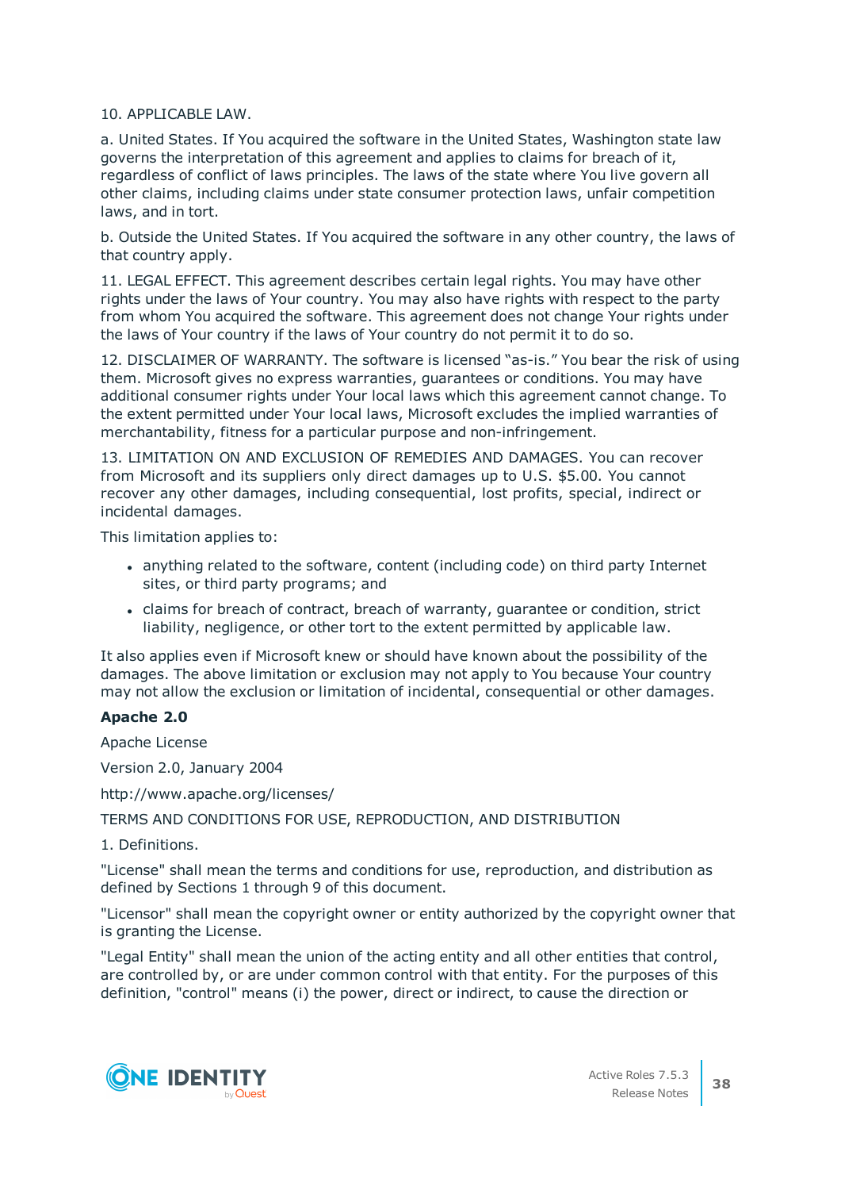10. APPLICABLE LAW.

a. United States. If You acquired the software in the United States, Washington state law governs the interpretation of this agreement and applies to claims for breach of it, regardless of conflict of laws principles. The laws of the state where You live govern all other claims, including claims under state consumer protection laws, unfair competition laws, and in tort.

b. Outside the United States. If You acquired the software in any other country, the laws of that country apply.

11. LEGAL EFFECT. This agreement describes certain legal rights. You may have other rights under the laws of Your country. You may also have rights with respect to the party from whom You acquired the software. This agreement does not change Your rights under the laws of Your country if the laws of Your country do not permit it to do so.

12. DISCLAIMER OF WARRANTY. The software is licensed "as-is." You bear the risk of using them. Microsoft gives no express warranties, guarantees or conditions. You may have additional consumer rights under Your local laws which this agreement cannot change. To the extent permitted under Your local laws, Microsoft excludes the implied warranties of merchantability, fitness for a particular purpose and non-infringement.

13. LIMITATION ON AND EXCLUSION OF REMEDIES AND DAMAGES. You can recover from Microsoft and its suppliers only direct damages up to U.S. $5.00. You cannot recover any other damages, including consequential, lost profits, special, indirect or incidental damages.

This limitation applies to:

- anything related to the software, content (including code) on third party Internet sites, or third party programs; and
- claims for breach of contract, breach of warranty, guarantee or condition, strict liability, negligence, or other tort to the extent permitted by applicable law.

It also applies even if Microsoft knew or should have known about the possibility of the damages. The above limitation or exclusion may not apply to You because Your country may not allow the exclusion or limitation of incidental, consequential or other damages.

**Apache 2.0**

Apache License

Version 2.0, January 2004

http://www.apache.org/licenses/

TERMS AND CONDITIONS FOR USE, REPRODUCTION, AND DISTRIBUTION

1. Definitions.

"License" shall mean the terms and conditions for use, reproduction, and distribution as defined by Sections 1 through 9 of this document.

"Licensor" shall mean the copyright owner or entity authorized by the copyright owner that is granting the License.

"Legal Entity" shall mean the union of the acting entity and all other entities that control, are controlled by, or are under common control with that entity. For the purposes of this definition, "control" means (i) the power, direct or indirect, to cause the direction or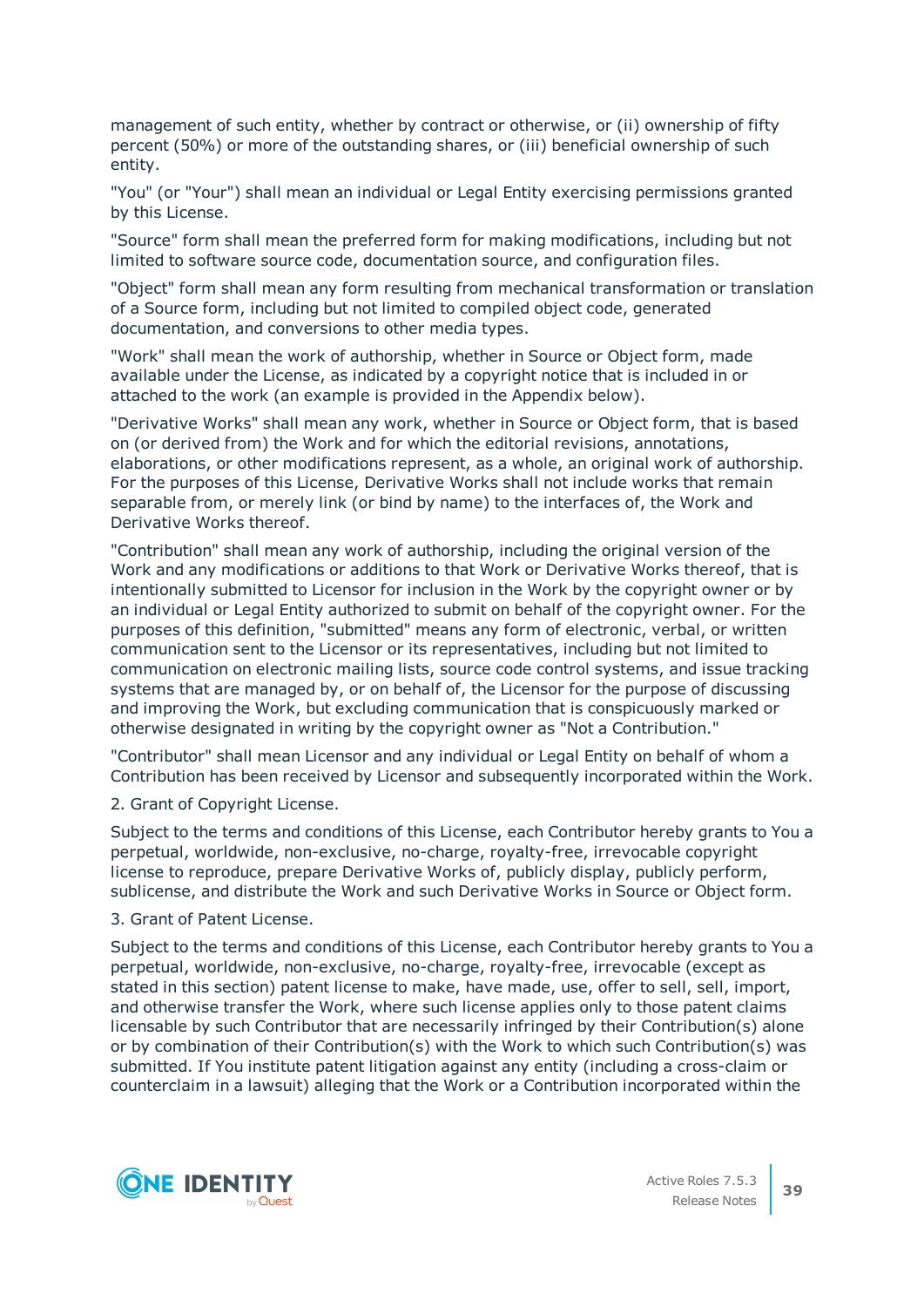management of such entity, whether by contract or otherwise, or (ii) ownership of fifty percent (50%) or more of the outstanding shares, or (iii) beneficial ownership of such entity.

"You" (or "Your") shall mean an individual or Legal Entity exercising permissions granted by this License.

"Source" form shall mean the preferred form for making modifications, including but not limited to software source code, documentation source, and configuration files.

"Object" form shall mean any form resulting from mechanical transformation or translation of a Source form, including but not limited to compiled object code, generated documentation, and conversions to other media types.

"Work" shall mean the work of authorship, whether in Source or Object form, made available under the License, as indicated by a copyright notice that is included in or attached to the work (an example is provided in the Appendix below).

"Derivative Works" shall mean any work, whether in Source or Object form, that is based on (or derived from) the Work and for which the editorial revisions, annotations, elaborations, or other modifications represent, as a whole, an original work of authorship. For the purposes of this License, Derivative Works shall not include works that remain separable from, or merely link (or bind by name) to the interfaces of, the Work and Derivative Works thereof.

"Contribution" shall mean any work of authorship, including the original version of the Work and any modifications or additions to that Work or Derivative Works thereof, that is intentionally submitted to Licensor for inclusion in the Work by the copyright owner or by an individual or Legal Entity authorized to submit on behalf of the copyright owner. For the purposes of this definition, "submitted" means any form of electronic, verbal, or written communication sent to the Licensor or its representatives, including but not limited to communication on electronic mailing lists, source code control systems, and issue tracking systems that are managed by, or on behalf of, the Licensor for the purpose of discussing and improving the Work, but excluding communication that is conspicuously marked or otherwise designated in writing by the copyright owner as "Not a Contribution."

"Contributor" shall mean Licensor and any individual or Legal Entity on behalf of whom a Contribution has been received by Licensor and subsequently incorporated within the Work.

2. Grant of Copyright License.

Subject to the terms and conditions of this License, each Contributor hereby grants to You a perpetual, worldwide, non-exclusive, no-charge, royalty-free, irrevocable copyright license to reproduce, prepare Derivative Works of, publicly display, publicly perform, sublicense, and distribute the Work and such Derivative Works in Source or Object form.

3. Grant of Patent License.

Subject to the terms and conditions of this License, each Contributor hereby grants to You a perpetual, worldwide, non-exclusive, no-charge, royalty-free, irrevocable (except as stated in this section) patent license to make, have made, use, offer to sell, sell, import, and otherwise transfer the Work, where such license applies only to those patent claims licensable by such Contributor that are necessarily infringed by their Contribution(s) alone or by combination of their Contribution(s) with the Work to which such Contribution(s) was submitted. If You institute patent litigation against any entity (including a cross-claim or counterclaim in a lawsuit) alleging that the Work or a Contribution incorporated within the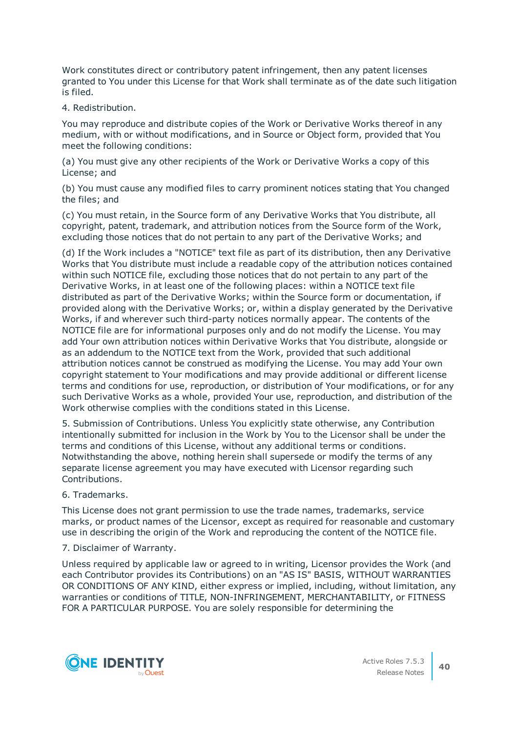Work constitutes direct or contributory patent infringement, then any patent licenses granted to You under this License for that Work shall terminate as of the date such litigation is filed.

4. Redistribution.

You may reproduce and distribute copies of the Work or Derivative Works thereof in any medium, with or without modifications, and in Source or Object form, provided that You meet the following conditions:

(a) You must give any other recipients of the Work or Derivative Works a copy of this License; and

(b) You must cause any modified files to carry prominent notices stating that You changed the files; and

(c) You must retain, in the Source form of any Derivative Works that You distribute, all copyright, patent, trademark, and attribution notices from the Source form of the Work, excluding those notices that do not pertain to any part of the Derivative Works; and

(d) If the Work includes a "NOTICE" text file as part of its distribution, then any Derivative Works that You distribute must include a readable copy of the attribution notices contained within such NOTICE file, excluding those notices that do not pertain to any part of the Derivative Works, in at least one of the following places: within a NOTICE text file distributed as part of the Derivative Works; within the Source form or documentation, if provided along with the Derivative Works; or, within a display generated by the Derivative Works, if and wherever such third-party notices normally appear. The contents of the NOTICE file are for informational purposes only and do not modify the License. You may add Your own attribution notices within Derivative Works that You distribute, alongside or as an addendum to the NOTICE text from the Work, provided that such additional attribution notices cannot be construed as modifying the License. You may add Your own copyright statement to Your modifications and may provide additional or different license terms and conditions for use, reproduction, or distribution of Your modifications, or for any such Derivative Works as a whole, provided Your use, reproduction, and distribution of the Work otherwise complies with the conditions stated in this License.

5. Submission of Contributions. Unless You explicitly state otherwise, any Contribution intentionally submitted for inclusion in the Work by You to the Licensor shall be under the terms and conditions of this License, without any additional terms or conditions. Notwithstanding the above, nothing herein shall supersede or modify the terms of any separate license agreement you may have executed with Licensor regarding such Contributions.

6. Trademarks.

This License does not grant permission to use the trade names, trademarks, service marks, or product names of the Licensor, except as required for reasonable and customary use in describing the origin of the Work and reproducing the content of the NOTICE file.

7. Disclaimer of Warranty.

Unless required by applicable law or agreed to in writing, Licensor provides the Work (and each Contributor provides its Contributions) on an "AS IS" BASIS, WITHOUT WARRANTIES OR CONDITIONS OF ANY KIND, either express or implied, including, without limitation, any warranties or conditions of TITLE, NON-INFRINGEMENT, MERCHANTABILITY, or FITNESS FOR A PARTICULAR PURPOSE. You are solely responsible for determining the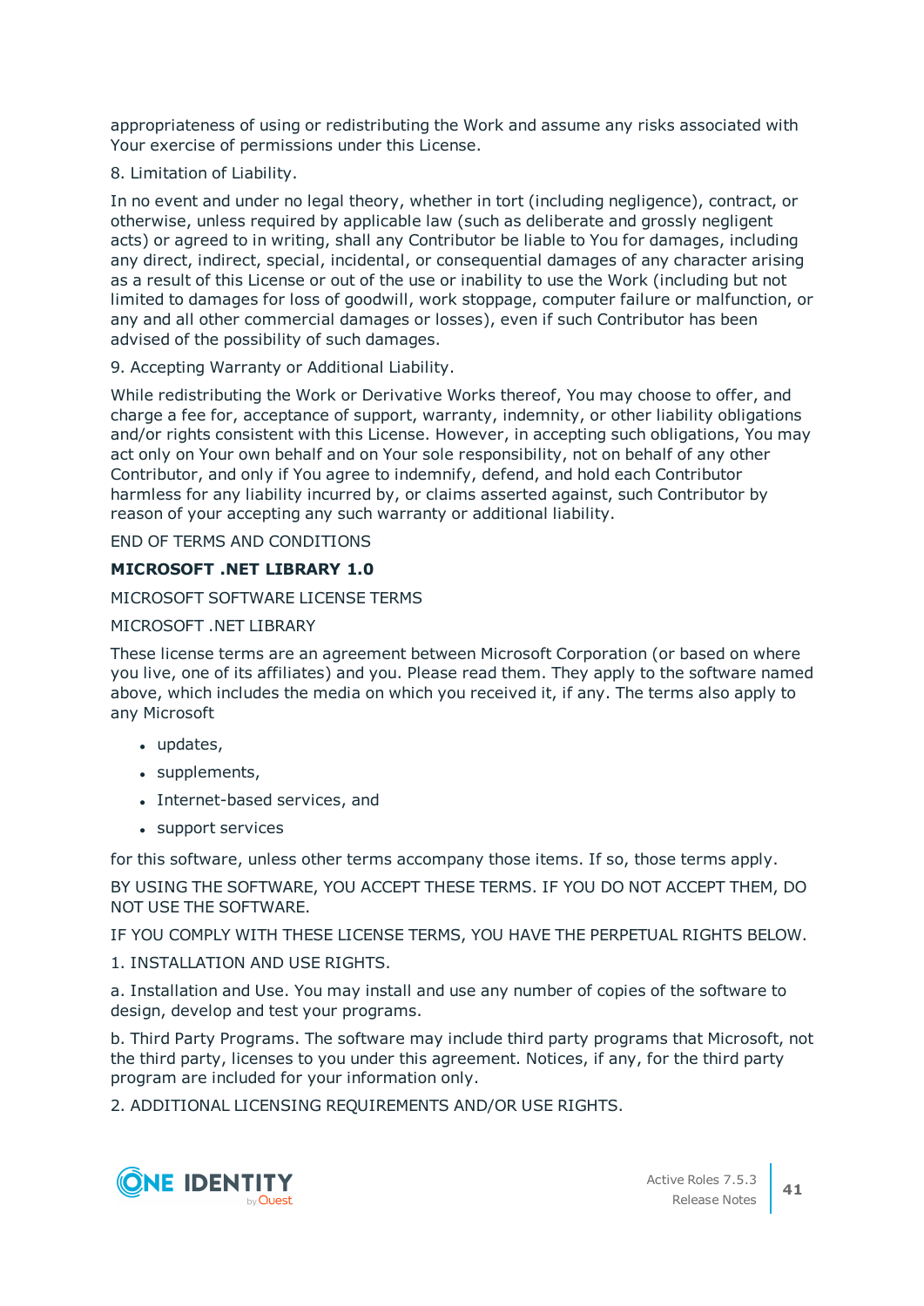appropriateness of using or redistributing the Work and assume any risks associated with Your exercise of permissions under this License.

8. Limitation of Liability.

In no event and under no legal theory, whether in tort (including negligence), contract, or otherwise, unless required by applicable law (such as deliberate and grossly negligent acts) or agreed to in writing, shall any Contributor be liable to You for damages, including any direct, indirect, special, incidental, or consequential damages of any character arising as a result of this License or out of the use or inability to use the Work (including but not limited to damages for loss of goodwill, work stoppage, computer failure or malfunction, or any and all other commercial damages or losses), even if such Contributor has been advised of the possibility of such damages.

9. Accepting Warranty or Additional Liability.

While redistributing the Work or Derivative Works thereof, You may choose to offer, and charge a fee for, acceptance of support, warranty, indemnity, or other liability obligations and/or rights consistent with this License. However, in accepting such obligations, You may act only on Your own behalf and on Your sole responsibility, not on behalf of any other Contributor, and only if You agree to indemnify, defend, and hold each Contributor harmless for any liability incurred by, or claims asserted against, such Contributor by reason of your accepting any such warranty or additional liability.

END OF TERMS AND CONDITIONS

**MICROSOFT .NET LIBRARY 1.0**

MICROSOFT SOFTWARE LICENSE TERMS

MICROSOFT .NET LIBRARY

These license terms are an agreement between Microsoft Corporation (or based on where you live, one of its affiliates) and you. Please read them. They apply to the software named above, which includes the media on which you received it, if any. The terms also apply to any Microsoft

- updates,
- supplements,
- Internet-based services, and
- support services

for this software, unless other terms accompany those items. If so, those terms apply.

BY USING THE SOFTWARE, YOU ACCEPT THESE TERMS. IF YOU DO NOT ACCEPT THEM, DO NOT USE THE SOFTWARE.

IF YOU COMPLY WITH THESE LICENSE TERMS, YOU HAVE THE PERPETUAL RIGHTS BELOW.

1. INSTALLATION AND USE RIGHTS.

a. Installation and Use. You may install and use any number of copies of the software to design, develop and test your programs.

b. Third Party Programs. The software may include third party programs that Microsoft, not the third party, licenses to you under this agreement. Notices, if any, for the third party program are included for your information only.

2. ADDITIONAL LICENSING REQUIREMENTS AND/OR USE RIGHTS.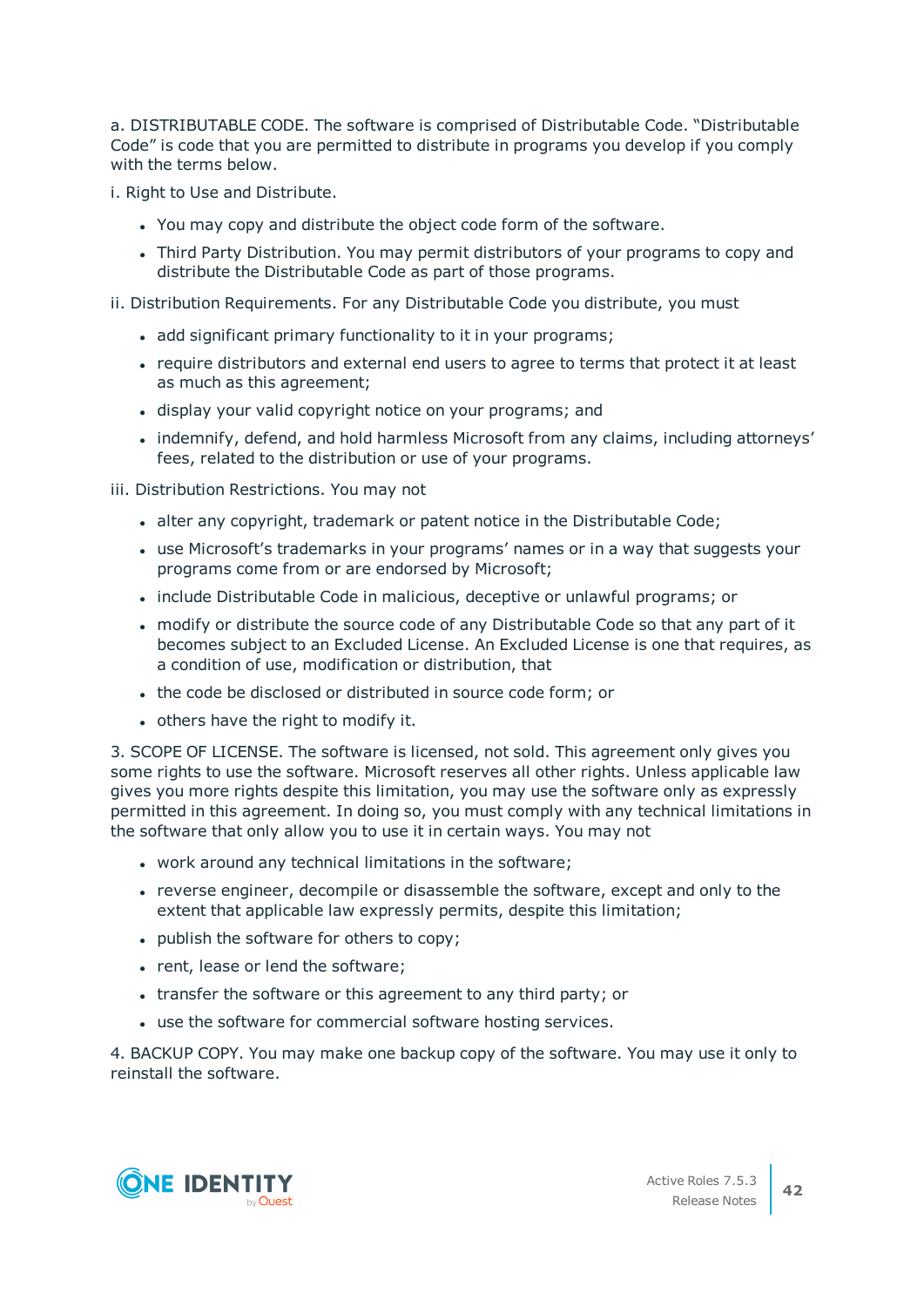a. DISTRIBUTABLE CODE. The software is comprised of Distributable Code. “Distributable Code” is code that you are permitted to distribute in programs you develop if you comply with the terms below.

i. Right to Use and Distribute.

- You may copy and distribute the object code form of the software.
- Third Party Distribution. You may permit distributors of your programs to copy and distribute the Distributable Code as part of those programs.

ii. Distribution Requirements. For any Distributable Code you distribute, you must

- add significant primary functionality to it in your programs;
- require distributors and external end users to agree to terms that protect it at least as much as this agreement;
- display your valid copyright notice on your programs; and
- indemnify, defend, and hold harmless Microsoft from any claims, including attorneys’ fees, related to the distribution or use of your programs.

iii. Distribution Restrictions. You may not

- alter any copyright, trademark or patent notice in the Distributable Code;
- use Microsoft’s trademarks in your programs’ names or in a way that suggests your programs come from or are endorsed by Microsoft;
- include Distributable Code in malicious, deceptive or unlawful programs; or
- modify or distribute the source code of any Distributable Code so that any part of it becomes subject to an Excluded License. An Excluded License is one that requires, as a condition of use, modification or distribution, that
- the code be disclosed or distributed in source code form; or
- others have the right to modify it.

3. SCOPE OF LICENSE. The software is licensed, not sold. This agreement only gives you some rights to use the software. Microsoft reserves all other rights. Unless applicable law gives you more rights despite this limitation, you may use the software only as expressly permitted in this agreement. In doing so, you must comply with any technical limitations in the software that only allow you to use it in certain ways. You may not

- work around any technical limitations in the software;
- reverse engineer, decompile or disassemble the software, except and only to the extent that applicable law expressly permits, despite this limitation;
- publish the software for others to copy;
- rent, lease or lend the software;
- transfer the software or this agreement to any third party; or
- use the software for commercial software hosting services.

4. BACKUP COPY. You may make one backup copy of the software. You may use it only to reinstall the software.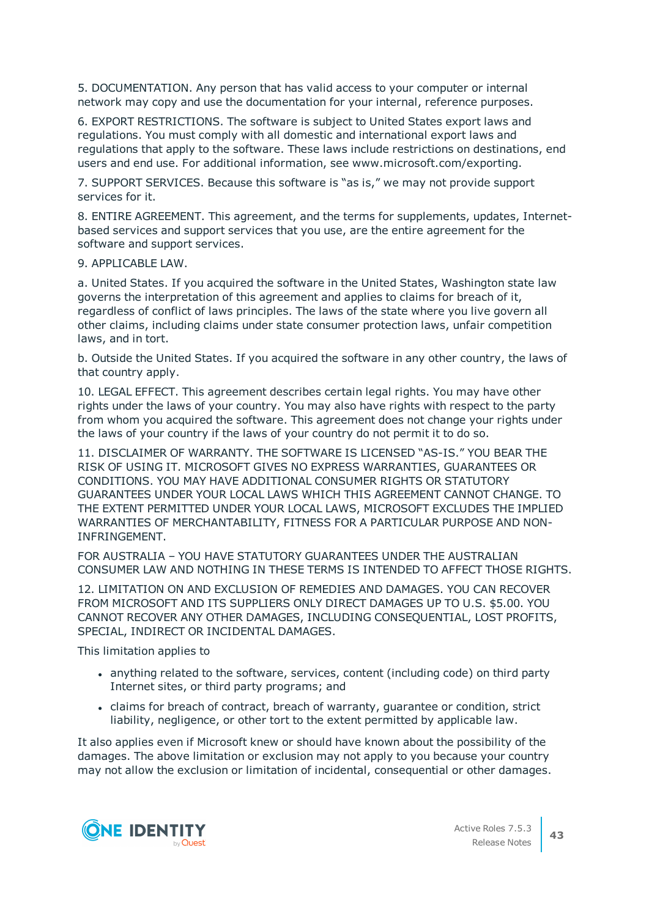5. DOCUMENTATION. Any person that has valid access to your computer or internal network may copy and use the documentation for your internal, reference purposes.

6. EXPORT RESTRICTIONS. The software is subject to United States export laws and regulations. You must comply with all domestic and international export laws and regulations that apply to the software. These laws include restrictions on destinations, end users and end use. For additional information, see www.microsoft.com/exporting.

7. SUPPORT SERVICES. Because this software is "as is," we may not provide support services for it.

8. ENTIRE AGREEMENT. This agreement, and the terms for supplements, updates, Internet-based services and support services that you use, are the entire agreement for the software and support services.

9. APPLICABLE LAW.

a. United States. If you acquired the software in the United States, Washington state law governs the interpretation of this agreement and applies to claims for breach of it, regardless of conflict of laws principles. The laws of the state where you live govern all other claims, including claims under state consumer protection laws, unfair competition laws, and in tort.

b. Outside the United States. If you acquired the software in any other country, the laws of that country apply.

10. LEGAL EFFECT. This agreement describes certain legal rights. You may have other rights under the laws of your country. You may also have rights with respect to the party from whom you acquired the software. This agreement does not change your rights under the laws of your country if the laws of your country do not permit it to do so.

11. DISCLAIMER OF WARRANTY. THE SOFTWARE IS LICENSED "AS-IS." YOU BEAR THE RISK OF USING IT. MICROSOFT GIVES NO EXPRESS WARRANTIES, GUARANTEES OR CONDITIONS. YOU MAY HAVE ADDITIONAL CONSUMER RIGHTS OR STATUTORY GUARANTEES UNDER YOUR LOCAL LAWS WHICH THIS AGREEMENT CANNOT CHANGE. TO THE EXTENT PERMITTED UNDER YOUR LOCAL LAWS, MICROSOFT EXCLUDES THE IMPLIED WARRANTIES OF MERCHANTABILITY, FITNESS FOR A PARTICULAR PURPOSE AND NON-INFRINGEMENT.

FOR AUSTRALIA – YOU HAVE STATUTORY GUARANTEES UNDER THE AUSTRALIAN CONSUMER LAW AND NOTHING IN THESE TERMS IS INTENDED TO AFFECT THOSE RIGHTS.

12. LIMITATION ON AND EXCLUSION OF REMEDIES AND DAMAGES. YOU CAN RECOVER FROM MICROSOFT AND ITS SUPPLIERS ONLY DIRECT DAMAGES UP TO U.S. $5.00. YOU CANNOT RECOVER ANY OTHER DAMAGES, INCLUDING CONSEQUENTIAL, LOST PROFITS, SPECIAL, INDIRECT OR INCIDENTAL DAMAGES.

This limitation applies to

- anything related to the software, services, content (including code) on third party Internet sites, or third party programs; and
- claims for breach of contract, breach of warranty, guarantee or condition, strict liability, negligence, or other tort to the extent permitted by applicable law.

It also applies even if Microsoft knew or should have known about the possibility of the damages. The above limitation or exclusion may not apply to you because your country may not allow the exclusion or limitation of incidental, consequential or other damages.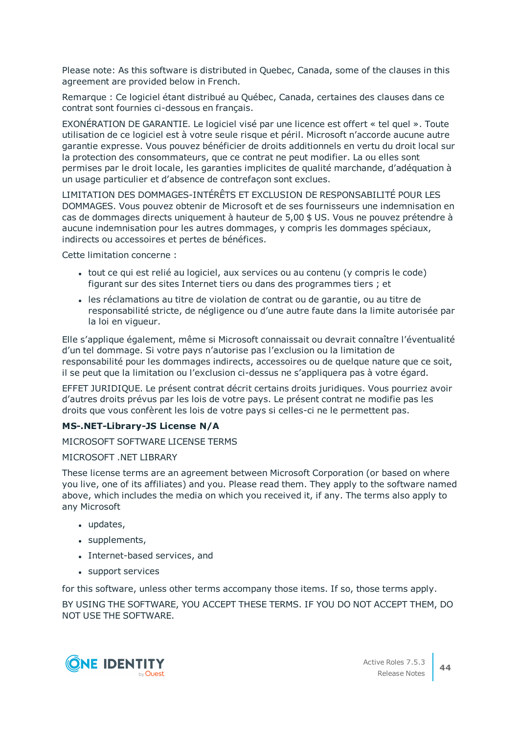Please note: As this software is distributed in Quebec, Canada, some of the clauses in this agreement are provided below in French.

Remarque : Ce logiciel étant distribué au Québec, Canada, certaines des clauses dans ce contrat sont fournies ci-dessous en français.

EXONÉRATION DE GARANTIE. Le logiciel visé par une licence est offert « tel quel ». Toute utilisation de ce logiciel est à votre seule risque et péril. Microsoft n'accorde aucune autre garantie expresse. Vous pouvez bénéficier de droits additionnels en vertu du droit local sur la protection des consommateurs, que ce contrat ne peut modifier. La ou elles sont permises par le droit locale, les garanties implicites de qualité marchande, d'adéquation à un usage particulier et d'absence de contrefaçon sont exclues.

LIMITATION DES DOMMAGES-INTÉRÊTS ET EXCLUSION DE RESPONSABILITÉ POUR LES DOMMAGES. Vous pouvez obtenir de Microsoft et de ses fournisseurs une indemnisation en cas de dommages directs uniquement à hauteur de 5,00 $ US. Vous ne pouvez prétendre à aucune indemnisation pour les autres dommages, y compris les dommages spéciaux, indirects ou accessoires et pertes de bénéfices.

Cette limitation concerne :

- tout ce qui est relié au logiciel, aux services ou au contenu (y compris le code) figurant sur des sites Internet tiers ou dans des programmes tiers ; et
- les réclamations au titre de violation de contrat ou de garantie, ou au titre de responsabilité stricte, de négligence ou d'une autre faute dans la limite autorisée par la loi en vigueur.

Elle s'applique également, même si Microsoft connaissait ou devrait connaître l'éventualité d'un tel dommage. Si votre pays n'autorise pas l'exclusion ou la limitation de responsabilité pour les dommages indirects, accessoires ou de quelque nature que ce soit, il se peut que la limitation ou l'exclusion ci-dessus ne s'appliquera pas à votre égard.

EFFET JURIDIQUE. Le présent contrat décrit certains droits juridiques. Vous pourriez avoir d'autres droits prévus par les lois de votre pays. Le présent contrat ne modifie pas les droits que vous confèrent les lois de votre pays si celles-ci ne le permettent pas.

**MS-.NET-Library-JS License N/A**

MICROSOFT SOFTWARE LICENSE TERMS

MICROSOFT .NET LIBRARY

These license terms are an agreement between Microsoft Corporation (or based on where you live, one of its affiliates) and you. Please read them. They apply to the software named above, which includes the media on which you received it, if any. The terms also apply to any Microsoft

- updates,
- supplements,
- Internet-based services, and
- support services

for this software, unless other terms accompany those items. If so, those terms apply.

BY USING THE SOFTWARE, YOU ACCEPT THESE TERMS. IF YOU DO NOT ACCEPT THEM, DO NOT USE THE SOFTWARE.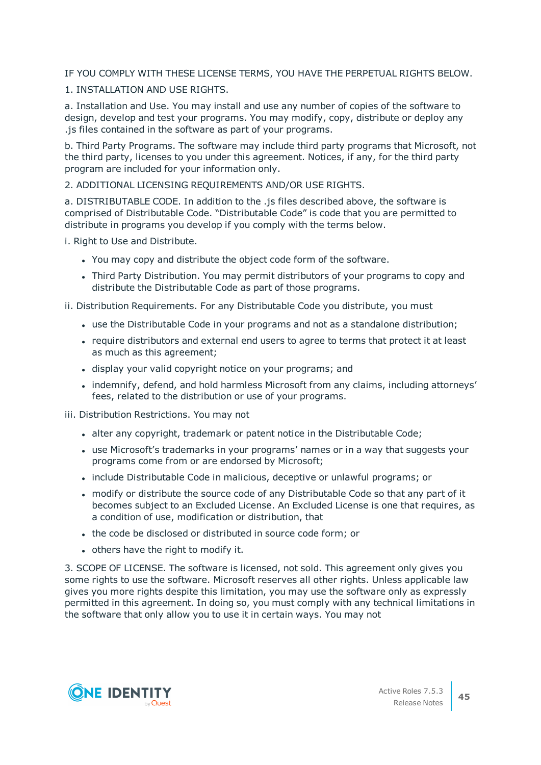IF YOU COMPLY WITH THESE LICENSE TERMS, YOU HAVE THE PERPETUAL RIGHTS BELOW.

1. INSTALLATION AND USE RIGHTS.

a. Installation and Use. You may install and use any number of copies of the software to design, develop and test your programs. You may modify, copy, distribute or deploy any .js files contained in the software as part of your programs.

b. Third Party Programs. The software may include third party programs that Microsoft, not the third party, licenses to you under this agreement. Notices, if any, for the third party program are included for your information only.

2. ADDITIONAL LICENSING REQUIREMENTS AND/OR USE RIGHTS.

a. DISTRIBUTABLE CODE. In addition to the .js files described above, the software is comprised of Distributable Code. “Distributable Code” is code that you are permitted to distribute in programs you develop if you comply with the terms below.

i. Right to Use and Distribute.

- You may copy and distribute the object code form of the software.
- Third Party Distribution. You may permit distributors of your programs to copy and distribute the Distributable Code as part of those programs.

ii. Distribution Requirements. For any Distributable Code you distribute, you must

- use the Distributable Code in your programs and not as a standalone distribution;
- require distributors and external end users to agree to terms that protect it at least as much as this agreement;
- display your valid copyright notice on your programs; and
- indemnify, defend, and hold harmless Microsoft from any claims, including attorneys’ fees, related to the distribution or use of your programs.

iii. Distribution Restrictions. You may not

- alter any copyright, trademark or patent notice in the Distributable Code;
- use Microsoft’s trademarks in your programs’ names or in a way that suggests your programs come from or are endorsed by Microsoft;
- include Distributable Code in malicious, deceptive or unlawful programs; or
- modify or distribute the source code of any Distributable Code so that any part of it becomes subject to an Excluded License. An Excluded License is one that requires, as a condition of use, modification or distribution, that
- the code be disclosed or distributed in source code form; or
- others have the right to modify it.

3. SCOPE OF LICENSE. The software is licensed, not sold. This agreement only gives you some rights to use the software. Microsoft reserves all other rights. Unless applicable law gives you more rights despite this limitation, you may use the software only as expressly permitted in this agreement. In doing so, you must comply with any technical limitations in the software that only allow you to use it in certain ways. You may not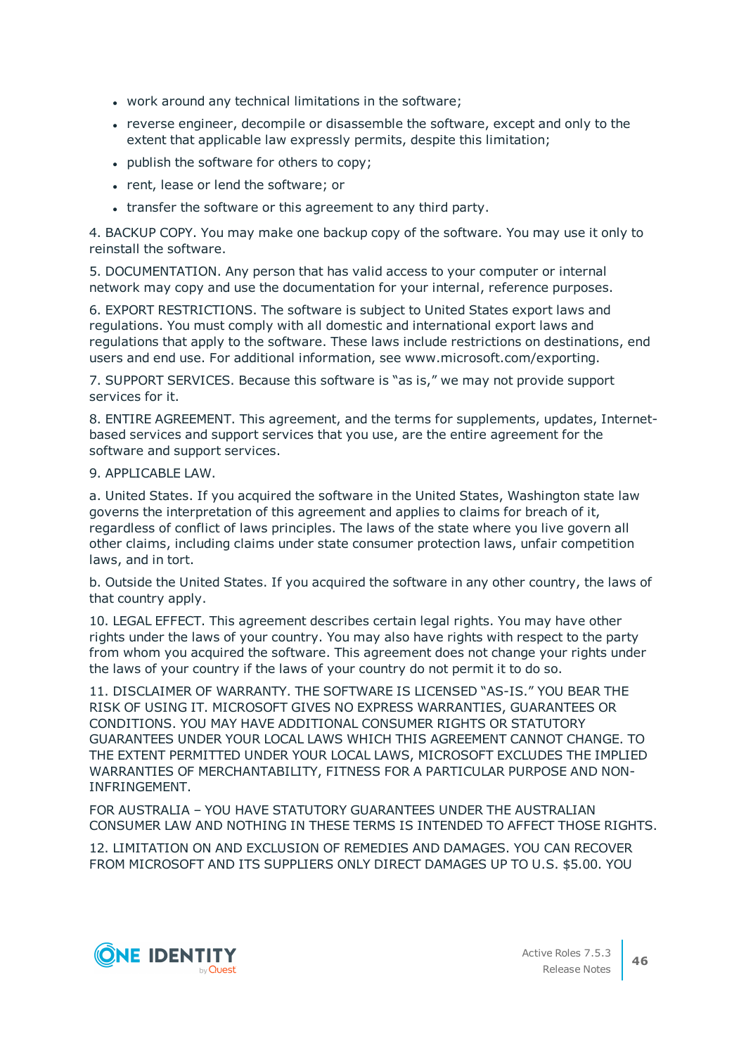- work around any technical limitations in the software;
- reverse engineer, decompile or disassemble the software, except and only to the extent that applicable law expressly permits, despite this limitation;
- publish the software for others to copy;
- rent, lease or lend the software; or
- transfer the software or this agreement to any third party.

4. BACKUP COPY. You may make one backup copy of the software. You may use it only to reinstall the software.

5. DOCUMENTATION. Any person that has valid access to your computer or internal network may copy and use the documentation for your internal, reference purposes.

6. EXPORT RESTRICTIONS. The software is subject to United States export laws and regulations. You must comply with all domestic and international export laws and regulations that apply to the software. These laws include restrictions on destinations, end users and end use. For additional information, see www.microsoft.com/exporting.

7. SUPPORT SERVICES. Because this software is "as is," we may not provide support services for it.

8. ENTIRE AGREEMENT. This agreement, and the terms for supplements, updates, Internet-based services and support services that you use, are the entire agreement for the software and support services.

9. APPLICABLE LAW.

a. United States. If you acquired the software in the United States, Washington state law governs the interpretation of this agreement and applies to claims for breach of it, regardless of conflict of laws principles. The laws of the state where you live govern all other claims, including claims under state consumer protection laws, unfair competition laws, and in tort.

b. Outside the United States. If you acquired the software in any other country, the laws of that country apply.

10. LEGAL EFFECT. This agreement describes certain legal rights. You may have other rights under the laws of your country. You may also have rights with respect to the party from whom you acquired the software. This agreement does not change your rights under the laws of your country if the laws of your country do not permit it to do so.

11. DISCLAIMER OF WARRANTY. THE SOFTWARE IS LICENSED "AS-IS." YOU BEAR THE RISK OF USING IT. MICROSOFT GIVES NO EXPRESS WARRANTIES, GUARANTEES OR CONDITIONS. YOU MAY HAVE ADDITIONAL CONSUMER RIGHTS OR STATUTORY GUARANTEES UNDER YOUR LOCAL LAWS WHICH THIS AGREEMENT CANNOT CHANGE. TO THE EXTENT PERMITTED UNDER YOUR LOCAL LAWS, MICROSOFT EXCLUDES THE IMPLIED WARRANTIES OF MERCHANTABILITY, FITNESS FOR A PARTICULAR PURPOSE AND NON-INFRINGEMENT.

FOR AUSTRALIA – YOU HAVE STATUTORY GUARANTEES UNDER THE AUSTRALIAN CONSUMER LAW AND NOTHING IN THESE TERMS IS INTENDED TO AFFECT THOSE RIGHTS.

12. LIMITATION ON AND EXCLUSION OF REMEDIES AND DAMAGES. YOU CAN RECOVER FROM MICROSOFT AND ITS SUPPLIERS ONLY DIRECT DAMAGES UP TO U.S. $5.00. YOU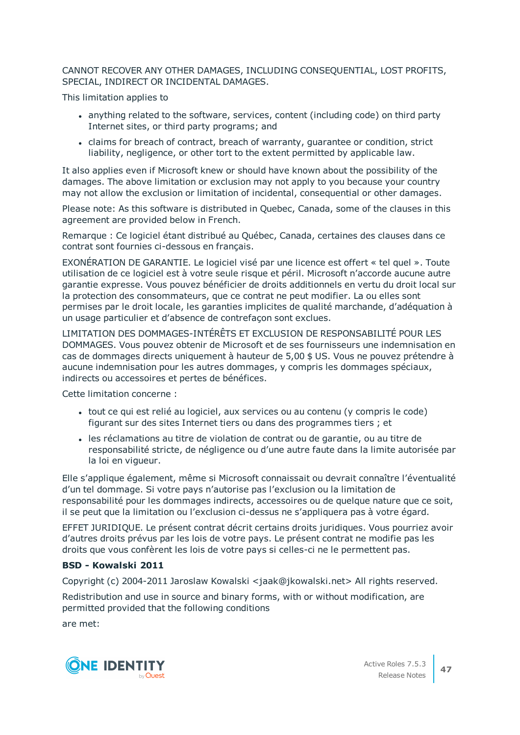CANNOT RECOVER ANY OTHER DAMAGES, INCLUDING CONSEQUENTIAL, LOST PROFITS, SPECIAL, INDIRECT OR INCIDENTAL DAMAGES.

This limitation applies to

- anything related to the software, services, content (including code) on third party Internet sites, or third party programs; and
- claims for breach of contract, breach of warranty, guarantee or condition, strict liability, negligence, or other tort to the extent permitted by applicable law.

It also applies even if Microsoft knew or should have known about the possibility of the damages. The above limitation or exclusion may not apply to you because your country may not allow the exclusion or limitation of incidental, consequential or other damages.

Please note: As this software is distributed in Quebec, Canada, some of the clauses in this agreement are provided below in French.

Remarque : Ce logiciel étant distribué au Québec, Canada, certaines des clauses dans ce contrat sont fournies ci-dessous en français.

EXONÉRATION DE GARANTIE. Le logiciel visé par une licence est offert « tel quel ». Toute utilisation de ce logiciel est à votre seule risque et péril. Microsoft n'accorde aucune autre garantie expresse. Vous pouvez bénéficier de droits additionnels en vertu du droit local sur la protection des consommateurs, que ce contrat ne peut modifier. La ou elles sont permises par le droit locale, les garanties implicites de qualité marchande, d'adéquation à un usage particulier et d'absence de contrefaçon sont exclues.

LIMITATION DES DOMMAGES-INTÉRÊTS ET EXCLUSION DE RESPONSABILITÉ POUR LES DOMMAGES. Vous pouvez obtenir de Microsoft et de ses fournisseurs une indemnisation en cas de dommages directs uniquement à hauteur de 5,00 $ US. Vous ne pouvez prétendre à aucune indemnisation pour les autres dommages, y compris les dommages spéciaux, indirects ou accessoires et pertes de bénéfices.

Cette limitation concerne :

- tout ce qui est relié au logiciel, aux services ou au contenu (y compris le code) figurant sur des sites Internet tiers ou dans des programmes tiers ; et
- les réclamations au titre de violation de contrat ou de garantie, ou au titre de responsabilité stricte, de négligence ou d'une autre faute dans la limite autorisée par la loi en vigueur.

Elle s'applique également, même si Microsoft connaissait ou devrait connaître l'éventualité d'un tel dommage. Si votre pays n'autorise pas l'exclusion ou la limitation de responsabilité pour les dommages indirects, accessoires ou de quelque nature que ce soit, il se peut que la limitation ou l'exclusion ci-dessus ne s'appliquera pas à votre égard.

EFFET JURIDIQUE. Le présent contrat décrit certains droits juridiques. Vous pourriez avoir d'autres droits prévus par les lois de votre pays. Le présent contrat ne modifie pas les droits que vous confèrent les lois de votre pays si celles-ci ne le permettent pas.

**BSD - Kowalski 2011**

Copyright (c) 2004-2011 Jaroslaw Kowalski <jaak@jkowalski.net> All rights reserved.

Redistribution and use in source and binary forms, with or without modification, are permitted provided that the following conditions

are met: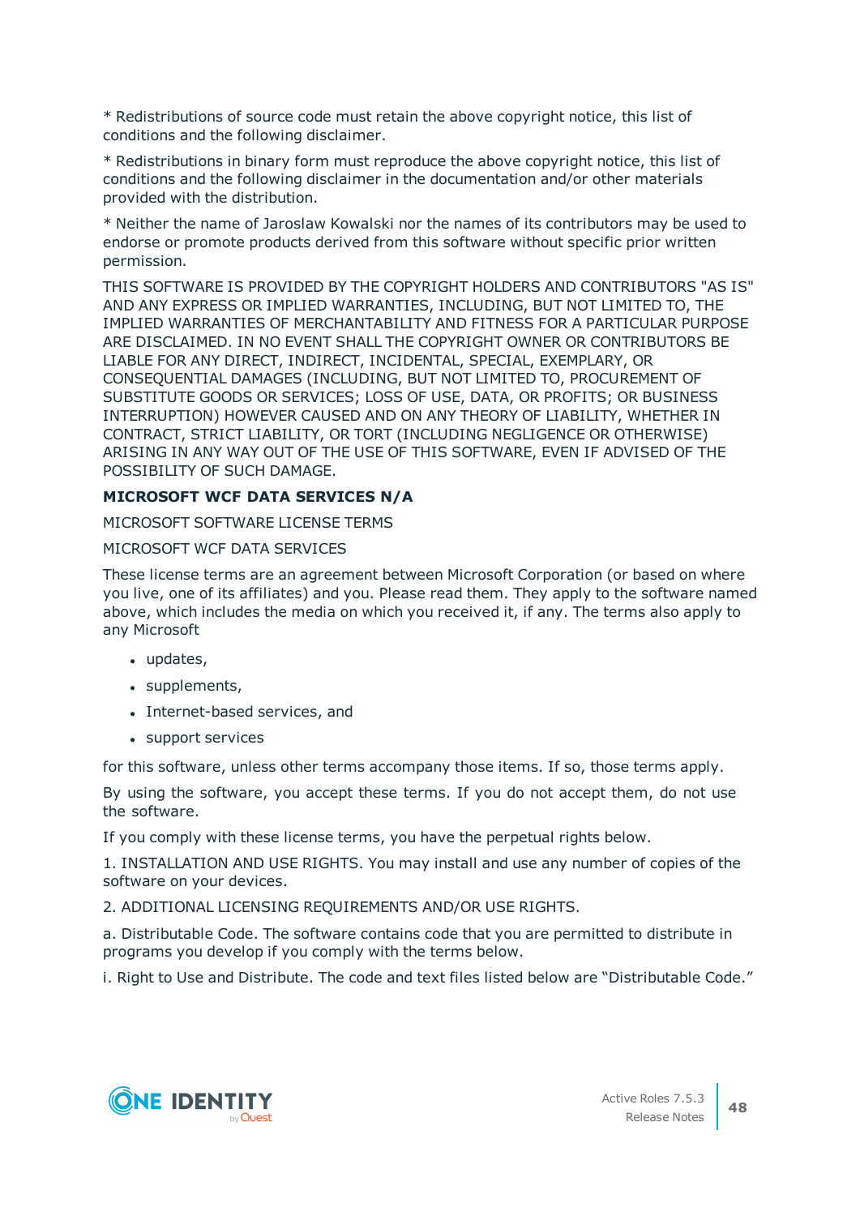* Redistributions of source code must retain the above copyright notice, this list of conditions and the following disclaimer.

* Redistributions in binary form must reproduce the above copyright notice, this list of conditions and the following disclaimer in the documentation and/or other materials provided with the distribution.

* Neither the name of Jaroslaw Kowalski nor the names of its contributors may be used to endorse or promote products derived from this software without specific prior written permission.

THIS SOFTWARE IS PROVIDED BY THE COPYRIGHT HOLDERS AND CONTRIBUTORS "AS IS" AND ANY EXPRESS OR IMPLIED WARRANTIES, INCLUDING, BUT NOT LIMITED TO, THE IMPLIED WARRANTIES OF MERCHANTABILITY AND FITNESS FOR A PARTICULAR PURPOSE ARE DISCLAIMED. IN NO EVENT SHALL THE COPYRIGHT OWNER OR CONTRIBUTORS BE LIABLE FOR ANY DIRECT, INDIRECT, INCIDENTAL, SPECIAL, EXEMPLARY, OR CONSEQUENTIAL DAMAGES (INCLUDING, BUT NOT LIMITED TO, PROCUREMENT OF SUBSTITUTE GOODS OR SERVICES; LOSS OF USE, DATA, OR PROFITS; OR BUSINESS INTERRUPTION) HOWEVER CAUSED AND ON ANY THEORY OF LIABILITY, WHETHER IN CONTRACT, STRICT LIABILITY, OR TORT (INCLUDING NEGLIGENCE OR OTHERWISE) ARISING IN ANY WAY OUT OF THE USE OF THIS SOFTWARE, EVEN IF ADVISED OF THE POSSIBILITY OF SUCH DAMAGE.

**MICROSOFT WCF DATA SERVICES N/A**

MICROSOFT SOFTWARE LICENSE TERMS

MICROSOFT WCF DATA SERVICES

These license terms are an agreement between Microsoft Corporation (or based on where you live, one of its affiliates) and you. Please read them. They apply to the software named above, which includes the media on which you received it, if any. The terms also apply to any Microsoft

- updates,
- supplements,
- Internet-based services, and
- support services

for this software, unless other terms accompany those items. If so, those terms apply.

By using the software, you accept these terms. If you do not accept them, do not use the software.

If you comply with these license terms, you have the perpetual rights below.

1. INSTALLATION AND USE RIGHTS. You may install and use any number of copies of the software on your devices.

2. ADDITIONAL LICENSING REQUIREMENTS AND/OR USE RIGHTS.

a. Distributable Code. The software contains code that you are permitted to distribute in programs you develop if you comply with the terms below.

i. Right to Use and Distribute. The code and text files listed below are “Distributable Code.”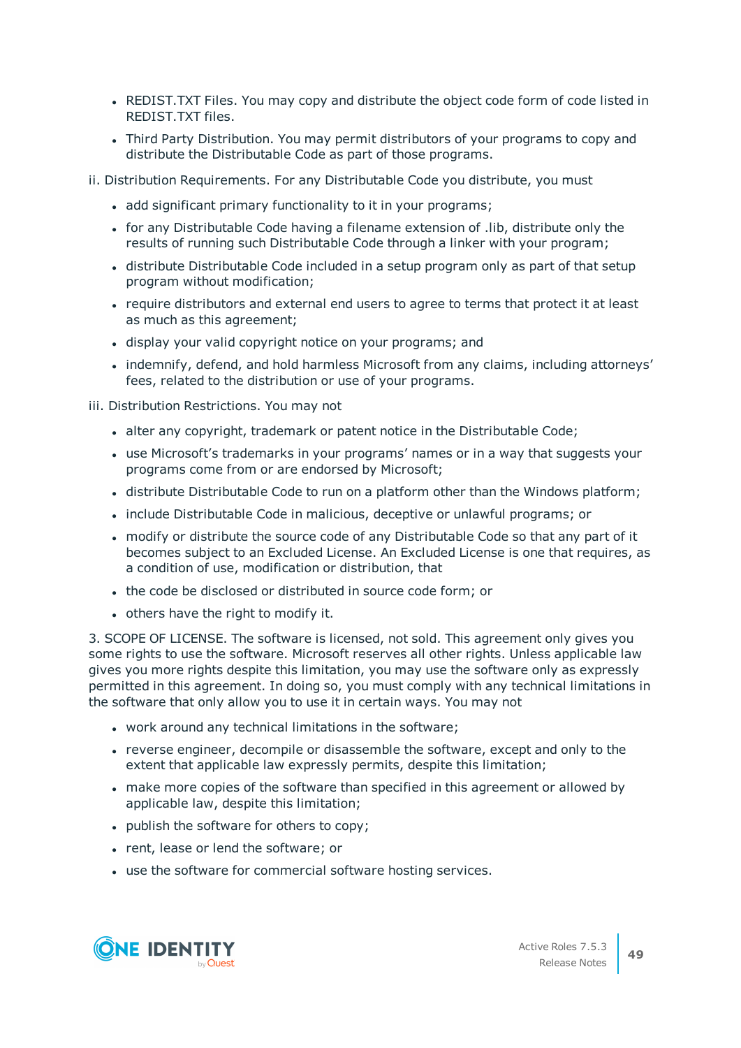- REDIST.TXT Files. You may copy and distribute the object code form of code listed in REDIST.TXT files.
- Third Party Distribution. You may permit distributors of your programs to copy and distribute the Distributable Code as part of those programs.

ii. Distribution Requirements. For any Distributable Code you distribute, you must

- add significant primary functionality to it in your programs;
- for any Distributable Code having a filename extension of .lib, distribute only the results of running such Distributable Code through a linker with your program;
- distribute Distributable Code included in a setup program only as part of that setup program without modification;
- require distributors and external end users to agree to terms that protect it at least as much as this agreement;
- display your valid copyright notice on your programs; and
- indemnify, defend, and hold harmless Microsoft from any claims, including attorneys' fees, related to the distribution or use of your programs.

iii. Distribution Restrictions. You may not

- alter any copyright, trademark or patent notice in the Distributable Code;
- use Microsoft's trademarks in your programs' names or in a way that suggests your programs come from or are endorsed by Microsoft;
- distribute Distributable Code to run on a platform other than the Windows platform;
- include Distributable Code in malicious, deceptive or unlawful programs; or
- modify or distribute the source code of any Distributable Code so that any part of it becomes subject to an Excluded License. An Excluded License is one that requires, as a condition of use, modification or distribution, that
- the code be disclosed or distributed in source code form; or
- others have the right to modify it.

3. SCOPE OF LICENSE. The software is licensed, not sold. This agreement only gives you some rights to use the software. Microsoft reserves all other rights. Unless applicable law gives you more rights despite this limitation, you may use the software only as expressly permitted in this agreement. In doing so, you must comply with any technical limitations in the software that only allow you to use it in certain ways. You may not

- work around any technical limitations in the software;
- reverse engineer, decompile or disassemble the software, except and only to the extent that applicable law expressly permits, despite this limitation;
- make more copies of the software than specified in this agreement or allowed by applicable law, despite this limitation;
- publish the software for others to copy;
- rent, lease or lend the software; or
- use the software for commercial software hosting services.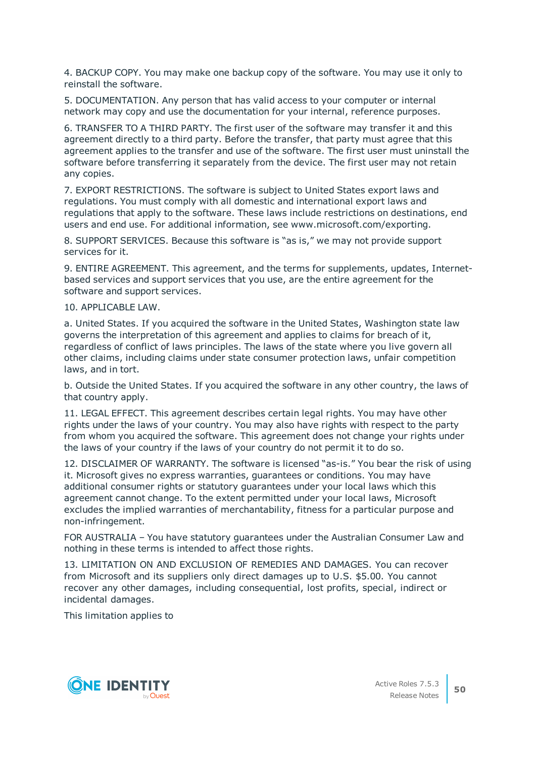4. BACKUP COPY. You may make one backup copy of the software. You may use it only to reinstall the software.

5. DOCUMENTATION. Any person that has valid access to your computer or internal network may copy and use the documentation for your internal, reference purposes.

6. TRANSFER TO A THIRD PARTY. The first user of the software may transfer it and this agreement directly to a third party. Before the transfer, that party must agree that this agreement applies to the transfer and use of the software. The first user must uninstall the software before transferring it separately from the device. The first user may not retain any copies.

7. EXPORT RESTRICTIONS. The software is subject to United States export laws and regulations. You must comply with all domestic and international export laws and regulations that apply to the software. These laws include restrictions on destinations, end users and end use. For additional information, see www.microsoft.com/exporting.

8. SUPPORT SERVICES. Because this software is "as is," we may not provide support services for it.

9. ENTIRE AGREEMENT. This agreement, and the terms for supplements, updates, Internet-based services and support services that you use, are the entire agreement for the software and support services.

10. APPLICABLE LAW.

a. United States. If you acquired the software in the United States, Washington state law governs the interpretation of this agreement and applies to claims for breach of it, regardless of conflict of laws principles. The laws of the state where you live govern all other claims, including claims under state consumer protection laws, unfair competition laws, and in tort.

b. Outside the United States. If you acquired the software in any other country, the laws of that country apply.

11. LEGAL EFFECT. This agreement describes certain legal rights. You may have other rights under the laws of your country. You may also have rights with respect to the party from whom you acquired the software. This agreement does not change your rights under the laws of your country if the laws of your country do not permit it to do so.

12. DISCLAIMER OF WARRANTY. The software is licensed "as-is." You bear the risk of using it. Microsoft gives no express warranties, guarantees or conditions. You may have additional consumer rights or statutory guarantees under your local laws which this agreement cannot change. To the extent permitted under your local laws, Microsoft excludes the implied warranties of merchantability, fitness for a particular purpose and non-infringement.

FOR AUSTRALIA – You have statutory guarantees under the Australian Consumer Law and nothing in these terms is intended to affect those rights.

13. LIMITATION ON AND EXCLUSION OF REMEDIES AND DAMAGES. You can recover from Microsoft and its suppliers only direct damages up to U.S. $5.00. You cannot recover any other damages, including consequential, lost profits, special, indirect or incidental damages.

This limitation applies to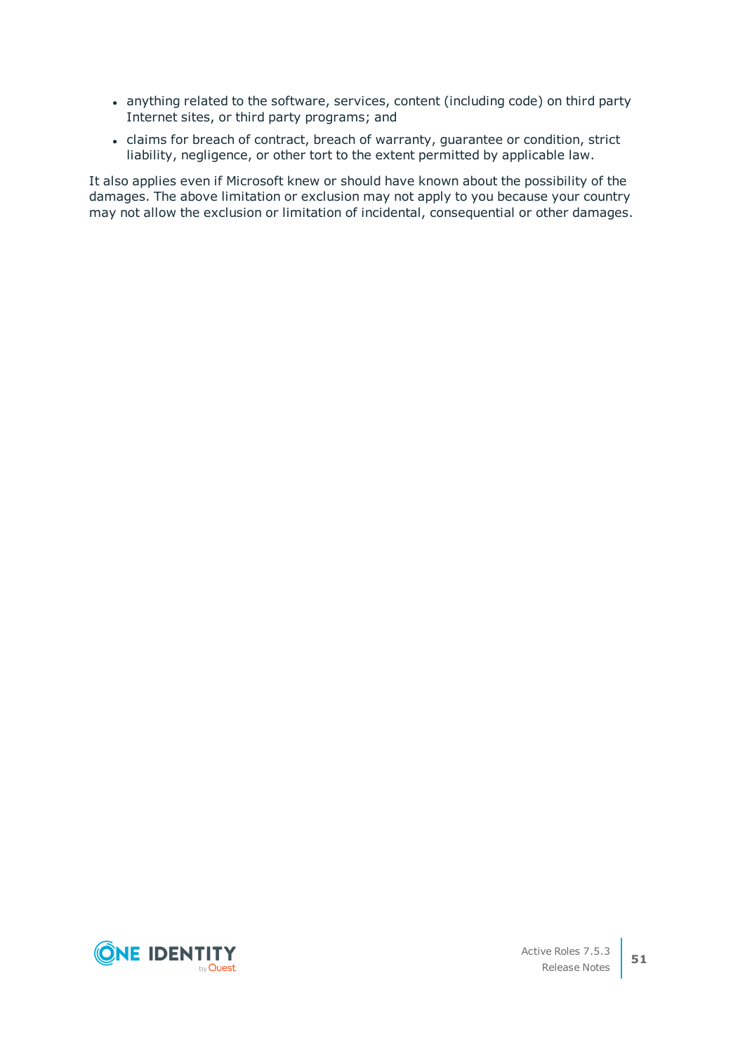- anything related to the software, services, content (including code) on third party Internet sites, or third party programs; and
- claims for breach of contract, breach of warranty, guarantee or condition, strict liability, negligence, or other tort to the extent permitted by applicable law.

It also applies even if Microsoft knew or should have known about the possibility of the damages. The above limitation or exclusion may not apply to you because your country may not allow the exclusion or limitation of incidental, consequential or other damages.